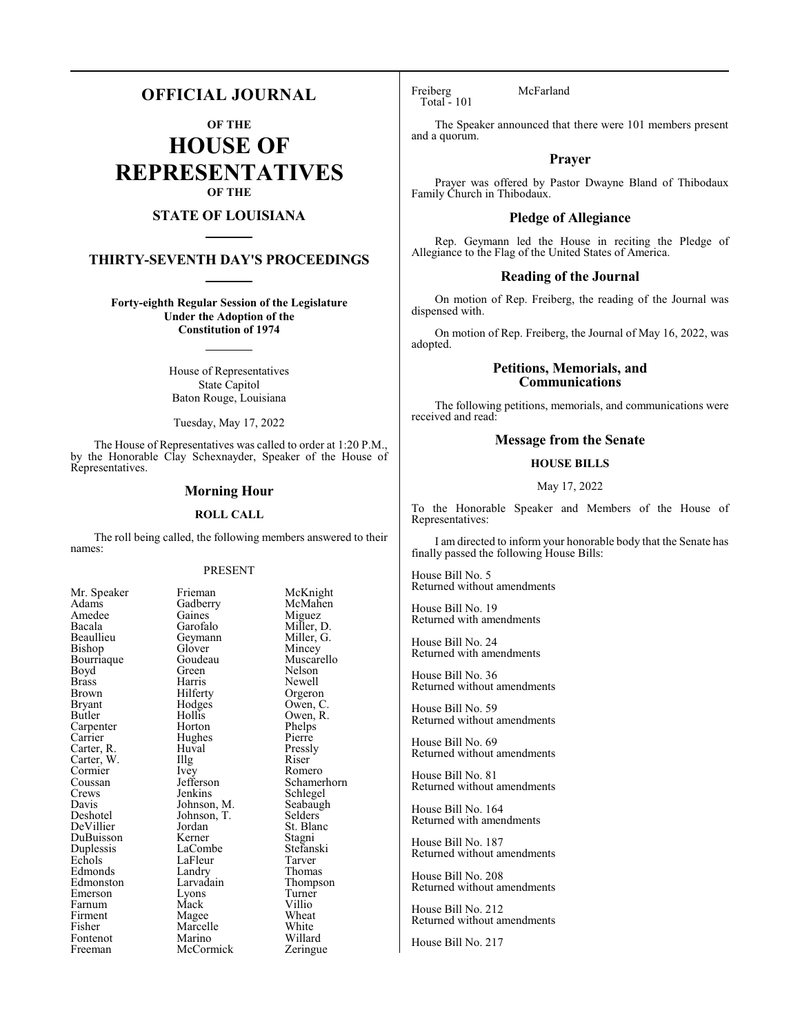# OFFICIAL JOURNAL

### OF THE

# HOUSE OF REPRESENTATIVES

### OF THE

## STATE OF LOUISIANA

## THIRTY-SEVENTH DAY'S PROCEEDINGS

**Forty-eighth Regular Session of the Legislature**
**Under the Adoption of the**
**Constitution of 1974**

House of Representatives
State Capitol
Baton Rouge, Louisiana

Tuesday, May 17, 2022

The House of Representatives was called to order at 1:20 P.M., by the Honorable Clay Schexnayder, Speaker of the House of Representatives.

## Morning Hour

### ROLL CALL

The roll being called, the following members answered to their names:

PRESENT

| | | |
|---|---|---|
| Mr. Speaker | Frieman | McKnight |
| Adams | Gadberry | McMahen |
| Amedee | Gaines | Miguez |
| Bacala | Garofalo | Miller, D. |
| Beaullieu | Geymann | Miller, G. |
| Bishop | Glover | Mincey |
| Bourriaque | Goudeau | Muscarello |
| Boyd | Green | Nelson |
| Brass | Harris | Newell |
| Brown | Hilferty | Orgeron |
| Bryant | Hodges | Owen, C. |
| Butler | Hollis | Owen, R. |
| Carpenter | Horton | Phelps |
| Carrier | Hughes | Pierre |
| Carter, R. | Huval | Pressly |
| Carter, W. | Illg | Riser |
| Cormier | Ivey | Romero |
| Coussan | Jefferson | Schamerhorn |
| Crews | Jenkins | Schlegel |
| Davis | Johnson, M. | Seabaugh |
| Deshotel | Johnson, T. | Selders |
| DeVillier | Jordan | St. Blanc |
| DuBuisson | Kerner | Stagni |
| Duplessis | LaCombe | Stefanski |
| Echols | LaFleur | Tarver |
| Edmonds | Landry | Thomas |
| Edmonston | Larvadain | Thompson |
| Emerson | Lyons | Turner |
| Farnum | Mack | Villio |
| Firment | Magee | Wheat |
| Fisher | Marcelle | White |
| Fontenot | Marino | Willard |
| Freeman | McCormick | Zeringue |
| Freiberg | McFarland | |

Total - 101

The Speaker announced that there were 101 members present and a quorum.

## Prayer

Prayer was offered by Pastor Dwayne Bland of Thibodaux Family Church in Thibodaux.

## Pledge of Allegiance

Rep. Geymann led the House in reciting the Pledge of Allegiance to the Flag of the United States of America.

## Reading of the Journal

On motion of Rep. Freiberg, the reading of the Journal was dispensed with.

On motion of Rep. Freiberg, the Journal of May 16, 2022, was adopted.

## Petitions, Memorials, and Communications

The following petitions, memorials, and communications were received and read:

## Message from the Senate

### HOUSE BILLS

May 17, 2022

To the Honorable Speaker and Members of the House of Representatives:

I am directed to inform your honorable body that the Senate has finally passed the following House Bills:

House Bill No. 5
Returned without amendments

House Bill No. 19
Returned with amendments

House Bill No. 24
Returned with amendments

House Bill No. 36
Returned without amendments

House Bill No. 59
Returned without amendments

House Bill No. 69
Returned without amendments

House Bill No. 81
Returned without amendments

House Bill No. 164
Returned with amendments

House Bill No. 187
Returned without amendments

House Bill No. 208
Returned without amendments

House Bill No. 212
Returned without amendments

House Bill No. 217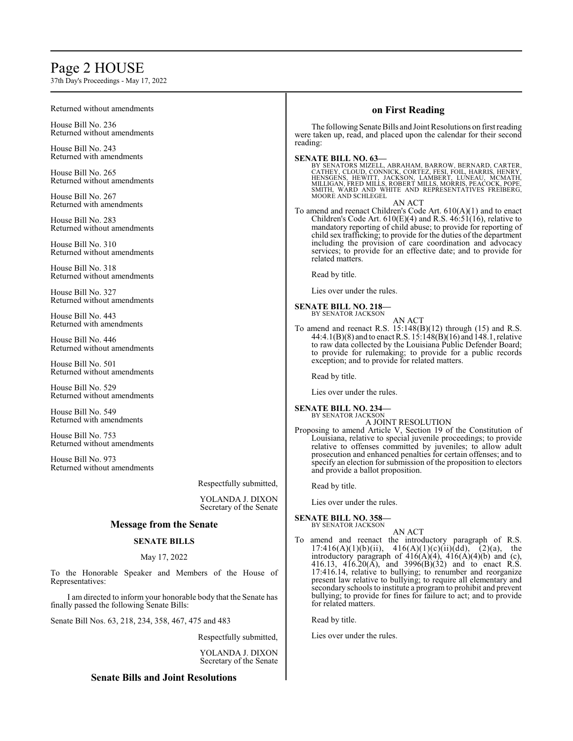Returned without amendments

House Bill No. 236
Returned without amendments

House Bill No. 243
Returned with amendments

House Bill No. 265
Returned without amendments

House Bill No. 267
Returned with amendments

House Bill No. 283
Returned without amendments

House Bill No. 310
Returned without amendments

House Bill No. 318
Returned without amendments

House Bill No. 327
Returned without amendments

House Bill No. 443
Returned with amendments

House Bill No. 446
Returned without amendments

House Bill No. 501
Returned without amendments

House Bill No. 529
Returned without amendments

House Bill No. 549
Returned with amendments

House Bill No. 753
Returned without amendments

House Bill No. 973
Returned without amendments

Respectfully submitted,

YOLANDA J. DIXON
Secretary of the Senate

## Message from the Senate

### SENATE BILLS

May 17, 2022

To the Honorable Speaker and Members of the House of Representatives:

I am directed to inform your honorable body that the Senate has finally passed the following Senate Bills:

Senate Bill Nos. 63, 218, 234, 358, 467, 475 and 483

Respectfully submitted,

YOLANDA J. DIXON
Secretary of the Senate

## Senate Bills and Joint Resolutions on First Reading

The following Senate Bills and Joint Resolutions on first reading were taken up, read, and placed upon the calendar for their second reading:

**SENATE BILL NO. 63—**
BY SENATORS MIZELL, ABRAHAM, BARROW, BERNARD, CARTER, CATHEY, CLOUD, CONNICK, CORTEZ, FESI, FOIL, HARRIS, HENRY, HENSGENS, HEWITT, JACKSON, LAMBERT, LUNEAU, MCMATH, MILLIGAN, FRED MILLS, ROBERT MILLS, MORRIS, PEACOCK, POPE, SMITH, WARD AND WHITE AND REPRESENTATIVES FREIBERG, MOORE AND SCHLEGEL

AN ACT

To amend and reenact Children's Code Art. 610(A)(1) and to enact Children's Code Art. 610(E)(4) and R.S. 46:51(16), relative to mandatory reporting of child abuse; to provide for reporting of child sex trafficking; to provide for the duties of the department including the provision of care coordination and advocacy services; to provide for an effective date; and to provide for related matters.

Read by title.

Lies over under the rules.

**SENATE BILL NO. 218—**
BY SENATOR JACKSON

AN ACT

To amend and reenact R.S. 15:148(B)(12) through (15) and R.S. 44:4.1(B)(8) and to enact R.S. 15:148(B)(16) and 148.1, relative to raw data collected by the Louisiana Public Defender Board; to provide for rulemaking; to provide for a public records exception; and to provide for related matters.

Read by title.

Lies over under the rules.

**SENATE BILL NO. 234—**
BY SENATOR JACKSON

A JOINT RESOLUTION

Proposing to amend Article V, Section 19 of the Constitution of Louisiana, relative to special juvenile proceedings; to provide relative to offenses committed by juveniles; to allow adult prosecution and enhanced penalties for certain offenses; and to specify an election for submission of the proposition to electors and provide a ballot proposition.

Read by title.

Lies over under the rules.

**SENATE BILL NO. 358—**
BY SENATOR JACKSON

AN ACT

To amend and reenact the introductory paragraph of R.S. 17:416(A)(1)(b)(ii), 416(A)(1)(c)(ii)(dd), (2)(a), the introductory paragraph of 416(A)(4), 416(A)(4)(b) and (c), 416.13, 416.20(A), and 3996(B)(32) and to enact R.S. 17:416.14, relative to bullying; to renumber and reorganize present law relative to bullying; to require all elementary and secondary schools to institute a program to prohibit and prevent bullying; to provide for fines for failure to act; and to provide for related matters.

Read by title.

Lies over under the rules.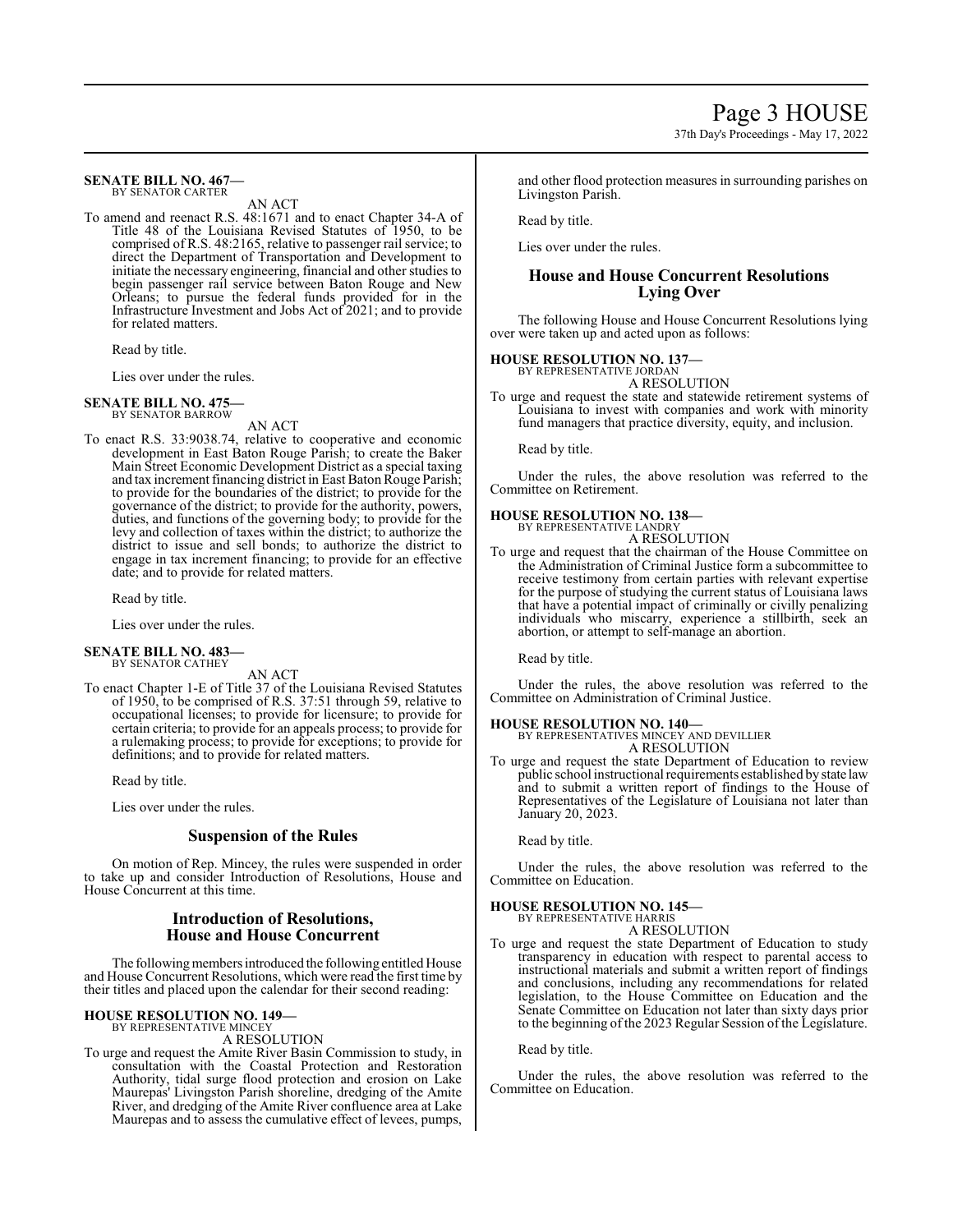**SENATE BILL NO. 467—**
BY SENATOR CARTER

AN ACT

To amend and reenact R.S. 48:1671 and to enact Chapter 34-A of Title 48 of the Louisiana Revised Statutes of 1950, to be comprised of R.S. 48:2165, relative to passenger rail service; to direct the Department of Transportation and Development to initiate the necessary engineering, financial and other studies to begin passenger rail service between Baton Rouge and New Orleans; to pursue the federal funds provided for in the Infrastructure Investment and Jobs Act of 2021; and to provide for related matters.

Read by title.

Lies over under the rules.

**SENATE BILL NO. 475—**
BY SENATOR BARROW

AN ACT

To enact R.S. 33:9038.74, relative to cooperative and economic development in East Baton Rouge Parish; to create the Baker Main Street Economic Development District as a special taxing and tax increment financing district in East Baton Rouge Parish; to provide for the boundaries of the district; to provide for the governance of the district; to provide for the authority, powers, duties, and functions of the governing body; to provide for the levy and collection of taxes within the district; to authorize the district to issue and sell bonds; to authorize the district to engage in tax increment financing; to provide for an effective date; and to provide for related matters.

Read by title.

Lies over under the rules.

**SENATE BILL NO. 483—**
BY SENATOR CATHEY

AN ACT

To enact Chapter 1-E of Title 37 of the Louisiana Revised Statutes of 1950, to be comprised of R.S. 37:51 through 59, relative to occupational licenses; to provide for licensure; to provide for certain criteria; to provide for an appeals process; to provide for a rulemaking process; to provide for exceptions; to provide for definitions; and to provide for related matters.

Read by title.

Lies over under the rules.

## Suspension of the Rules

On motion of Rep. Mincey, the rules were suspended in order to take up and consider Introduction of Resolutions, House and House Concurrent at this time.

## Introduction of Resolutions, House and House Concurrent

The following members introduced the following entitled House and House Concurrent Resolutions, which were read the first time by their titles and placed upon the calendar for their second reading:

**HOUSE RESOLUTION NO. 149—**
BY REPRESENTATIVE MINCEY

A RESOLUTION

To urge and request the Amite River Basin Commission to study, in consultation with the Coastal Protection and Restoration Authority, tidal surge flood protection and erosion on Lake Maurepas' Livingston Parish shoreline, dredging of the Amite River, and dredging of the Amite River confluence area at Lake Maurepas and to assess the cumulative effect of levees, pumps, and other flood protection measures in surrounding parishes on Livingston Parish.

Read by title.

Lies over under the rules.

## House and House Concurrent Resolutions Lying Over

The following House and House Concurrent Resolutions lying over were taken up and acted upon as follows:

**HOUSE RESOLUTION NO. 137—**
BY REPRESENTATIVE JORDAN

A RESOLUTION

To urge and request the state and statewide retirement systems of Louisiana to invest with companies and work with minority fund managers that practice diversity, equity, and inclusion.

Read by title.

Under the rules, the above resolution was referred to the Committee on Retirement.

**HOUSE RESOLUTION NO. 138—**
BY REPRESENTATIVE LANDRY

A RESOLUTION

To urge and request that the chairman of the House Committee on the Administration of Criminal Justice form a subcommittee to receive testimony from certain parties with relevant expertise for the purpose of studying the current status of Louisiana laws that have a potential impact of criminally or civilly penalizing individuals who miscarry, experience a stillbirth, seek an abortion, or attempt to self-manage an abortion.

Read by title.

Under the rules, the above resolution was referred to the Committee on Administration of Criminal Justice.

**HOUSE RESOLUTION NO. 140—**
BY REPRESENTATIVES MINCEY AND DEVILLIER

A RESOLUTION

To urge and request the state Department of Education to review public school instructional requirements established by state law and to submit a written report of findings to the House of Representatives of the Legislature of Louisiana not later than January 20, 2023.

Read by title.

Under the rules, the above resolution was referred to the Committee on Education.

**HOUSE RESOLUTION NO. 145—**
BY REPRESENTATIVE HARRIS

A RESOLUTION

To urge and request the state Department of Education to study transparency in education with respect to parental access to instructional materials and submit a written report of findings and conclusions, including any recommendations for related legislation, to the House Committee on Education and the Senate Committee on Education not later than sixty days prior to the beginning of the 2023 Regular Session of the Legislature.

Read by title.

Under the rules, the above resolution was referred to the Committee on Education.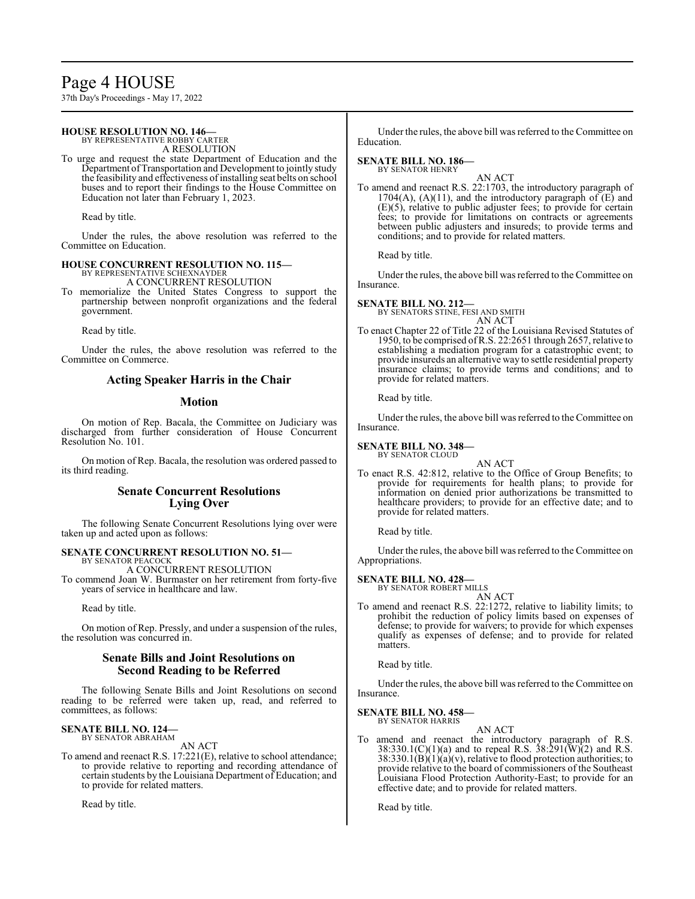**HOUSE RESOLUTION NO. 146—**
BY REPRESENTATIVE ROBBY CARTER
A RESOLUTION

To urge and request the state Department of Education and the Department of Transportation and Development to jointly study the feasibility and effectiveness of installing seat belts on school buses and to report their findings to the House Committee on Education not later than February 1, 2023.

Read by title.

Under the rules, the above resolution was referred to the Committee on Education.

**HOUSE CONCURRENT RESOLUTION NO. 115—**
BY REPRESENTATIVE SCHEXNAYDER
A CONCURRENT RESOLUTION

To memorialize the United States Congress to support the partnership between nonprofit organizations and the federal government.

Read by title.

Under the rules, the above resolution was referred to the Committee on Commerce.

## Acting Speaker Harris in the Chair

## Motion

On motion of Rep. Bacala, the Committee on Judiciary was discharged from further consideration of House Concurrent Resolution No. 101.

On motion of Rep. Bacala, the resolution was ordered passed to its third reading.

## Senate Concurrent Resolutions Lying Over

The following Senate Concurrent Resolutions lying over were taken up and acted upon as follows:

**SENATE CONCURRENT RESOLUTION NO. 51—**
BY SENATOR PEACOCK
A CONCURRENT RESOLUTION

To commend Joan W. Burmaster on her retirement from forty-five years of service in healthcare and law.

Read by title.

On motion of Rep. Pressly, and under a suspension of the rules, the resolution was concurred in.

## Senate Bills and Joint Resolutions on Second Reading to be Referred

The following Senate Bills and Joint Resolutions on second reading to be referred were taken up, read, and referred to committees, as follows:

**SENATE BILL NO. 124—**
BY SENATOR ABRAHAM
AN ACT

To amend and reenact R.S. 17:221(E), relative to school attendance; to provide relative to reporting and recording attendance of certain students by the Louisiana Department of Education; and to provide for related matters.

Read by title.

Under the rules, the above bill was referred to the Committee on Education.

**SENATE BILL NO. 186—**
BY SENATOR HENRY
AN ACT

To amend and reenact R.S. 22:1703, the introductory paragraph of 1704(A), (A)(11), and the introductory paragraph of (E) and (E)(5), relative to public adjuster fees; to provide for certain fees; to provide for limitations on contracts or agreements between public adjusters and insureds; to provide terms and conditions; and to provide for related matters.

Read by title.

Under the rules, the above bill was referred to the Committee on Insurance.

**SENATE BILL NO. 212—**
BY SENATORS STINE, FESI AND SMITH
AN ACT

To enact Chapter 22 of Title 22 of the Louisiana Revised Statutes of 1950, to be comprised of R.S. 22:2651 through 2657, relative to establishing a mediation program for a catastrophic event; to provide insureds an alternative way to settle residential property insurance claims; to provide terms and conditions; and to provide for related matters.

Read by title.

Under the rules, the above bill was referred to the Committee on Insurance.

**SENATE BILL NO. 348—**
BY SENATOR CLOUD
AN ACT

To enact R.S. 42:812, relative to the Office of Group Benefits; to provide for requirements for health plans; to provide for information on denied prior authorizations to be transmitted to healthcare providers; to provide for an effective date; and to provide for related matters.

Read by title.

Under the rules, the above bill was referred to the Committee on Appropriations.

**SENATE BILL NO. 428—**
BY SENATOR ROBERT MILLS
AN ACT

To amend and reenact R.S. 22:1272, relative to liability limits; to prohibit the reduction of policy limits based on expenses of defense; to provide for waivers; to provide for which expenses qualify as expenses of defense; and to provide for related matters.

Read by title.

Under the rules, the above bill was referred to the Committee on Insurance.

**SENATE BILL NO. 458—**
BY SENATOR HARRIS
AN ACT

To amend and reenact the introductory paragraph of R.S. 38:330.1(C)(1)(a) and to repeal R.S. 38:291(W)(2) and R.S. 38:330.1(B)(1)(a)(v), relative to flood protection authorities; to provide relative to the board of commissioners of the Southeast Louisiana Flood Protection Authority-East; to provide for an effective date; and to provide for related matters.

Read by title.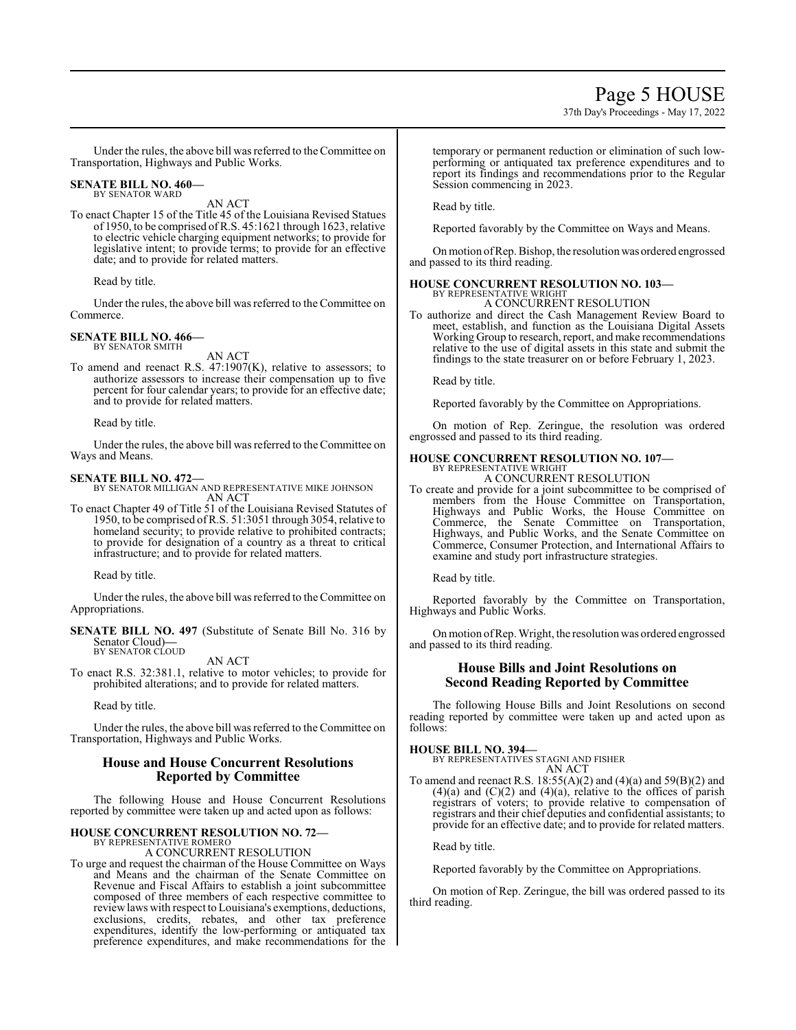Under the rules, the above bill was referred to the Committee on Transportation, Highways and Public Works.

**SENATE BILL NO. 460—**
BY SENATOR WARD

AN ACT

To enact Chapter 15 of the Title 45 of the Louisiana Revised Statues of 1950, to be comprised of R.S. 45:1621 through 1623, relative to electric vehicle charging equipment networks; to provide for legislative intent; to provide terms; to provide for an effective date; and to provide for related matters.

Read by title.

Under the rules, the above bill was referred to the Committee on Commerce.

**SENATE BILL NO. 466—**
BY SENATOR SMITH

AN ACT

To amend and reenact R.S. 47:1907(K), relative to assessors; to authorize assessors to increase their compensation up to five percent for four calendar years; to provide for an effective date; and to provide for related matters.

Read by title.

Under the rules, the above bill was referred to the Committee on Ways and Means.

**SENATE BILL NO. 472—**
BY SENATOR MILLIGAN AND REPRESENTATIVE MIKE JOHNSON

AN ACT

To enact Chapter 49 of Title 51 of the Louisiana Revised Statutes of 1950, to be comprised of R.S. 51:3051 through 3054, relative to homeland security; to provide relative to prohibited contracts; to provide for designation of a country as a threat to critical infrastructure; and to provide for related matters.

Read by title.

Under the rules, the above bill was referred to the Committee on Appropriations.

**SENATE BILL NO. 497** (Substitute of Senate Bill No. 316 by Senator Cloud)**—**
BY SENATOR CLOUD

AN ACT

To enact R.S. 32:381.1, relative to motor vehicles; to provide for prohibited alterations; and to provide for related matters.

Read by title.

Under the rules, the above bill was referred to the Committee on Transportation, Highways and Public Works.

## House and House Concurrent Resolutions Reported by Committee

The following House and House Concurrent Resolutions reported by committee were taken up and acted upon as follows:

**HOUSE CONCURRENT RESOLUTION NO. 72—**
BY REPRESENTATIVE ROMERO

A CONCURRENT RESOLUTION

To urge and request the chairman of the House Committee on Ways and Means and the chairman of the Senate Committee on Revenue and Fiscal Affairs to establish a joint subcommittee composed of three members of each respective committee to review laws with respect to Louisiana's exemptions, deductions, exclusions, credits, rebates, and other tax preference expenditures, identify the low-performing or antiquated tax preference expenditures, and make recommendations for the temporary or permanent reduction or elimination of such low-performing or antiquated tax preference expenditures and to report its findings and recommendations prior to the Regular Session commencing in 2023.

Read by title.

Reported favorably by the Committee on Ways and Means.

On motion of Rep. Bishop, the resolution was ordered engrossed and passed to its third reading.

**HOUSE CONCURRENT RESOLUTION NO. 103—**
BY REPRESENTATIVE WRIGHT

A CONCURRENT RESOLUTION

To authorize and direct the Cash Management Review Board to meet, establish, and function as the Louisiana Digital Assets Working Group to research, report, and make recommendations relative to the use of digital assets in this state and submit the findings to the state treasurer on or before February 1, 2023.

Read by title.

Reported favorably by the Committee on Appropriations.

On motion of Rep. Zeringue, the resolution was ordered engrossed and passed to its third reading.

**HOUSE CONCURRENT RESOLUTION NO. 107—**
BY REPRESENTATIVE WRIGHT

A CONCURRENT RESOLUTION

To create and provide for a joint subcommittee to be comprised of members from the House Committee on Transportation, Highways and Public Works, the House Committee on Commerce, the Senate Committee on Transportation, Highways, and Public Works, and the Senate Committee on Commerce, Consumer Protection, and International Affairs to examine and study port infrastructure strategies.

Read by title.

Reported favorably by the Committee on Transportation, Highways and Public Works.

On motion of Rep. Wright, the resolution was ordered engrossed and passed to its third reading.

## House Bills and Joint Resolutions on Second Reading Reported by Committee

The following House Bills and Joint Resolutions on second reading reported by committee were taken up and acted upon as follows:

**HOUSE BILL NO. 394—**
BY REPRESENTATIVES STAGNI AND FISHER

AN ACT

To amend and reenact R.S. 18:55(A)(2) and (4)(a) and 59(B)(2) and (4)(a) and (C)(2) and (4)(a), relative to the offices of parish registrars of voters; to provide relative to compensation of registrars and their chief deputies and confidential assistants; to provide for an effective date; and to provide for related matters.

Read by title.

Reported favorably by the Committee on Appropriations.

On motion of Rep. Zeringue, the bill was ordered passed to its third reading.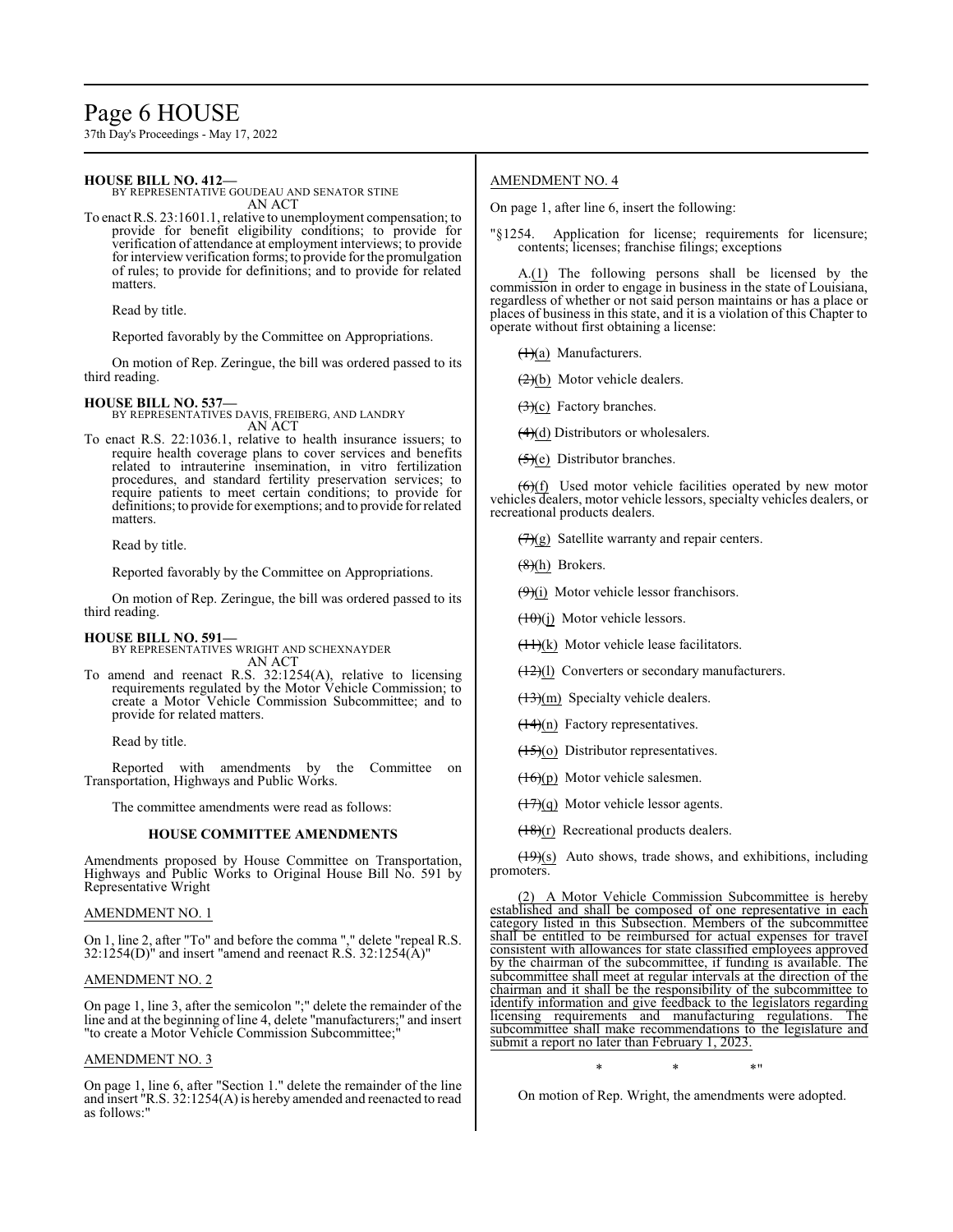**HOUSE BILL NO. 412—**
BY REPRESENTATIVE GOUDEAU AND SENATOR STINE
AN ACT

To enact R.S. 23:1601.1, relative to unemployment compensation; to provide for benefit eligibility conditions; to provide for verification of attendance at employment interviews; to provide for interview verification forms; to provide for the promulgation of rules; to provide for definitions; and to provide for related matters.

Read by title.

Reported favorably by the Committee on Appropriations.

On motion of Rep. Zeringue, the bill was ordered passed to its third reading.

**HOUSE BILL NO. 537—**
BY REPRESENTATIVES DAVIS, FREIBERG, AND LANDRY
AN ACT

To enact R.S. 22:1036.1, relative to health insurance issuers; to require health coverage plans to cover services and benefits related to intrauterine insemination, in vitro fertilization procedures, and standard fertility preservation services; to require patients to meet certain conditions; to provide for definitions; to provide for exemptions; and to provide for related matters.

Read by title.

Reported favorably by the Committee on Appropriations.

On motion of Rep. Zeringue, the bill was ordered passed to its third reading.

**HOUSE BILL NO. 591—**
BY REPRESENTATIVES WRIGHT AND SCHEXNAYDER
AN ACT

To amend and reenact R.S. 32:1254(A), relative to licensing requirements regulated by the Motor Vehicle Commission; to create a Motor Vehicle Commission Subcommittee; and to provide for related matters.

Read by title.

Reported with amendments by the Committee on Transportation, Highways and Public Works.

The committee amendments were read as follows:

### HOUSE COMMITTEE AMENDMENTS

Amendments proposed by House Committee on Transportation, Highways and Public Works to Original House Bill No. 591 by Representative Wright

AMENDMENT NO. 1

On 1, line 2, after "To" and before the comma "," delete "repeal R.S. 32:1254(D)" and insert "amend and reenact R.S. 32:1254(A)"

AMENDMENT NO. 2

On page 1, line 3, after the semicolon ";" delete the remainder of the line and at the beginning of line 4, delete "manufacturers;" and insert "to create a Motor Vehicle Commission Subcommittee;"

AMENDMENT NO. 3

On page 1, line 6, after "Section 1." delete the remainder of the line and insert "R.S. 32:1254(A) is hereby amended and reenacted to read as follows:"

AMENDMENT NO. 4

On page 1, after line 6, insert the following:

"§1254. Application for license; requirements for licensure; contents; licenses; franchise filings; exceptions

A.<u>(1)</u> The following persons shall be licensed by the commission in order to engage in business in the state of Louisiana, regardless of whether or not said person maintains or has a place or places of business in this state, and it is a violation of this Chapter to operate without first obtaining a license:

~~(1)~~<u>(a)</u> Manufacturers.

~~(2)~~<u>(b)</u> Motor vehicle dealers.

~~(3)~~<u>(c)</u> Factory branches.

~~(4)~~<u>(d)</u> Distributors or wholesalers.

~~(5)~~<u>(e)</u> Distributor branches.

~~(6)~~<u>(f)</u> Used motor vehicle facilities operated by new motor vehicles dealers, motor vehicle lessors, specialty vehicles dealers, or recreational products dealers.

~~(7)~~<u>(g)</u> Satellite warranty and repair centers.

~~(8)~~<u>(h)</u> Brokers.

~~(9)~~<u>(i)</u> Motor vehicle lessor franchisors.

~~(10)~~<u>(j)</u> Motor vehicle lessors.

~~(11)~~<u>(k)</u> Motor vehicle lease facilitators.

~~(12)~~<u>(l)</u> Converters or secondary manufacturers.

~~(13)~~<u>(m)</u> Specialty vehicle dealers.

~~(14)~~<u>(n)</u> Factory representatives.

~~(15)~~<u>(o)</u> Distributor representatives.

~~(16)~~<u>(p)</u> Motor vehicle salesmen.

~~(17)~~<u>(q)</u> Motor vehicle lessor agents.

~~(18)~~<u>(r)</u> Recreational products dealers.

~~(19)~~<u>(s)</u> Auto shows, trade shows, and exhibitions, including promoters.

<u>(2) A Motor Vehicle Commission Subcommittee is hereby established and shall be composed of one representative in each category listed in this Subsection. Members of the subcommittee shall be entitled to be reimbursed for actual expenses for travel consistent with allowances for state classified employees approved by the chairman of the subcommittee, if funding is available. The subcommittee shall meet at regular intervals at the direction of the chairman and it shall be the responsibility of the subcommittee to identify information and give feedback to the legislators regarding licensing requirements and manufacturing regulations. The subcommittee shall make recommendations to the legislature and submit a report no later than February 1, 2023.</u>

\* \* \*"

On motion of Rep. Wright, the amendments were adopted.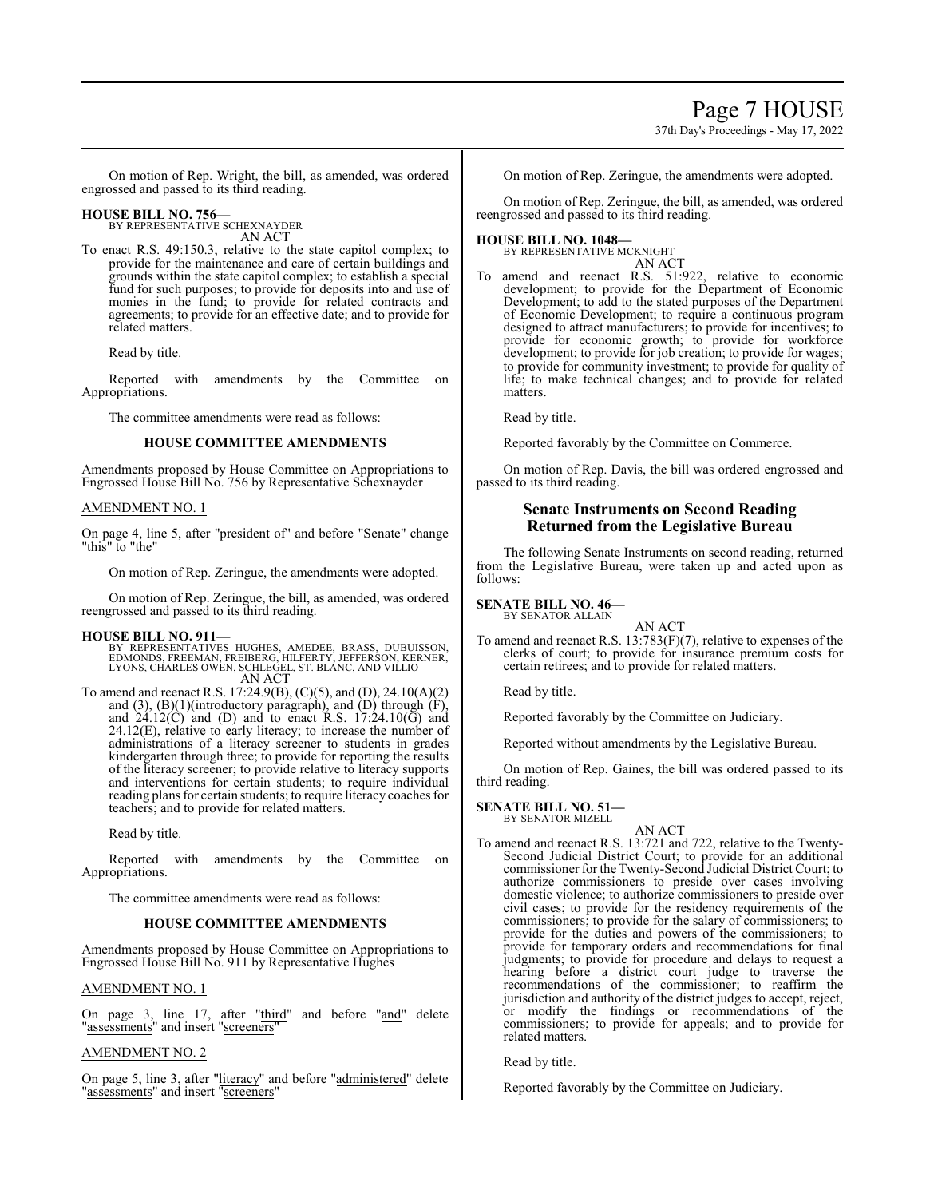On motion of Rep. Wright, the bill, as amended, was ordered engrossed and passed to its third reading.

**HOUSE BILL NO. 756—**
BY REPRESENTATIVE SCHEXNAYDER
AN ACT

To enact R.S. 49:150.3, relative to the state capitol complex; to provide for the maintenance and care of certain buildings and grounds within the state capitol complex; to establish a special fund for such purposes; to provide for deposits into and use of monies in the fund; to provide for related contracts and agreements; to provide for an effective date; and to provide for related matters.

Read by title.

Reported with amendments by the Committee on Appropriations.

The committee amendments were read as follows:

### HOUSE COMMITTEE AMENDMENTS

Amendments proposed by House Committee on Appropriations to Engrossed House Bill No. 756 by Representative Schexnayder

AMENDMENT NO. 1

On page 4, line 5, after "president of" and before "Senate" change "this" to "the"

On motion of Rep. Zeringue, the amendments were adopted.

On motion of Rep. Zeringue, the bill, as amended, was ordered reengrossed and passed to its third reading.

**HOUSE BILL NO. 911—**
BY REPRESENTATIVES HUGHES, AMEDEE, BRASS, DUBUISSON, EDMONDS, FREEMAN, FREIBERG, HILFERTY, JEFFERSON, KERNER, LYONS, CHARLES OWEN, SCHLEGEL, ST. BLANC, AND VILLIO
AN ACT

To amend and reenact R.S. 17:24.9(B), (C)(5), and (D), 24.10(A)(2) and (3), (B)(1)(introductory paragraph), and (D) through (F), and 24.12(C) and (D) and to enact R.S. 17:24.10(G) and 24.12(E), relative to early literacy; to increase the number of administrations of a literacy screener to students in grades kindergarten through three; to provide for reporting the results of the literacy screener; to provide relative to literacy supports and interventions for certain students; to require individual reading plans for certain students; to require literacy coaches for teachers; and to provide for related matters.

Read by title.

Reported with amendments by the Committee on Appropriations.

The committee amendments were read as follows:

### HOUSE COMMITTEE AMENDMENTS

Amendments proposed by House Committee on Appropriations to Engrossed House Bill No. 911 by Representative Hughes

AMENDMENT NO. 1

On page 3, line 17, after "third" and before "and" delete "assessments" and insert "screeners"

AMENDMENT NO. 2

On page 5, line 3, after "literacy" and before "administered" delete "assessments" and insert "screeners"

On motion of Rep. Zeringue, the amendments were adopted.

On motion of Rep. Zeringue, the bill, as amended, was ordered reengrossed and passed to its third reading.

**HOUSE BILL NO. 1048—**
BY REPRESENTATIVE MCKNIGHT
AN ACT

To amend and reenact R.S. 51:922, relative to economic development; to provide for the Department of Economic Development; to add to the stated purposes of the Department of Economic Development; to require a continuous program designed to attract manufacturers; to provide for incentives; to provide for economic growth; to provide for workforce development; to provide for job creation; to provide for wages; to provide for community investment; to provide for quality of life; to make technical changes; and to provide for related matters.

Read by title.

Reported favorably by the Committee on Commerce.

On motion of Rep. Davis, the bill was ordered engrossed and passed to its third reading.

## Senate Instruments on Second Reading Returned from the Legislative Bureau

The following Senate Instruments on second reading, returned from the Legislative Bureau, were taken up and acted upon as follows:

**SENATE BILL NO. 46—**
BY SENATOR ALLAIN
AN ACT

To amend and reenact R.S. 13:783(F)(7), relative to expenses of the clerks of court; to provide for insurance premium costs for certain retirees; and to provide for related matters.

Read by title.

Reported favorably by the Committee on Judiciary.

Reported without amendments by the Legislative Bureau.

On motion of Rep. Gaines, the bill was ordered passed to its third reading.

**SENATE BILL NO. 51—**
BY SENATOR MIZELL
AN ACT

To amend and reenact R.S. 13:721 and 722, relative to the Twenty-Second Judicial District Court; to provide for an additional commissioner for the Twenty-Second Judicial District Court; to authorize commissioners to preside over cases involving domestic violence; to authorize commissioners to preside over civil cases; to provide for the residency requirements of the commissioners; to provide for the salary of commissioners; to provide for the duties and powers of the commissioners; to provide for temporary orders and recommendations for final judgments; to provide for procedure and delays to request a hearing before a district court judge to traverse the recommendations of the commissioner; to reaffirm the jurisdiction and authority of the district judges to accept, reject, or modify the findings or recommendations of the commissioners; to provide for appeals; and to provide for related matters.

Read by title.

Reported favorably by the Committee on Judiciary.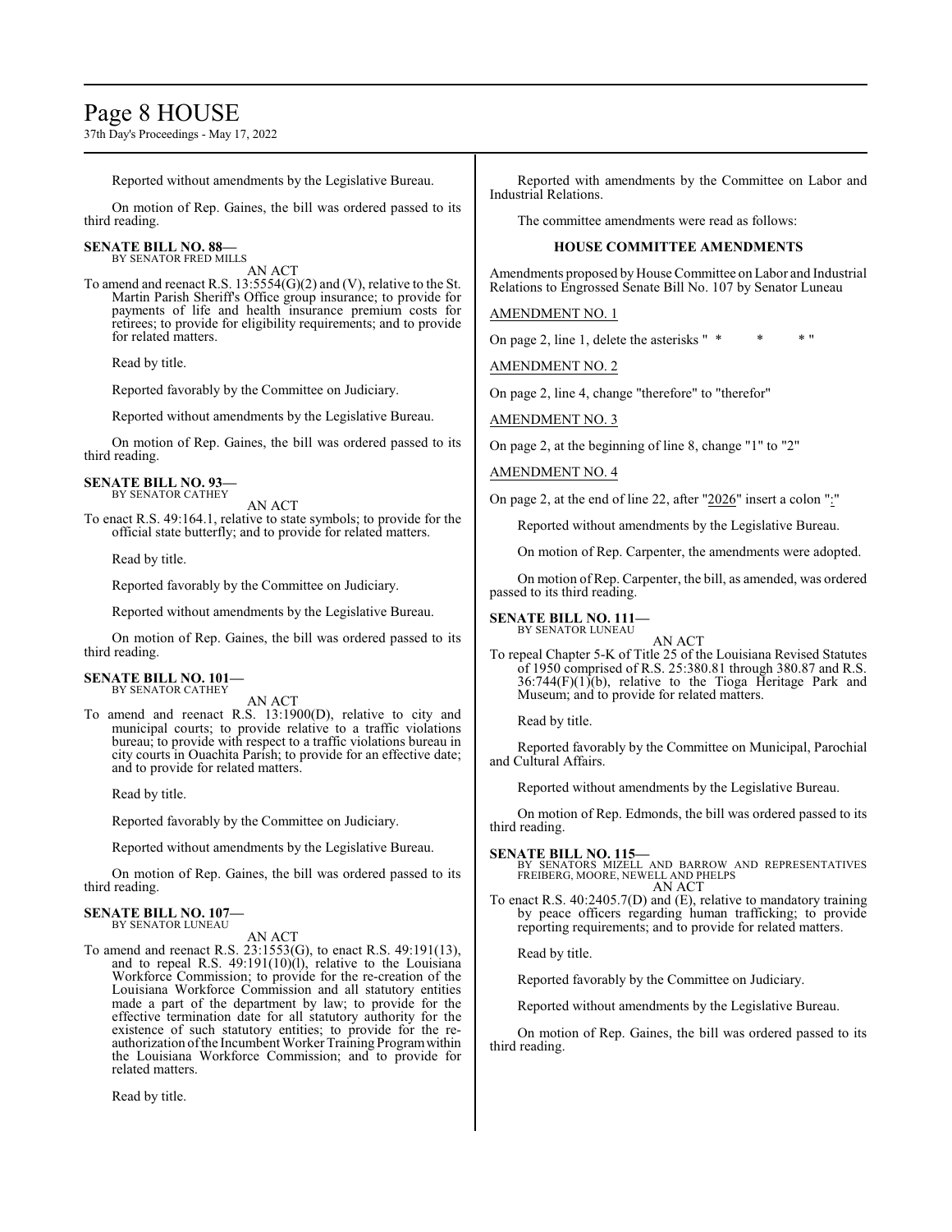Reported without amendments by the Legislative Bureau.

On motion of Rep. Gaines, the bill was ordered passed to its third reading.

**SENATE BILL NO. 88—**
BY SENATOR FRED MILLS

AN ACT

To amend and reenact R.S. 13:5554(G)(2) and (V), relative to the St. Martin Parish Sheriff's Office group insurance; to provide for payments of life and health insurance premium costs for retirees; to provide for eligibility requirements; and to provide for related matters.

Read by title.

Reported favorably by the Committee on Judiciary.

Reported without amendments by the Legislative Bureau.

On motion of Rep. Gaines, the bill was ordered passed to its third reading.

**SENATE BILL NO. 93—**
BY SENATOR CATHEY

AN ACT

To enact R.S. 49:164.1, relative to state symbols; to provide for the official state butterfly; and to provide for related matters.

Read by title.

Reported favorably by the Committee on Judiciary.

Reported without amendments by the Legislative Bureau.

On motion of Rep. Gaines, the bill was ordered passed to its third reading.

**SENATE BILL NO. 101—**
BY SENATOR CATHEY

AN ACT

To amend and reenact R.S. 13:1900(D), relative to city and municipal courts; to provide relative to a traffic violations bureau; to provide with respect to a traffic violations bureau in city courts in Ouachita Parish; to provide for an effective date; and to provide for related matters.

Read by title.

Reported favorably by the Committee on Judiciary.

Reported without amendments by the Legislative Bureau.

On motion of Rep. Gaines, the bill was ordered passed to its third reading.

**SENATE BILL NO. 107—**
BY SENATOR LUNEAU

AN ACT

To amend and reenact R.S. 23:1553(G), to enact R.S. 49:191(13), and to repeal R.S. 49:191(10)(l), relative to the Louisiana Workforce Commission; to provide for the re-creation of the Louisiana Workforce Commission and all statutory entities made a part of the department by law; to provide for the effective termination date for all statutory authority for the existence of such statutory entities; to provide for the re-authorization of the Incumbent Worker Training Program within the Louisiana Workforce Commission; and to provide for related matters.

Read by title.

Reported with amendments by the Committee on Labor and Industrial Relations.

The committee amendments were read as follows:

**HOUSE COMMITTEE AMENDMENTS**

Amendments proposed by House Committee on Labor and Industrial Relations to Engrossed Senate Bill No. 107 by Senator Luneau

AMENDMENT NO. 1

On page 2, line 1, delete the asterisks " * * * "

AMENDMENT NO. 2

On page 2, line 4, change "therefore" to "therefor"

AMENDMENT NO. 3

On page 2, at the beginning of line 8, change "1" to "2"

AMENDMENT NO. 4

On page 2, at the end of line 22, after "2026" insert a colon ":"

Reported without amendments by the Legislative Bureau.

On motion of Rep. Carpenter, the amendments were adopted.

On motion of Rep. Carpenter, the bill, as amended, was ordered passed to its third reading.

**SENATE BILL NO. 111—**
BY SENATOR LUNEAU

AN ACT

To repeal Chapter 5-K of Title 25 of the Louisiana Revised Statutes of 1950 comprised of R.S. 25:380.81 through 380.87 and R.S. 36:744(F)(1)(b), relative to the Tioga Heritage Park and Museum; and to provide for related matters.

Read by title.

Reported favorably by the Committee on Municipal, Parochial and Cultural Affairs.

Reported without amendments by the Legislative Bureau.

On motion of Rep. Edmonds, the bill was ordered passed to its third reading.

**SENATE BILL NO. 115—**
BY SENATORS MIZELL AND BARROW AND REPRESENTATIVES FREIBERG, MOORE, NEWELL AND PHELPS

AN ACT

To enact R.S. 40:2405.7(D) and (E), relative to mandatory training by peace officers regarding human trafficking; to provide reporting requirements; and to provide for related matters.

Read by title.

Reported favorably by the Committee on Judiciary.

Reported without amendments by the Legislative Bureau.

On motion of Rep. Gaines, the bill was ordered passed to its third reading.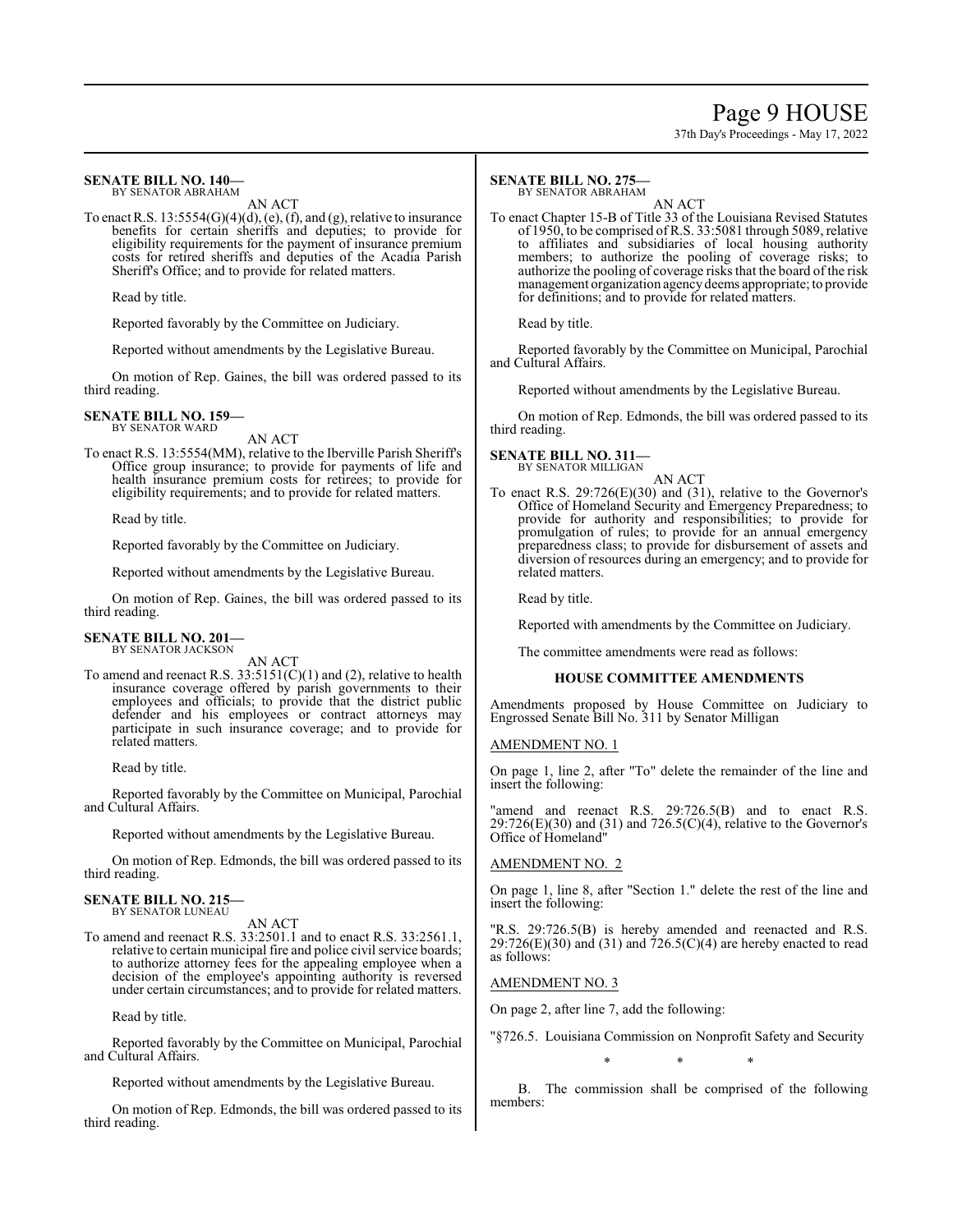## SENATE BILL NO. 140—

BY SENATOR ABRAHAM

AN ACT

To enact R.S. 13:5554(G)(4)(d), (e), (f), and (g), relative to insurance benefits for certain sheriffs and deputies; to provide for eligibility requirements for the payment of insurance premium costs for retired sheriffs and deputies of the Acadia Parish Sheriff's Office; and to provide for related matters.

Read by title.

Reported favorably by the Committee on Judiciary.

Reported without amendments by the Legislative Bureau.

On motion of Rep. Gaines, the bill was ordered passed to its third reading.

## SENATE BILL NO. 159—

BY SENATOR WARD

AN ACT

To enact R.S. 13:5554(MM), relative to the Iberville Parish Sheriff's Office group insurance; to provide for payments of life and health insurance premium costs for retirees; to provide for eligibility requirements; and to provide for related matters.

Read by title.

Reported favorably by the Committee on Judiciary.

Reported without amendments by the Legislative Bureau.

On motion of Rep. Gaines, the bill was ordered passed to its third reading.

## SENATE BILL NO. 201—

BY SENATOR JACKSON

AN ACT

To amend and reenact R.S. 33:5151(C)(1) and (2), relative to health insurance coverage offered by parish governments to their employees and officials; to provide that the district public defender and his employees or contract attorneys may participate in such insurance coverage; and to provide for related matters.

Read by title.

Reported favorably by the Committee on Municipal, Parochial and Cultural Affairs.

Reported without amendments by the Legislative Bureau.

On motion of Rep. Edmonds, the bill was ordered passed to its third reading.

## SENATE BILL NO. 215—

BY SENATOR LUNEAU

AN ACT

To amend and reenact R.S. 33:2501.1 and to enact R.S. 33:2561.1, relative to certain municipal fire and police civil service boards; to authorize attorney fees for the appealing employee when a decision of the employee's appointing authority is reversed under certain circumstances; and to provide for related matters.

Read by title.

Reported favorably by the Committee on Municipal, Parochial and Cultural Affairs.

Reported without amendments by the Legislative Bureau.

On motion of Rep. Edmonds, the bill was ordered passed to its third reading.

## SENATE BILL NO. 275—

BY SENATOR ABRAHAM

AN ACT

To enact Chapter 15-B of Title 33 of the Louisiana Revised Statutes of 1950, to be comprised of R.S. 33:5081 through 5089, relative to affiliates and subsidiaries of local housing authority members; to authorize the pooling of coverage risks; to authorize the pooling of coverage risks that the board of the risk management organization agency deems appropriate; to provide for definitions; and to provide for related matters.

Read by title.

Reported favorably by the Committee on Municipal, Parochial and Cultural Affairs.

Reported without amendments by the Legislative Bureau.

On motion of Rep. Edmonds, the bill was ordered passed to its third reading.

## SENATE BILL NO. 311—

BY SENATOR MILLIGAN

AN ACT

To enact R.S. 29:726(E)(30) and (31), relative to the Governor's Office of Homeland Security and Emergency Preparedness; to provide for authority and responsibilities; to provide for promulgation of rules; to provide for an annual emergency preparedness class; to provide for disbursement of assets and diversion of resources during an emergency; and to provide for related matters.

Read by title.

Reported with amendments by the Committee on Judiciary.

The committee amendments were read as follows:

### HOUSE COMMITTEE AMENDMENTS

Amendments proposed by House Committee on Judiciary to Engrossed Senate Bill No. 311 by Senator Milligan

AMENDMENT NO. 1

On page 1, line 2, after "To" delete the remainder of the line and insert the following:

"amend and reenact R.S. 29:726.5(B) and to enact R.S. 29:726(E)(30) and (31) and 726.5(C)(4), relative to the Governor's Office of Homeland"

AMENDMENT NO. 2

On page 1, line 8, after "Section 1." delete the rest of the line and insert the following:

"R.S. 29:726.5(B) is hereby amended and reenacted and R.S. 29:726(E)(30) and (31) and 726.5(C)(4) are hereby enacted to read as follows:

AMENDMENT NO. 3

On page 2, after line 7, add the following:

"§726.5. Louisiana Commission on Nonprofit Safety and Security

\* \* \*

B. The commission shall be comprised of the following members: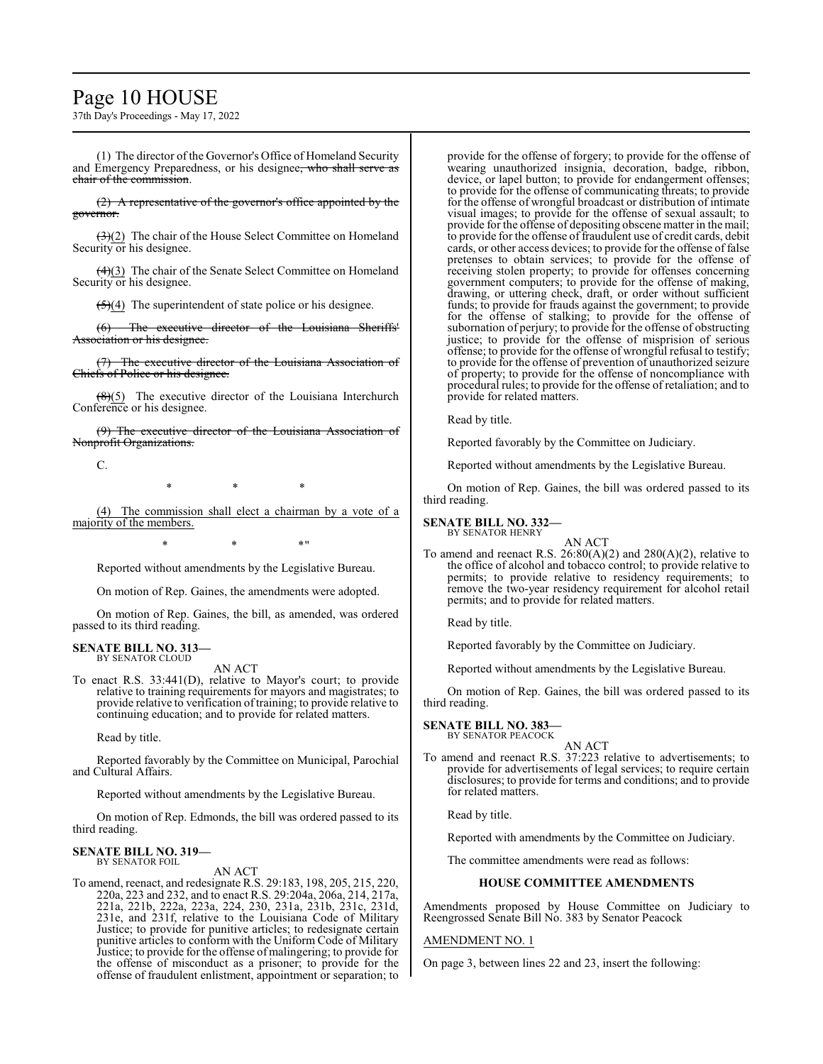(1) The director of the Governor's Office of Homeland Security and Emergency Preparedness, or his designee~~, who shall serve as chair of the commission~~.

~~(2) A representative of the governor's office appointed by the governor.~~

~~(3)~~(2) The chair of the House Select Committee on Homeland Security or his designee.

~~(4)~~(3) The chair of the Senate Select Committee on Homeland Security or his designee.

~~(5)~~(4) The superintendent of state police or his designee.

~~(6) The executive director of the Louisiana Sheriffs' Association or his designee.~~

~~(7) The executive director of the Louisiana Association of Chiefs of Police or his designee.~~

~~(8)~~(5) The executive director of the Louisiana Interchurch Conference or his designee.

~~(9) The executive director of the Louisiana Association of Nonprofit Organizations.~~

C.

\* \* \*

(4) The commission shall elect a chairman by a vote of a majority of the members.

\* \* \*"

Reported without amendments by the Legislative Bureau.

On motion of Rep. Gaines, the amendments were adopted.

On motion of Rep. Gaines, the bill, as amended, was ordered passed to its third reading.

**SENATE BILL NO. 313—**
BY SENATOR CLOUD

AN ACT

To enact R.S. 33:441(D), relative to Mayor's court; to provide relative to training requirements for mayors and magistrates; to provide relative to verification of training; to provide relative to continuing education; and to provide for related matters.

Read by title.

Reported favorably by the Committee on Municipal, Parochial and Cultural Affairs.

Reported without amendments by the Legislative Bureau.

On motion of Rep. Edmonds, the bill was ordered passed to its third reading.

**SENATE BILL NO. 319—**
BY SENATOR FOIL

AN ACT

To amend, reenact, and redesignate R.S. 29:183, 198, 205, 215, 220, 220a, 223 and 232, and to enact R.S. 29:204a, 206a, 214, 217a, 221a, 221b, 222a, 223a, 224, 230, 231a, 231b, 231c, 231d, 231e, and 231f, relative to the Louisiana Code of Military Justice; to provide for punitive articles; to redesignate certain punitive articles to conform with the Uniform Code of Military Justice; to provide for the offense of malingering; to provide for the offense of misconduct as a prisoner; to provide for the offense of fraudulent enlistment, appointment or separation; to provide for the offense of forgery; to provide for the offense of wearing unauthorized insignia, decoration, badge, ribbon, device, or lapel button; to provide for endangerment offenses; to provide for the offense of communicating threats; to provide for the offense of wrongful broadcast or distribution of intimate visual images; to provide for the offense of sexual assault; to provide for the offense of depositing obscene matter in the mail; to provide for the offense of fraudulent use of credit cards, debit cards, or other access devices; to provide for the offense of false pretenses to obtain services; to provide for the offense of receiving stolen property; to provide for offenses concerning government computers; to provide for the offense of making, drawing, or uttering check, draft, or order without sufficient funds; to provide for frauds against the government; to provide for the offense of stalking; to provide for the offense of subornation of perjury; to provide for the offense of obstructing justice; to provide for the offense of misprision of serious offense; to provide for the offense of wrongful refusal to testify; to provide for the offense of prevention of unauthorized seizure of property; to provide for the offense of noncompliance with procedural rules; to provide for the offense of retaliation; and to provide for related matters.

Read by title.

Reported favorably by the Committee on Judiciary.

Reported without amendments by the Legislative Bureau.

On motion of Rep. Gaines, the bill was ordered passed to its third reading.

**SENATE BILL NO. 332—**
BY SENATOR HENRY

AN ACT

To amend and reenact R.S. 26:80(A)(2) and 280(A)(2), relative to the office of alcohol and tobacco control; to provide relative to permits; to provide relative to residency requirements; to remove the two-year residency requirement for alcohol retail permits; and to provide for related matters.

Read by title.

Reported favorably by the Committee on Judiciary.

Reported without amendments by the Legislative Bureau.

On motion of Rep. Gaines, the bill was ordered passed to its third reading.

**SENATE BILL NO. 383—**
BY SENATOR PEACOCK

AN ACT

To amend and reenact R.S. 37:223 relative to advertisements; to provide for advertisements of legal services; to require certain disclosures; to provide for terms and conditions; and to provide for related matters.

Read by title.

Reported with amendments by the Committee on Judiciary.

The committee amendments were read as follows:

**HOUSE COMMITTEE AMENDMENTS**

Amendments proposed by House Committee on Judiciary to Reengrossed Senate Bill No. 383 by Senator Peacock

AMENDMENT NO. 1

On page 3, between lines 22 and 23, insert the following: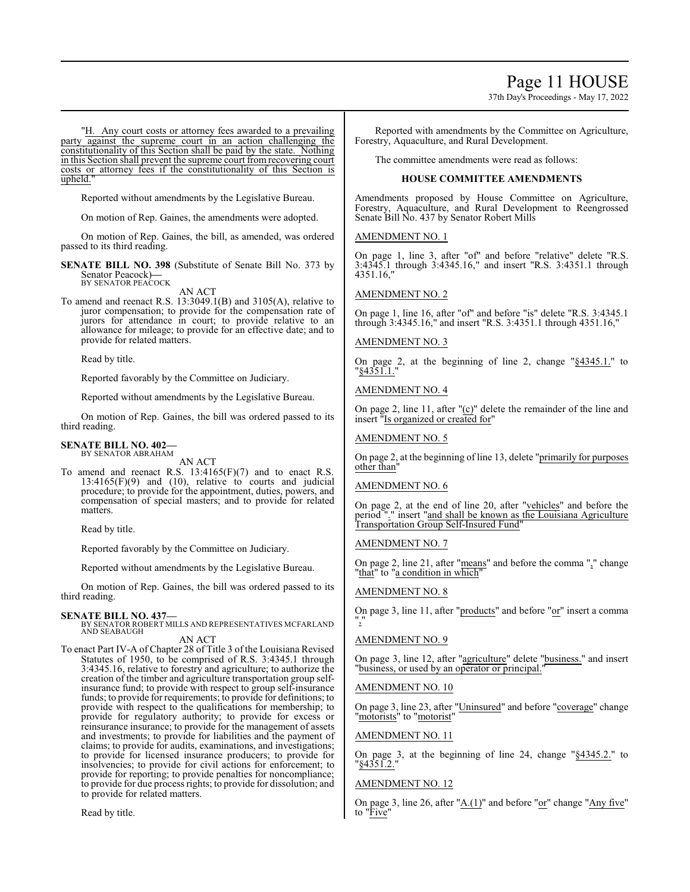"H. Any court costs or attorney fees awarded to a prevailing party against the supreme court in an action challenging the constitutionality of this Section shall be paid by the state. Nothing in this Section shall prevent the supreme court from recovering court costs or attorney fees if the constitutionality of this Section is upheld."

Reported without amendments by the Legislative Bureau.

On motion of Rep. Gaines, the amendments were adopted.

On motion of Rep. Gaines, the bill, as amended, was ordered passed to its third reading.

**SENATE BILL NO. 398** (Substitute of Senate Bill No. 373 by Senator Peacock)**—**
BY SENATOR PEACOCK

AN ACT

To amend and reenact R.S. 13:3049.1(B) and 3105(A), relative to juror compensation; to provide for the compensation rate of jurors for attendance in court; to provide relative to an allowance for mileage; to provide for an effective date; and to provide for related matters.

Read by title.

Reported favorably by the Committee on Judiciary.

Reported without amendments by the Legislative Bureau.

On motion of Rep. Gaines, the bill was ordered passed to its third reading.

**SENATE BILL NO. 402—**
BY SENATOR ABRAHAM

AN ACT

To amend and reenact R.S. 13:4165(F)(7) and to enact R.S. 13:4165(F)(9) and (10), relative to courts and judicial procedure; to provide for the appointment, duties, powers, and compensation of special masters; and to provide for related matters.

Read by title.

Reported favorably by the Committee on Judiciary.

Reported without amendments by the Legislative Bureau.

On motion of Rep. Gaines, the bill was ordered passed to its third reading.

**SENATE BILL NO. 437—**
BY SENATOR ROBERT MILLS AND REPRESENTATIVES MCFARLAND AND SEABAUGH

AN ACT

To enact Part IV-A of Chapter 28 of Title 3 of the Louisiana Revised Statutes of 1950, to be comprised of R.S. 3:4345.1 through 3:4345.16, relative to forestry and agriculture; to authorize the creation of the timber and agriculture transportation group self-insurance fund; to provide with respect to group self-insurance funds; to provide for requirements; to provide for definitions; to provide with respect to the qualifications for membership; to provide for regulatory authority; to provide for excess or reinsurance insurance; to provide for the management of assets and investments; to provide for liabilities and the payment of claims; to provide for audits, examinations, and investigations; to provide for licensed insurance producers; to provide for insolvencies; to provide for civil actions for enforcement; to provide for reporting; to provide penalties for noncompliance; to provide for due process rights; to provide for dissolution; and to provide for related matters.

Read by title.

Reported with amendments by the Committee on Agriculture, Forestry, Aquaculture, and Rural Development.

The committee amendments were read as follows:

**HOUSE COMMITTEE AMENDMENTS**

Amendments proposed by House Committee on Agriculture, Forestry, Aquaculture, and Rural Development to Reengrossed Senate Bill No. 437 by Senator Robert Mills

AMENDMENT NO. 1

On page 1, line 3, after "of" and before "relative" delete "R.S. 3:4345.1 through 3:4345.16," and insert "R.S. 3:4351.1 through 4351.16,"

AMENDMENT NO. 2

On page 1, line 16, after "of" and before "is" delete "R.S. 3:4345.1 through 3:4345.16," and insert "R.S. 3:4351.1 through 4351.16,"

AMENDMENT NO. 3

On page 2, at the beginning of line 2, change "§4345.1." to "§4351.1."

AMENDMENT NO. 4

On page 2, line 11, after "(c)" delete the remainder of the line and insert "Is organized or created for"

AMENDMENT NO. 5

On page 2, at the beginning of line 13, delete "primarily for purposes other than"

AMENDMENT NO. 6

On page 2, at the end of line 20, after "vehicles" and before the period "." insert "and shall be known as the Louisiana Agriculture Transportation Group Self-Insured Fund"

AMENDMENT NO. 7

On page 2, line 21, after "means" and before the comma "," change "that" to "a condition in which"

AMENDMENT NO. 8

On page 3, line 11, after "products" and before "or" insert a comma ","

AMENDMENT NO. 9

On page 3, line 12, after "agriculture" delete "business." and insert "business, or used by an operator or principal."

AMENDMENT NO. 10

On page 3, line 23, after "Uninsured" and before "coverage" change "motorists" to "motorist"

AMENDMENT NO. 11

On page 3, at the beginning of line 24, change "§4345.2." to "§4351.2."

AMENDMENT NO. 12

On page 3, line 26, after "A.(1)" and before "or" change "Any five" to "Five"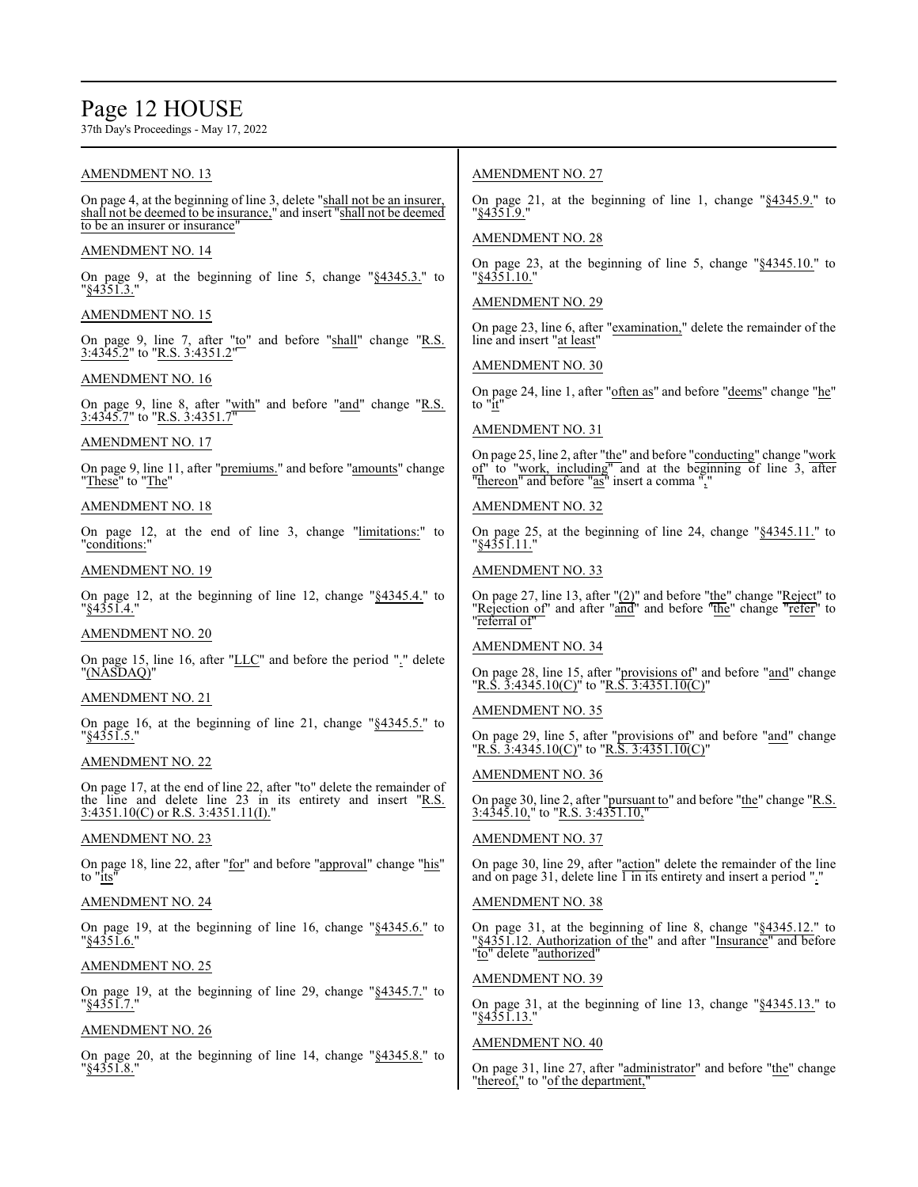AMENDMENT NO. 13

On page 4, at the beginning of line 3, delete "shall not be an insurer, shall not be deemed to be insurance," and insert "shall not be deemed to be an insurer or insurance"

AMENDMENT NO. 14

On page 9, at the beginning of line 5, change "§4345.3." to "§4351.3."

AMENDMENT NO. 15

On page 9, line 7, after "to" and before "shall" change "R.S. 3:4345.2" to "R.S. 3:4351.2"

AMENDMENT NO. 16

On page 9, line 8, after "with" and before "and" change "R.S. 3:4345.7" to "R.S. 3:4351.7"

AMENDMENT NO. 17

On page 9, line 11, after "premiums." and before "amounts" change "These" to "The"

AMENDMENT NO. 18

On page 12, at the end of line 3, change "limitations:" to "conditions:"

AMENDMENT NO. 19

On page 12, at the beginning of line 12, change "§4345.4." to "§4351.4."

AMENDMENT NO. 20

On page 15, line 16, after "LLC" and before the period "." delete "(NASDAQ)"

AMENDMENT NO. 21

On page 16, at the beginning of line 21, change "§4345.5." to "§4351.5."

AMENDMENT NO. 22

On page 17, at the end of line 22, after "to" delete the remainder of the line and delete line 23 in its entirety and insert "R.S. 3:4351.10(C) or R.S. 3:4351.11(I)."

AMENDMENT NO. 23

On page 18, line 22, after "for" and before "approval" change "his" to "its"

AMENDMENT NO. 24

On page 19, at the beginning of line 16, change "§4345.6." to "§4351.6."

AMENDMENT NO. 25

On page 19, at the beginning of line 29, change "§4345.7." to "§4351.7."

AMENDMENT NO. 26

On page 20, at the beginning of line 14, change "§4345.8." to "§4351.8."

AMENDMENT NO. 27

On page 21, at the beginning of line 1, change "§4345.9." to "§4351.9."

AMENDMENT NO. 28

On page 23, at the beginning of line 5, change "§4345.10." to "§4351.10."

AMENDMENT NO. 29

On page 23, line 6, after "examination," delete the remainder of the line and insert "at least"

AMENDMENT NO. 30

On page 24, line 1, after "often as" and before "deems" change "he" to "it"

AMENDMENT NO. 31

On page 25, line 2, after "the" and before "conducting" change "work of" to "work, including" and at the beginning of line 3, after "thereon" and before "as" insert a comma ","

AMENDMENT NO. 32

On page 25, at the beginning of line 24, change "§4345.11." to "§4351.11."

AMENDMENT NO. 33

On page 27, line 13, after "(2)" and before "the" change "Reject" to "Rejection of" and after "and" and before "the" change "refer" to "referral of"

AMENDMENT NO. 34

On page 28, line 15, after "provisions of" and before "and" change "R.S. 3:4345.10(C)" to "R.S. 3:4351.10(C)"

AMENDMENT NO. 35

On page 29, line 5, after "provisions of" and before "and" change "R.S. 3:4345.10(C)" to "R.S. 3:4351.10(C)"

AMENDMENT NO. 36

On page 30, line 2, after "pursuant to" and before "the" change "R.S. 3:4345.10," to "R.S. 3:4351.10,"

AMENDMENT NO. 37

On page 30, line 29, after "action" delete the remainder of the line and on page 31, delete line 1 in its entirety and insert a period "."

AMENDMENT NO. 38

On page 31, at the beginning of line 8, change "§4345.12." to "§4351.12. Authorization of the" and after "Insurance" and before "to" delete "authorized"

AMENDMENT NO. 39

On page 31, at the beginning of line 13, change "§4345.13." to "§4351.13."

AMENDMENT NO. 40

On page 31, line 27, after "administrator" and before "the" change "thereof," to "of the department,"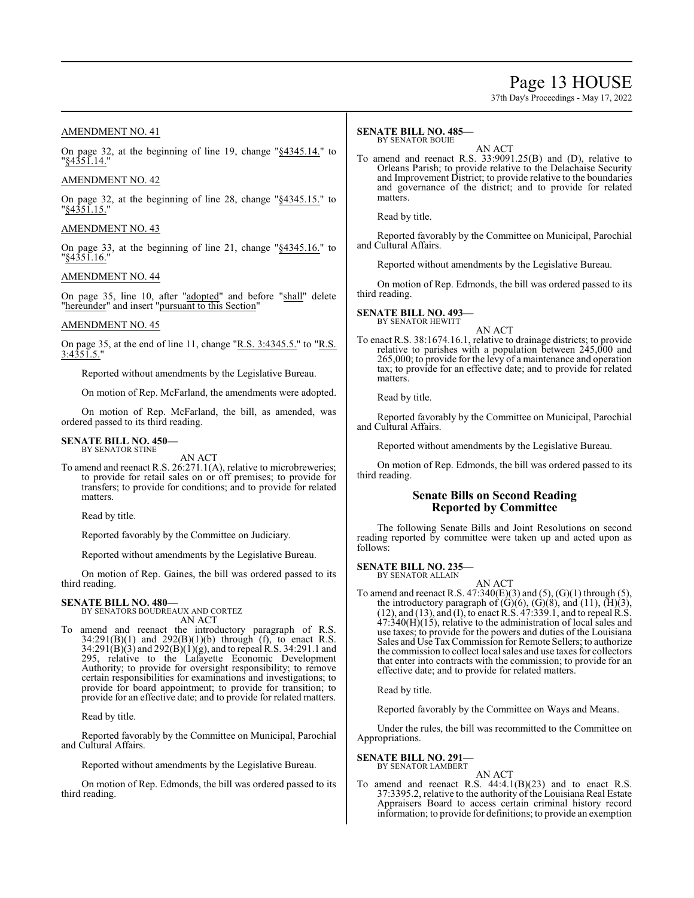AMENDMENT NO. 41

On page 32, at the beginning of line 19, change "§4345.14." to "§4351.14."

AMENDMENT NO. 42

On page 32, at the beginning of line 28, change "§4345.15." to "§4351.15."

AMENDMENT NO. 43

On page 33, at the beginning of line 21, change "§4345.16." to "§4351.16."

AMENDMENT NO. 44

On page 35, line 10, after "adopted" and before "shall" delete "hereunder" and insert "pursuant to this Section"

AMENDMENT NO. 45

On page 35, at the end of line 11, change "R.S. 3:4345.5." to "R.S. 3:4351.5."

Reported without amendments by the Legislative Bureau.

On motion of Rep. McFarland, the amendments were adopted.

On motion of Rep. McFarland, the bill, as amended, was ordered passed to its third reading.

**SENATE BILL NO. 450—**
BY SENATOR STINE

AN ACT

To amend and reenact R.S. 26:271.1(A), relative to microbreweries; to provide for retail sales on or off premises; to provide for transfers; to provide for conditions; and to provide for related matters.

Read by title.

Reported favorably by the Committee on Judiciary.

Reported without amendments by the Legislative Bureau.

On motion of Rep. Gaines, the bill was ordered passed to its third reading.

**SENATE BILL NO. 480—**
BY SENATORS BOUDREAUX AND CORTEZ

AN ACT

To amend and reenact the introductory paragraph of R.S. 34:291(B)(1) and 292(B)(1)(b) through (f), to enact R.S. 34:291(B)(3) and 292(B)(1)(g), and to repeal R.S. 34:291.1 and 295, relative to the Lafayette Economic Development Authority; to provide for oversight responsibility; to remove certain responsibilities for examinations and investigations; to provide for board appointment; to provide for transition; to provide for an effective date; and to provide for related matters.

Read by title.

Reported favorably by the Committee on Municipal, Parochial and Cultural Affairs.

Reported without amendments by the Legislative Bureau.

On motion of Rep. Edmonds, the bill was ordered passed to its third reading.

**SENATE BILL NO. 485—**
BY SENATOR BOUIE

AN ACT

To amend and reenact R.S. 33:9091.25(B) and (D), relative to Orleans Parish; to provide relative to the Delachaise Security and Improvement District; to provide relative to the boundaries and governance of the district; and to provide for related matters.

Read by title.

Reported favorably by the Committee on Municipal, Parochial and Cultural Affairs.

Reported without amendments by the Legislative Bureau.

On motion of Rep. Edmonds, the bill was ordered passed to its third reading.

**SENATE BILL NO. 493—**
BY SENATOR HEWITT

AN ACT

To enact R.S. 38:1674.16.1, relative to drainage districts; to provide relative to parishes with a population between 245,000 and 265,000; to provide for the levy of a maintenance and operation tax; to provide for an effective date; and to provide for related matters.

Read by title.

Reported favorably by the Committee on Municipal, Parochial and Cultural Affairs.

Reported without amendments by the Legislative Bureau.

On motion of Rep. Edmonds, the bill was ordered passed to its third reading.

## Senate Bills on Second Reading Reported by Committee

The following Senate Bills and Joint Resolutions on second reading reported by committee were taken up and acted upon as follows:

**SENATE BILL NO. 235—**
BY SENATOR ALLAIN

AN ACT

To amend and reenact R.S. 47:340(E)(3) and (5), (G)(1) through (5), the introductory paragraph of (G)(6), (G)(8), and (11), (H)(3), (12), and (13), and (I), to enact R.S. 47:339.1, and to repeal R.S. 47:340(H)(15), relative to the administration of local sales and use taxes; to provide for the powers and duties of the Louisiana Sales and Use Tax Commission for Remote Sellers; to authorize the commission to collect local sales and use taxes for collectors that enter into contracts with the commission; to provide for an effective date; and to provide for related matters.

Read by title.

Reported favorably by the Committee on Ways and Means.

Under the rules, the bill was recommitted to the Committee on Appropriations.

**SENATE BILL NO. 291—**
BY SENATOR LAMBERT

AN ACT

To amend and reenact R.S. 44:4.1(B)(23) and to enact R.S. 37:3395.2, relative to the authority of the Louisiana Real Estate Appraisers Board to access certain criminal history record information; to provide for definitions; to provide an exemption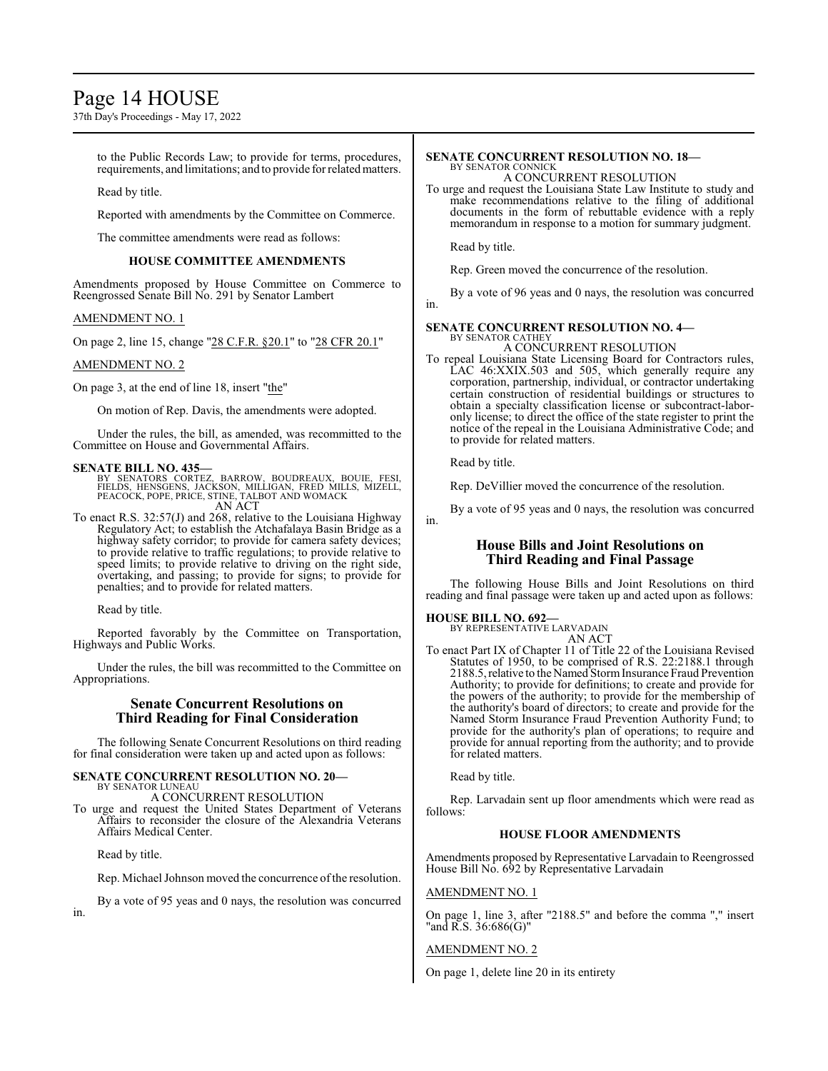to the Public Records Law; to provide for terms, procedures, requirements, and limitations; and to provide for related matters.

Read by title.

Reported with amendments by the Committee on Commerce.

The committee amendments were read as follows:

### HOUSE COMMITTEE AMENDMENTS

Amendments proposed by House Committee on Commerce to Reengrossed Senate Bill No. 291 by Senator Lambert

AMENDMENT NO. 1

On page 2, line 15, change "28 C.F.R. §20.1" to "28 CFR 20.1"

AMENDMENT NO. 2

On page 3, at the end of line 18, insert "the"

On motion of Rep. Davis, the amendments were adopted.

Under the rules, the bill, as amended, was recommitted to the Committee on House and Governmental Affairs.

**SENATE BILL NO. 435—**
BY SENATORS CORTEZ, BARROW, BOUDREAUX, BOUIE, FESI, FIELDS, HENSGENS, JACKSON, MILLIGAN, FRED MILLS, MIZELL, PEACOCK, POPE, PRICE, STINE, TALBOT AND WOMACK
AN ACT

To enact R.S. 32:57(J) and 268, relative to the Louisiana Highway Regulatory Act; to establish the Atchafalaya Basin Bridge as a highway safety corridor; to provide for camera safety devices; to provide relative to traffic regulations; to provide relative to speed limits; to provide relative to driving on the right side, overtaking, and passing; to provide for signs; to provide for penalties; and to provide for related matters.

Read by title.

Reported favorably by the Committee on Transportation, Highways and Public Works.

Under the rules, the bill was recommitted to the Committee on Appropriations.

## Senate Concurrent Resolutions on Third Reading for Final Consideration

The following Senate Concurrent Resolutions on third reading for final consideration were taken up and acted upon as follows:

**SENATE CONCURRENT RESOLUTION NO. 20—**
BY SENATOR LUNEAU
A CONCURRENT RESOLUTION

To urge and request the United States Department of Veterans Affairs to reconsider the closure of the Alexandria Veterans Affairs Medical Center.

Read by title.

Rep. Michael Johnson moved the concurrence of the resolution.

By a vote of 95 yeas and 0 nays, the resolution was concurred in.

**SENATE CONCURRENT RESOLUTION NO. 18—**
BY SENATOR CONNICK
A CONCURRENT RESOLUTION

To urge and request the Louisiana State Law Institute to study and make recommendations relative to the filing of additional documents in the form of rebuttable evidence with a reply memorandum in response to a motion for summary judgment.

Read by title.

Rep. Green moved the concurrence of the resolution.

By a vote of 96 yeas and 0 nays, the resolution was concurred in.

**SENATE CONCURRENT RESOLUTION NO. 4—**
BY SENATOR CATHEY
A CONCURRENT RESOLUTION

To repeal Louisiana State Licensing Board for Contractors rules, LAC 46:XXIX.503 and 505, which generally require any corporation, partnership, individual, or contractor undertaking certain construction of residential buildings or structures to obtain a specialty classification license or subcontract-labor-only license; to direct the office of the state register to print the notice of the repeal in the Louisiana Administrative Code; and to provide for related matters.

Read by title.

Rep. DeVillier moved the concurrence of the resolution.

By a vote of 95 yeas and 0 nays, the resolution was concurred in.

## House Bills and Joint Resolutions on Third Reading and Final Passage

The following House Bills and Joint Resolutions on third reading and final passage were taken up and acted upon as follows:

**HOUSE BILL NO. 692—**
BY REPRESENTATIVE LARVADAIN
AN ACT

To enact Part IX of Chapter 11 of Title 22 of the Louisiana Revised Statutes of 1950, to be comprised of R.S. 22:2188.1 through 2188.5, relative to the Named Storm Insurance Fraud Prevention Authority; to provide for definitions; to create and provide for the powers of the authority; to provide for the membership of the authority's board of directors; to create and provide for the Named Storm Insurance Fraud Prevention Authority Fund; to provide for the authority's plan of operations; to require and provide for annual reporting from the authority; and to provide for related matters.

Read by title.

Rep. Larvadain sent up floor amendments which were read as follows:

### HOUSE FLOOR AMENDMENTS

Amendments proposed by Representative Larvadain to Reengrossed House Bill No. 692 by Representative Larvadain

AMENDMENT NO. 1

On page 1, line 3, after "2188.5" and before the comma "," insert "and R.S. 36:686(G)"

AMENDMENT NO. 2

On page 1, delete line 20 in its entirety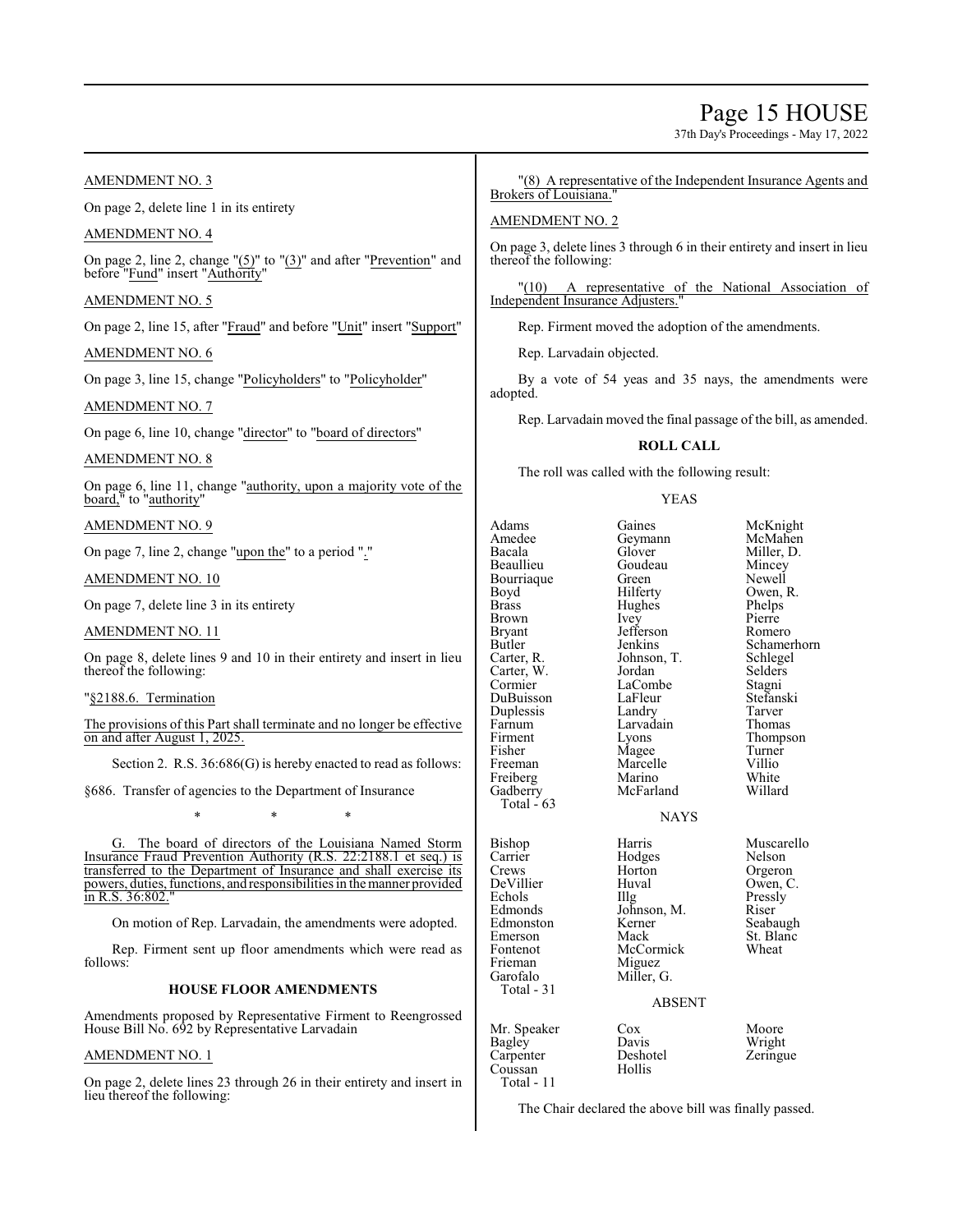AMENDMENT NO. 3

On page 2, delete line 1 in its entirety

AMENDMENT NO. 4

On page 2, line 2, change "(5)" to "(3)" and after "Prevention" and before "Fund" insert "Authority"

AMENDMENT NO. 5

On page 2, line 15, after "Fraud" and before "Unit" insert "Support"

AMENDMENT NO. 6

On page 3, line 15, change "Policyholders" to "Policyholder"

AMENDMENT NO. 7

On page 6, line 10, change "director" to "board of directors"

AMENDMENT NO. 8

On page 6, line 11, change "authority, upon a majority vote of the board," to "authority"

AMENDMENT NO. 9

On page 7, line 2, change "upon the" to a period "."

AMENDMENT NO. 10

On page 7, delete line 3 in its entirety

AMENDMENT NO. 11

On page 8, delete lines 9 and 10 in their entirety and insert in lieu thereof the following:

"§2188.6. Termination

The provisions of this Part shall terminate and no longer be effective on and after August 1, 2025.

Section 2. R.S. 36:686(G) is hereby enacted to read as follows:

§686. Transfer of agencies to the Department of Insurance

\* \* \*

G. The board of directors of the Louisiana Named Storm Insurance Fraud Prevention Authority (R.S. 22:2188.1 et seq.) is transferred to the Department of Insurance and shall exercise its powers, duties, functions, and responsibilities in the manner provided in R.S. 36:802."

On motion of Rep. Larvadain, the amendments were adopted.

Rep. Firment sent up floor amendments which were read as follows:

**HOUSE FLOOR AMENDMENTS**

Amendments proposed by Representative Firment to Reengrossed House Bill No. 692 by Representative Larvadain

AMENDMENT NO. 1

On page 2, delete lines 23 through 26 in their entirety and insert in lieu thereof the following:

"(8) A representative of the Independent Insurance Agents and Brokers of Louisiana."

AMENDMENT NO. 2

On page 3, delete lines 3 through 6 in their entirety and insert in lieu thereof the following:

"(10) A representative of the National Association of Independent Insurance Adjusters."

Rep. Firment moved the adoption of the amendments.

Rep. Larvadain objected.

By a vote of 54 yeas and 35 nays, the amendments were adopted.

Rep. Larvadain moved the final passage of the bill, as amended.

**ROLL CALL**

The roll was called with the following result:

YEAS

| | | |
|---|---|---|
| Adams | Gaines | McKnight |
| Amedee | Geymann | McMahen |
| Bacala | Glover | Miller, D. |
| Beaullieu | Goudeau | Mincey |
| Bourriaque | Green | Newell |
| Boyd | Hilferty | Owen, R. |
| Brass | Hughes | Phelps |
| Brown | Ivey | Pierre |
| Bryant | Jefferson | Romero |
| Butler | Jenkins | Schamerhorn |
| Carter, R. | Johnson, T. | Schlegel |
| Carter, W. | Jordan | Selders |
| Cormier | LaCombe | Stagni |
| DuBuisson | LaFleur | Stefanski |
| Duplessis | Landry | Tarver |
| Farnum | Larvadain | Thomas |
| Firment | Lyons | Thompson |
| Fisher | Magee | Turner |
| Freeman | Marcelle | Villio |
| Freiberg | Marino | White |
| Gadberry | McFarland | Willard |

Total - 63

NAYS

| | | |
|---|---|---|
| Bishop | Harris | Muscarello |
| Carrier | Hodges | Nelson |
| Crews | Horton | Orgeron |
| DeVillier | Huval | Owen, C. |
| Echols | Illg | Pressly |
| Edmonds | Johnson, M. | Riser |
| Edmonston | Kerner | Seabaugh |
| Emerson | Mack | St. Blanc |
| Fontenot | McCormick | Wheat |
| Frieman | Miguez | |
| Garofalo | Miller, G. | |

Total - 31

ABSENT

| | | |
|---|---|---|
| Mr. Speaker | Cox | Moore |
| Bagley | Davis | Wright |
| Carpenter | Deshotel | Zeringue |
| Coussan | Hollis | |

Total - 11

The Chair declared the above bill was finally passed.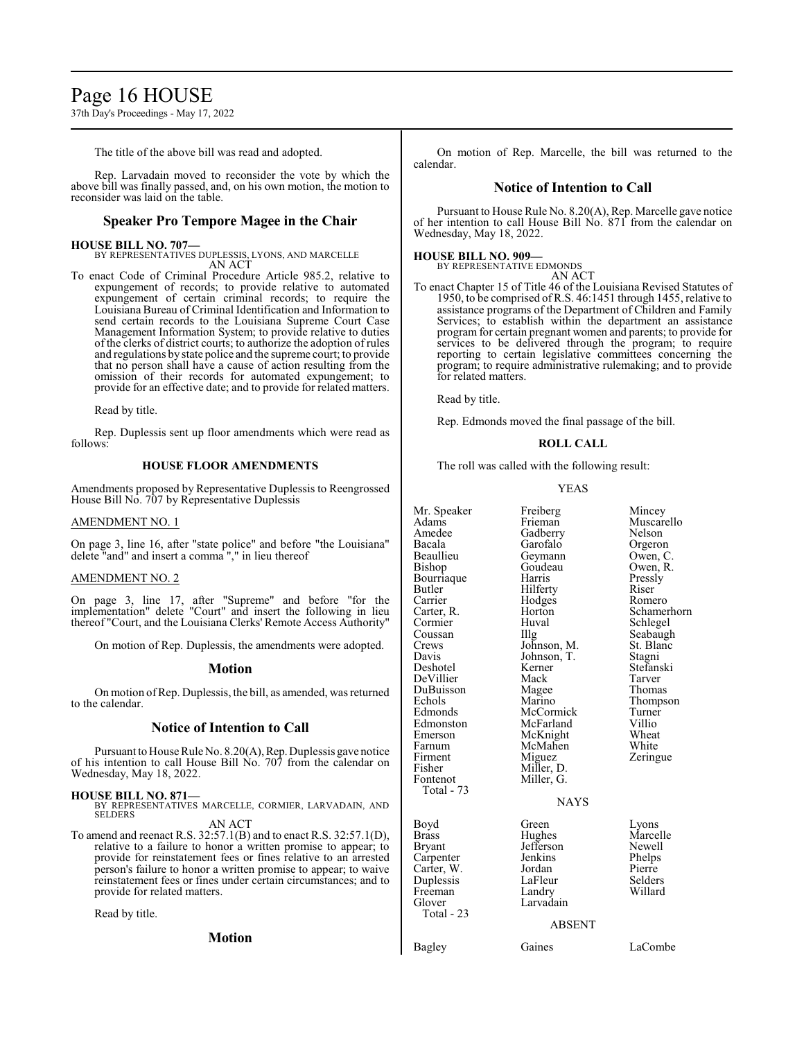The title of the above bill was read and adopted.

Rep. Larvadain moved to reconsider the vote by which the above bill was finally passed, and, on his own motion, the motion to reconsider was laid on the table.

## Speaker Pro Tempore Magee in the Chair

**HOUSE BILL NO. 707—**
BY REPRESENTATIVES DUPLESSIS, LYONS, AND MARCELLE
AN ACT

To enact Code of Criminal Procedure Article 985.2, relative to expungement of records; to provide relative to automated expungement of certain criminal records; to require the Louisiana Bureau of Criminal Identification and Information to send certain records to the Louisiana Supreme Court Case Management Information System; to provide relative to duties of the clerks of district courts; to authorize the adoption of rules and regulations by state police and the supreme court; to provide that no person shall have a cause of action resulting from the omission of their records for automated expungement; to provide for an effective date; and to provide for related matters.

Read by title.

Rep. Duplessis sent up floor amendments which were read as follows:

### HOUSE FLOOR AMENDMENTS

Amendments proposed by Representative Duplessis to Reengrossed House Bill No. 707 by Representative Duplessis

AMENDMENT NO. 1

On page 3, line 16, after "state police" and before "the Louisiana" delete "and" and insert a comma "," in lieu thereof

AMENDMENT NO. 2

On page 3, line 17, after "Supreme" and before "for the implementation" delete "Court" and insert the following in lieu thereof "Court, and the Louisiana Clerks' Remote Access Authority"

On motion of Rep. Duplessis, the amendments were adopted.

## Motion

On motion of Rep. Duplessis, the bill, as amended, was returned to the calendar.

## Notice of Intention to Call

Pursuant to House Rule No. 8.20(A), Rep. Duplessis gave notice of his intention to call House Bill No. 707 from the calendar on Wednesday, May 18, 2022.

**HOUSE BILL NO. 871—**
BY REPRESENTATIVES MARCELLE, CORMIER, LARVADAIN, AND SELDERS
AN ACT

To amend and reenact R.S. 32:57.1(B) and to enact R.S. 32:57.1(D), relative to a failure to honor a written promise to appear; to provide for reinstatement fees or fines relative to an arrested person's failure to honor a written promise to appear; to waive reinstatement fees or fines under certain circumstances; and to provide for related matters.

Read by title.

## Motion

On motion of Rep. Marcelle, the bill was returned to the calendar.

## Notice of Intention to Call

Pursuant to House Rule No. 8.20(A), Rep. Marcelle gave notice of her intention to call House Bill No. 871 from the calendar on Wednesday, May 18, 2022.

**HOUSE BILL NO. 909—**
BY REPRESENTATIVE EDMONDS
AN ACT

To enact Chapter 15 of Title 46 of the Louisiana Revised Statutes of 1950, to be comprised of R.S. 46:1451 through 1455, relative to assistance programs of the Department of Children and Family Services; to establish within the department an assistance program for certain pregnant women and parents; to provide for services to be delivered through the program; to require reporting to certain legislative committees concerning the program; to require administrative rulemaking; and to provide for related matters.

Read by title.

Rep. Edmonds moved the final passage of the bill.

### ROLL CALL

The roll was called with the following result:

YEAS

| | | |
|---|---|---|
| Mr. Speaker | Freiberg | Mincey |
| Adams | Frieman | Muscarello |
| Amedee | Gadberry | Nelson |
| Bacala | Garofalo | Orgeron |
| Beaullieu | Geymann | Owen, C. |
| Bishop | Goudeau | Owen, R. |
| Bourriaque | Harris | Pressly |
| Butler | Hilferty | Riser |
| Carrier | Hodges | Romero |
| Carter, R. | Horton | Schamerhorn |
| Cormier | Huval | Schlegel |
| Coussan | Illg | Seabaugh |
| Crews | Johnson, M. | St. Blanc |
| Davis | Johnson, T. | Stagni |
| Deshotel | Kerner | Stefanski |
| DeVillier | Mack | Tarver |
| DuBuisson | Magee | Thomas |
| Echols | Marino | Thompson |
| Edmonds | McCormick | Turner |
| Edmonston | McFarland | Villio |
| Emerson | McKnight | Wheat |
| Farnum | McMahen | White |
| Firment | Miguez | Zeringue |
| Fisher | Miller, D. | |
| Fontenot | Miller, G. | |

Total - 73

NAYS

| | | |
|---|---|---|
| Boyd | Green | Lyons |
| Brass | Hughes | Marcelle |
| Bryant | Jefferson | Newell |
| Carpenter | Jenkins | Phelps |
| Carter, W. | Jordan | Pierre |
| Duplessis | LaFleur | Selders |
| Freeman | Landry | Willard |
| Glover | Larvadain | |

Total - 23

ABSENT

| | | |
|---|---|---|
| Bagley | Gaines | LaCombe |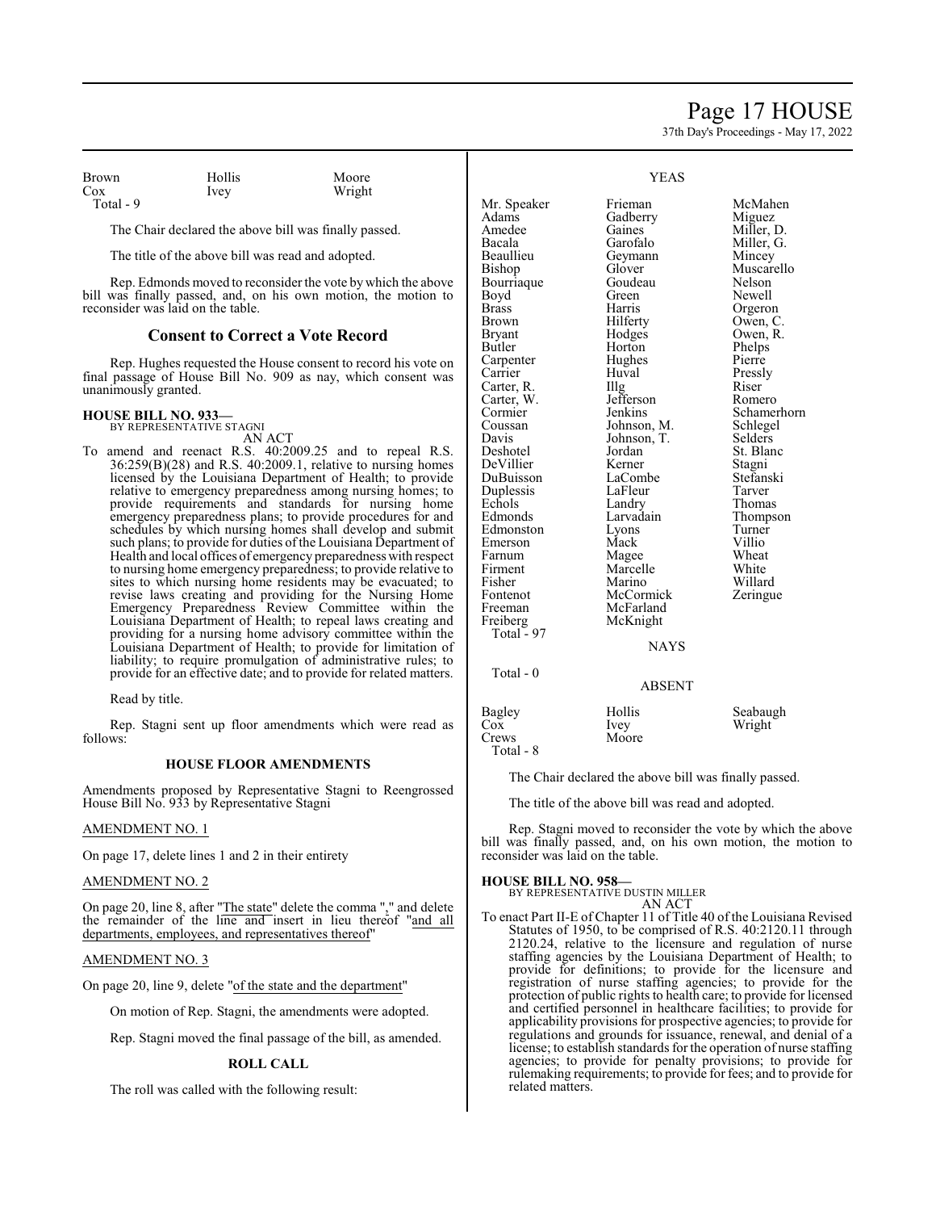| | | |
|---|---|---|
| Brown | Hollis | Moore |
| Cox | Ivey | Wright |
| Total - 9 | | |

The Chair declared the above bill was finally passed.

The title of the above bill was read and adopted.

Rep. Edmonds moved to reconsider the vote by which the above bill was finally passed, and, on his own motion, the motion to reconsider was laid on the table.

## Consent to Correct a Vote Record

Rep. Hughes requested the House consent to record his vote on final passage of House Bill No. 909 as nay, which consent was unanimously granted.

**HOUSE BILL NO. 933—**
BY REPRESENTATIVE STAGNI
AN ACT

To amend and reenact R.S. 40:2009.25 and to repeal R.S. 36:259(B)(28) and R.S. 40:2009.1, relative to nursing homes licensed by the Louisiana Department of Health; to provide relative to emergency preparedness among nursing homes; to provide requirements and standards for nursing home emergency preparedness plans; to provide procedures for and schedules by which nursing homes shall develop and submit such plans; to provide for duties of the Louisiana Department of Health and local offices of emergency preparedness with respect to nursing home emergency preparedness; to provide relative to sites to which nursing home residents may be evacuated; to revise laws creating and providing for the Nursing Home Emergency Preparedness Review Committee within the Louisiana Department of Health; to repeal laws creating and providing for a nursing home advisory committee within the Louisiana Department of Health; to provide for limitation of liability; to require promulgation of administrative rules; to provide for an effective date; and to provide for related matters.

Read by title.

Rep. Stagni sent up floor amendments which were read as follows:

### HOUSE FLOOR AMENDMENTS

Amendments proposed by Representative Stagni to Reengrossed House Bill No. 933 by Representative Stagni

AMENDMENT NO. 1

On page 17, delete lines 1 and 2 in their entirety

AMENDMENT NO. 2

On page 20, line 8, after "The state" delete the comma "," and delete the remainder of the line and insert in lieu thereof "and all departments, employees, and representatives thereof"

AMENDMENT NO. 3

On page 20, line 9, delete "of the state and the department"

On motion of Rep. Stagni, the amendments were adopted.

Rep. Stagni moved the final passage of the bill, as amended.

### ROLL CALL

The roll was called with the following result:

YEAS

| | | |
|---|---|---|
| Mr. Speaker | Frieman | McMahen |
| Adams | Gadberry | Miguez |
| Amedee | Gaines | Miller, D. |
| Bacala | Garofalo | Miller, G. |
| Beaullieu | Geymann | Mincey |
| Bishop | Glover | Muscarello |
| Bourriaque | Goudeau | Nelson |
| Boyd | Green | Newell |
| Brass | Harris | Orgeron |
| Brown | Hilferty | Owen, C. |
| Bryant | Hodges | Owen, R. |
| Butler | Horton | Phelps |
| Carpenter | Hughes | Pierre |
| Carrier | Huval | Pressly |
| Carter, R. | Illg | Riser |
| Carter, W. | Jefferson | Romero |
| Cormier | Jenkins | Schamerhorn |
| Coussan | Johnson, M. | Schlegel |
| Davis | Johnson, T. | Selders |
| Deshotel | Jordan | St. Blanc |
| DeVillier | Kerner | Stagni |
| DuBuisson | LaCombe | Stefanski |
| Duplessis | LaFleur | Tarver |
| Echols | Landry | Thomas |
| Edmonds | Larvadain | Thompson |
| Edmonston | Lyons | Turner |
| Emerson | Mack | Villio |
| Farnum | Magee | Wheat |
| Firment | Marcelle | White |
| Fisher | Marino | Willard |
| Fontenot | McCormick | Zeringue |
| Freeman | McFarland | |
| Freiberg | McKnight | |
| Total - 97 | | |

NAYS

Total - 0

ABSENT

| | | |
|---|---|---|
| Bagley | Hollis | Seabaugh |
| Cox | Ivey | Wright |
| Crews | Moore | |
| Total - 8 | | |

The Chair declared the above bill was finally passed.

The title of the above bill was read and adopted.

Rep. Stagni moved to reconsider the vote by which the above bill was finally passed, and, on his own motion, the motion to reconsider was laid on the table.

**HOUSE BILL NO. 958—**
BY REPRESENTATIVE DUSTIN MILLER
AN ACT

To enact Part II-E of Chapter 11 of Title 40 of the Louisiana Revised Statutes of 1950, to be comprised of R.S. 40:2120.11 through 2120.24, relative to the licensure and regulation of nurse staffing agencies by the Louisiana Department of Health; to provide for definitions; to provide for the licensure and registration of nurse staffing agencies; to provide for the protection of public rights to health care; to provide for licensed and certified personnel in healthcare facilities; to provide for applicability provisions for prospective agencies; to provide for regulations and grounds for issuance, renewal, and denial of a license; to establish standards for the operation of nurse staffing agencies; to provide for penalty provisions; to provide for rulemaking requirements; to provide for fees; and to provide for related matters.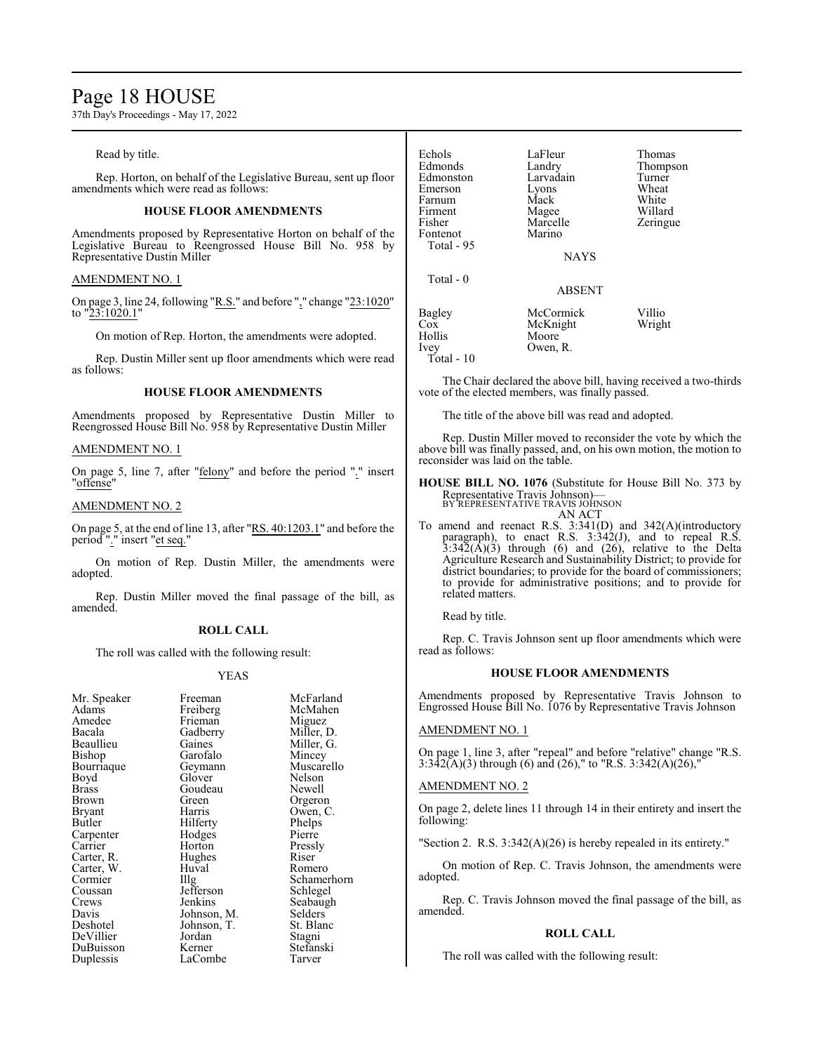Read by title.

Rep. Horton, on behalf of the Legislative Bureau, sent up floor amendments which were read as follows:

### HOUSE FLOOR AMENDMENTS

Amendments proposed by Representative Horton on behalf of the Legislative Bureau to Reengrossed House Bill No. 958 by Representative Dustin Miller

AMENDMENT NO. 1

On page 3, line 24, following "R.S." and before "," change "23:1020" to "23:1020.1"

On motion of Rep. Horton, the amendments were adopted.

Rep. Dustin Miller sent up floor amendments which were read as follows:

### HOUSE FLOOR AMENDMENTS

Amendments proposed by Representative Dustin Miller to Reengrossed House Bill No. 958 by Representative Dustin Miller

AMENDMENT NO. 1

On page 5, line 7, after "felony" and before the period "." insert "offense"

AMENDMENT NO. 2

On page 5, at the end of line 13, after "RS. 40:1203.1" and before the period "." insert "et seq."

On motion of Rep. Dustin Miller, the amendments were adopted.

Rep. Dustin Miller moved the final passage of the bill, as amended.

### ROLL CALL

The roll was called with the following result:

YEAS

| | | |
|---|---|---|
| Mr. Speaker | Freeman | McFarland |
| Adams | Freiberg | McMahen |
| Amedee | Frieman | Miguez |
| Bacala | Gadberry | Miller, D. |
| Beaullieu | Gaines | Miller, G. |
| Bishop | Garofalo | Mincey |
| Bourriaque | Geymann | Muscarello |
| Boyd | Glover | Nelson |
| Brass | Goudeau | Newell |
| Brown | Green | Orgeron |
| Bryant | Harris | Owen, C. |
| Butler | Hilferty | Phelps |
| Carpenter | Hodges | Pierre |
| Carrier | Horton | Pressly |
| Carter, R. | Hughes | Riser |
| Carter, W. | Huval | Romero |
| Cormier | Illg | Schamerhorn |
| Coussan | Jefferson | Schlegel |
| Crews | Jenkins | Seabaugh |
| Davis | Johnson, M. | Selders |
| Deshotel | Johnson, T. | St. Blanc |
| DeVillier | Jordan | Stagni |
| DuBuisson | Kerner | Stefanski |
| Duplessis | LaCombe | Tarver |
| Echols | LaFleur | Thomas |
| Edmonds | Landry | Thompson |
| Edmonston | Larvadain | Turner |
| Emerson | Lyons | Wheat |
| Farnum | Mack | White |
| Firment | Magee | Willard |
| Fisher | Marcelle | Zeringue |
| Fontenot | Marino | |

Total - 95

NAYS

Total - 0

ABSENT

| | | |
|---|---|---|
| Bagley | McCormick | Villio |
| Cox | McKnight | Wright |
| Hollis | Moore | |
| Ivey | Owen, R. | |

Total - 10

The Chair declared the above bill, having received a two-thirds vote of the elected members, was finally passed.

The title of the above bill was read and adopted.

Rep. Dustin Miller moved to reconsider the vote by which the above bill was finally passed, and, on his own motion, the motion to reconsider was laid on the table.

**HOUSE BILL NO. 1076** (Substitute for House Bill No. 373 by Representative Travis Johnson)—
BY REPRESENTATIVE TRAVIS JOHNSON
AN ACT

To amend and reenact R.S. 3:341(D) and 342(A)(introductory paragraph), to enact R.S. 3:342(J), and to repeal R.S. 3:342(A)(3) through (6) and (26), relative to the Delta Agriculture Research and Sustainability District; to provide for district boundaries; to provide for the board of commissioners; to provide for administrative positions; and to provide for related matters.

Read by title.

Rep. C. Travis Johnson sent up floor amendments which were read as follows:

### HOUSE FLOOR AMENDMENTS

Amendments proposed by Representative Travis Johnson to Engrossed House Bill No. 1076 by Representative Travis Johnson

AMENDMENT NO. 1

On page 1, line 3, after "repeal" and before "relative" change "R.S. 3:342(A)(3) through (6) and (26)," to "R.S. 3:342(A)(26),"

AMENDMENT NO. 2

On page 2, delete lines 11 through 14 in their entirety and insert the following:

"Section 2. R.S. 3:342(A)(26) is hereby repealed in its entirety."

On motion of Rep. C. Travis Johnson, the amendments were adopted.

Rep. C. Travis Johnson moved the final passage of the bill, as amended.

### ROLL CALL

The roll was called with the following result: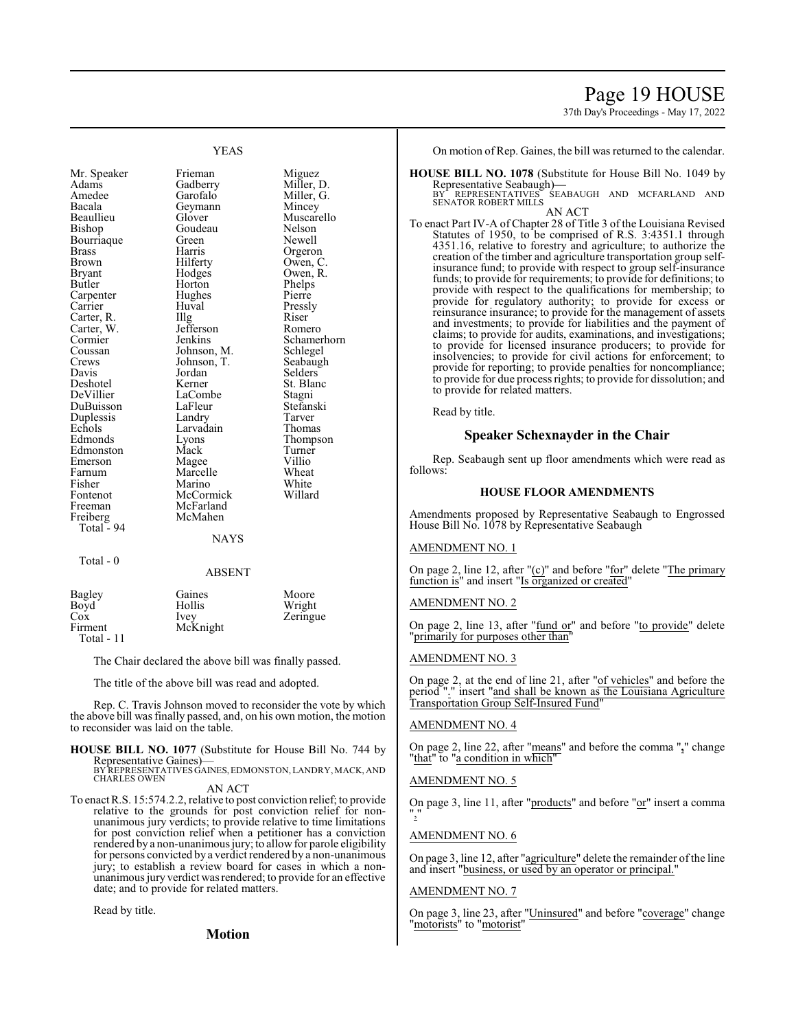YEAS

| | | |
|---|---|---|
| Mr. Speaker | Frieman | Miguez |
| Adams | Gadberry | Miller, D. |
| Amedee | Garofalo | Miller, G. |
| Bacala | Geymann | Mincey |
| Beaullieu | Glover | Muscarello |
| Bishop | Goudeau | Nelson |
| Bourriaque | Green | Newell |
| Brass | Harris | Orgeron |
| Brown | Hilferty | Owen, C. |
| Bryant | Hodges | Owen, R. |
| Butler | Horton | Phelps |
| Carpenter | Hughes | Pierre |
| Carrier | Huval | Pressly |
| Carter, R. | Illg | Riser |
| Carter, W. | Jefferson | Romero |
| Cormier | Jenkins | Schamerhorn |
| Coussan | Johnson, M. | Schlegel |
| Crews | Johnson, T. | Seabaugh |
| Davis | Jordan | Selders |
| Deshotel | Kerner | St. Blanc |
| DeVillier | LaCombe | Stagni |
| DuBuisson | LaFleur | Stefanski |
| Duplessis | Landry | Tarver |
| Echols | Larvadain | Thomas |
| Edmonds | Lyons | Thompson |
| Edmonston | Mack | Turner |
| Emerson | Magee | Villio |
| Farnum | Marcelle | Wheat |
| Fisher | Marino | White |
| Fontenot | McCormick | Willard |
| Freeman | McFarland | |
| Freiberg | McMahen | |

Total - 94

NAYS

Total - 0

ABSENT

| | | |
|---|---|---|
| Bagley | Gaines | Moore |
| Boyd | Hollis | Wright |
| Cox | Ivey | Zeringue |
| Firment | McKnight | |

Total - 11

The Chair declared the above bill was finally passed.

The title of the above bill was read and adopted.

Rep. C. Travis Johnson moved to reconsider the vote by which the above bill was finally passed, and, on his own motion, the motion to reconsider was laid on the table.

**HOUSE BILL NO. 1077** (Substitute for House Bill No. 744 by Representative Gaines)—
BY REPRESENTATIVES GAINES, EDMONSTON, LANDRY, MACK, AND CHARLES OWEN

AN ACT

To enact R.S. 15:574.2.2, relative to post conviction relief; to provide relative to the grounds for post conviction relief for non-unanimous jury verdicts; to provide relative to time limitations for post conviction relief when a petitioner has a conviction rendered by a non-unanimous jury; to allow for parole eligibility for persons convicted by a verdict rendered by a non-unanimous jury; to establish a review board for cases in which a non-unanimous jury verdict was rendered; to provide for an effective date; and to provide for related matters.

Read by title.

## Motion

On motion of Rep. Gaines, the bill was returned to the calendar.

**HOUSE BILL NO. 1078** (Substitute for House Bill No. 1049 by Representative Seabaugh)—
BY REPRESENTATIVES SEABAUGH AND MCFARLAND AND SENATOR ROBERT MILLS

AN ACT

To enact Part IV-A of Chapter 28 of Title 3 of the Louisiana Revised Statutes of 1950, to be comprised of R.S. 3:4351.1 through 4351.16, relative to forestry and agriculture; to authorize the creation of the timber and agriculture transportation group self-insurance fund; to provide with respect to group self-insurance funds; to provide for requirements; to provide for definitions; to provide with respect to the qualifications for membership; to provide for regulatory authority; to provide for excess or reinsurance insurance; to provide for the management of assets and investments; to provide for liabilities and the payment of claims; to provide for audits, examinations, and investigations; to provide for licensed insurance producers; to provide for insolvencies; to provide for civil actions for enforcement; to provide for reporting; to provide penalties for noncompliance; to provide for due process rights; to provide for dissolution; and to provide for related matters.

Read by title.

## Speaker Schexnayder in the Chair

Rep. Seabaugh sent up floor amendments which were read as follows:

### HOUSE FLOOR AMENDMENTS

Amendments proposed by Representative Seabaugh to Engrossed House Bill No. 1078 by Representative Seabaugh

AMENDMENT NO. 1

On page 2, line 12, after "(c)" and before "for" delete "The primary function is" and insert "Is organized or created"

AMENDMENT NO. 2

On page 2, line 13, after "fund or" and before "to provide" delete "primarily for purposes other than"

AMENDMENT NO. 3

On page 2, at the end of line 21, after "of vehicles" and before the period "." insert "and shall be known as the Louisiana Agriculture Transportation Group Self-Insured Fund"

AMENDMENT NO. 4

On page 2, line 22, after "means" and before the comma "," change "that" to "a condition in which"

AMENDMENT NO. 5

On page 3, line 11, after "products" and before "or" insert a comma ","

AMENDMENT NO. 6

On page 3, line 12, after "agriculture" delete the remainder of the line and insert "business, or used by an operator or principal."

AMENDMENT NO. 7

On page 3, line 23, after "Uninsured" and before "coverage" change "motorists" to "motorist"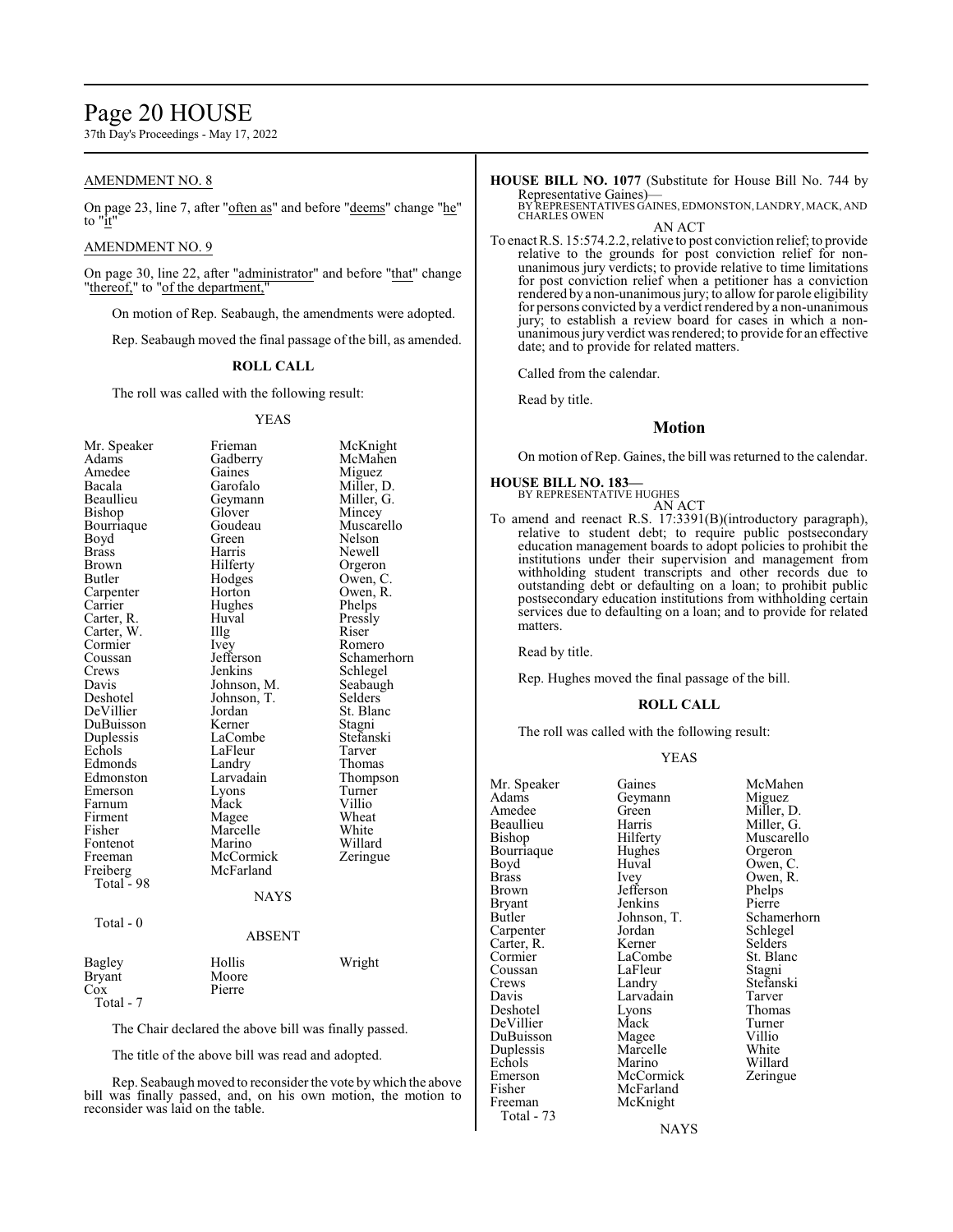AMENDMENT NO. 8

On page 23, line 7, after "often as" and before "deems" change "he" to "it"

AMENDMENT NO. 9

On page 30, line 22, after "administrator" and before "that" change "thereof," to "of the department,"

On motion of Rep. Seabaugh, the amendments were adopted.

Rep. Seabaugh moved the final passage of the bill, as amended.

**ROLL CALL**

The roll was called with the following result:

YEAS

| | | |
|---|---|---|
| Mr. Speaker | Frieman | McKnight |
| Adams | Gadberry | McMahen |
| Amedee | Gaines | Miguez |
| Bacala | Garofalo | Miller, D. |
| Beaullieu | Geymann | Miller, G. |
| Bishop | Glover | Mincey |
| Bourriaque | Goudeau | Muscarello |
| Boyd | Green | Nelson |
| Brass | Harris | Newell |
| Brown | Hilferty | Orgeron |
| Butler | Hodges | Owen, C. |
| Carpenter | Horton | Owen, R. |
| Carrier | Hughes | Phelps |
| Carter, R. | Huval | Pressly |
| Carter, W. | Illg | Riser |
| Cormier | Ivey | Romero |
| Coussan | Jefferson | Schamerhorn |
| Crews | Jenkins | Schlegel |
| Davis | Johnson, M. | Seabaugh |
| Deshotel | Johnson, T. | Selders |
| DeVillier | Jordan | St. Blanc |
| DuBuisson | Kerner | Stagni |
| Duplessis | LaCombe | Stefanski |
| Echols | LaFleur | Tarver |
| Edmonds | Landry | Thomas |
| Edmonston | Larvadain | Thompson |
| Emerson | Lyons | Turner |
| Farnum | Mack | Villio |
| Firment | Magee | Wheat |
| Fisher | Marcelle | White |
| Fontenot | Marino | Willard |
| Freeman | McCormick | Zeringue |
| Freiberg | McFarland | |

Total - 98

NAYS

Total - 0

ABSENT

| | | |
|---|---|---|
| Bagley | Hollis | Wright |
| Bryant | Moore | |
| Cox | Pierre | |

Total - 7

The Chair declared the above bill was finally passed.

The title of the above bill was read and adopted.

Rep. Seabaugh moved to reconsider the vote by which the above bill was finally passed, and, on his own motion, the motion to reconsider was laid on the table.

**HOUSE BILL NO. 1077** (Substitute for House Bill No. 744 by Representative Gaines)—
BY REPRESENTATIVES GAINES, EDMONSTON, LANDRY, MACK, AND CHARLES OWEN

AN ACT

To enact R.S. 15:574.2.2, relative to post conviction relief; to provide relative to the grounds for post conviction relief for non-unanimous jury verdicts; to provide relative to time limitations for post conviction relief when a petitioner has a conviction rendered by a non-unanimous jury; to allow for parole eligibility for persons convicted by a verdict rendered by a non-unanimous jury; to establish a review board for cases in which a non-unanimous jury verdict was rendered; to provide for an effective date; and to provide for related matters.

Called from the calendar.

Read by title.

## Motion

On motion of Rep. Gaines, the bill was returned to the calendar.

**HOUSE BILL NO. 183—**
BY REPRESENTATIVE HUGHES

AN ACT

To amend and reenact R.S. 17:3391(B)(introductory paragraph), relative to student debt; to require public postsecondary education management boards to adopt policies to prohibit the institutions under their supervision and management from withholding student transcripts and other records due to outstanding debt or defaulting on a loan; to prohibit public postsecondary education institutions from withholding certain services due to defaulting on a loan; and to provide for related matters.

Read by title.

Rep. Hughes moved the final passage of the bill.

**ROLL CALL**

The roll was called with the following result:

YEAS

| | | |
|---|---|---|
| Mr. Speaker | Gaines | McMahen |
| Adams | Geymann | Miguez |
| Amedee | Green | Miller, D. |
| Beaullieu | Harris | Miller, G. |
| Bishop | Hilferty | Muscarello |
| Bourriaque | Hughes | Orgeron |
| Boyd | Huval | Owen, C. |
| Brass | Ivey | Owen, R. |
| Brown | Jefferson | Phelps |
| Bryant | Jenkins | Pierre |
| Butler | Johnson, T. | Schamerhorn |
| Carpenter | Jordan | Schlegel |
| Carter, R. | Kerner | Selders |
| Cormier | LaCombe | St. Blanc |
| Coussan | LaFleur | Stagni |
| Crews | Landry | Stefanski |
| Davis | Larvadain | Tarver |
| Deshotel | Lyons | Thomas |
| DeVillier | Mack | Turner |
| DuBuisson | Magee | Villio |
| Duplessis | Marcelle | White |
| Echols | Marino | Willard |
| Emerson | McCormick | Zeringue |
| Fisher | McFarland | |
| Freeman | McKnight | |

Total - 73

NAYS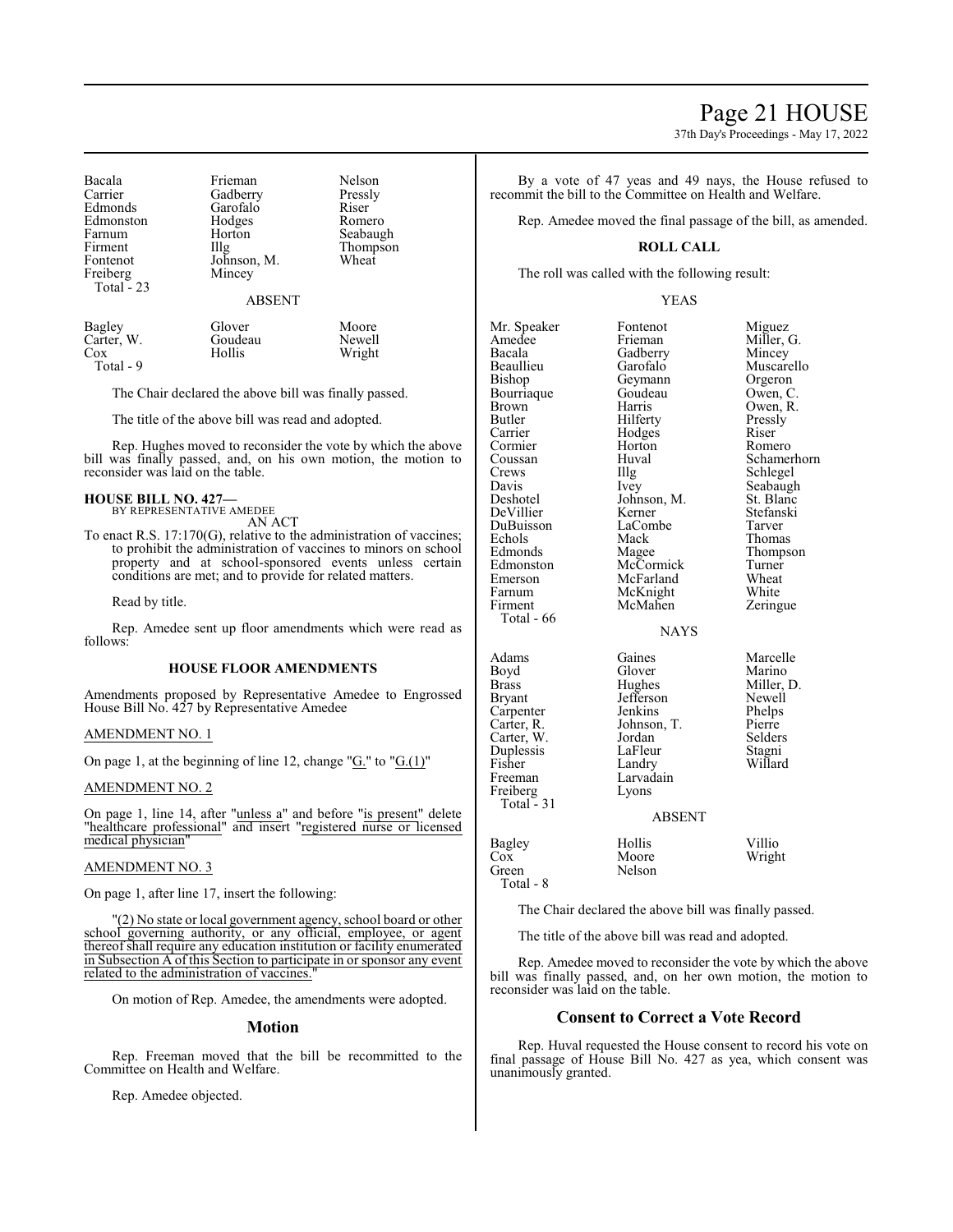| | | |
|---|---|---|
| Bacala | Frieman | Nelson |
| Carrier | Gadberry | Pressly |
| Edmonds | Garofalo | Riser |
| Edmonston | Hodges | Romero |
| Farnum | Horton | Seabaugh |
| Firment | Illg | Thompson |
| Fontenot | Johnson, M. | Wheat |
| Freiberg | Mincey | |
| Total - 23 | | |

ABSENT

| | | |
|---|---|---|
| Bagley | Glover | Moore |
| Carter, W. | Goudeau | Newell |
| Cox | Hollis | Wright |
| Total - 9 | | |

The Chair declared the above bill was finally passed.

The title of the above bill was read and adopted.

Rep. Hughes moved to reconsider the vote by which the above bill was finally passed, and, on his own motion, the motion to reconsider was laid on the table.

**HOUSE BILL NO. 427—**
BY REPRESENTATIVE AMEDEE
AN ACT

To enact R.S. 17:170(G), relative to the administration of vaccines; to prohibit the administration of vaccines to minors on school property and at school-sponsored events unless certain conditions are met; and to provide for related matters.

Read by title.

Rep. Amedee sent up floor amendments which were read as follows:

### HOUSE FLOOR AMENDMENTS

Amendments proposed by Representative Amedee to Engrossed House Bill No. 427 by Representative Amedee

AMENDMENT NO. 1

On page 1, at the beginning of line 12, change "G." to "G.(1)"

AMENDMENT NO. 2

On page 1, line 14, after "unless a" and before "is present" delete "healthcare professional" and insert "registered nurse or licensed medical physician"

AMENDMENT NO. 3

On page 1, after line 17, insert the following:

"(2) No state or local government agency, school board or other school governing authority, or any official, employee, or agent thereof shall require any education institution or facility enumerated in Subsection A of this Section to participate in or sponsor any event related to the administration of vaccines."

On motion of Rep. Amedee, the amendments were adopted.

## Motion

Rep. Freeman moved that the bill be recommitted to the Committee on Health and Welfare.

Rep. Amedee objected.

By a vote of 47 yeas and 49 nays, the House refused to recommit the bill to the Committee on Health and Welfare.

Rep. Amedee moved the final passage of the bill, as amended.

**ROLL CALL**

The roll was called with the following result:

YEAS

| | | |
|---|---|---|
| Mr. Speaker | Fontenot | Miguez |
| Amedee | Frieman | Miller, G. |
| Bacala | Gadberry | Mincey |
| Beaullieu | Garofalo | Muscarello |
| Bishop | Geymann | Orgeron |
| Bourriaque | Goudeau | Owen, C. |
| Brown | Harris | Owen, R. |
| Butler | Hilferty | Pressly |
| Carrier | Hodges | Riser |
| Cormier | Horton | Romero |
| Coussan | Huval | Schamerhorn |
| Crews | Illg | Schlegel |
| Davis | Ivey | Seabaugh |
| Deshotel | Johnson, M. | St. Blanc |
| DeVillier | Kerner | Stefanski |
| DuBuisson | LaCombe | Tarver |
| Echols | Mack | Thomas |
| Edmonds | Magee | Thompson |
| Edmonston | McCormick | Turner |
| Emerson | McFarland | Wheat |
| Farnum | McKnight | White |
| Firment | McMahen | Zeringue |
| Total - 66 | | |

NAYS

| | | |
|---|---|---|
| Adams | Gaines | Marcelle |
| Boyd | Glover | Marino |
| Brass | Hughes | Miller, D. |
| Bryant | Jefferson | Newell |
| Carpenter | Jenkins | Phelps |
| Carter, R. | Johnson, T. | Pierre |
| Carter, W. | Jordan | Selders |
| Duplessis | LaFleur | Stagni |
| Fisher | Landry | Willard |
| Freeman | Larvadain | |
| Freiberg | Lyons | |
| Total - 31 | | |

ABSENT

| | | |
|---|---|---|
| Bagley | Hollis | Villio |
| Cox | Moore | Wright |
| Green | Nelson | |
| Total - 8 | | |

The Chair declared the above bill was finally passed.

The title of the above bill was read and adopted.

Rep. Amedee moved to reconsider the vote by which the above bill was finally passed, and, on her own motion, the motion to reconsider was laid on the table.

## Consent to Correct a Vote Record

Rep. Huval requested the House consent to record his vote on final passage of House Bill No. 427 as yea, which consent was unanimously granted.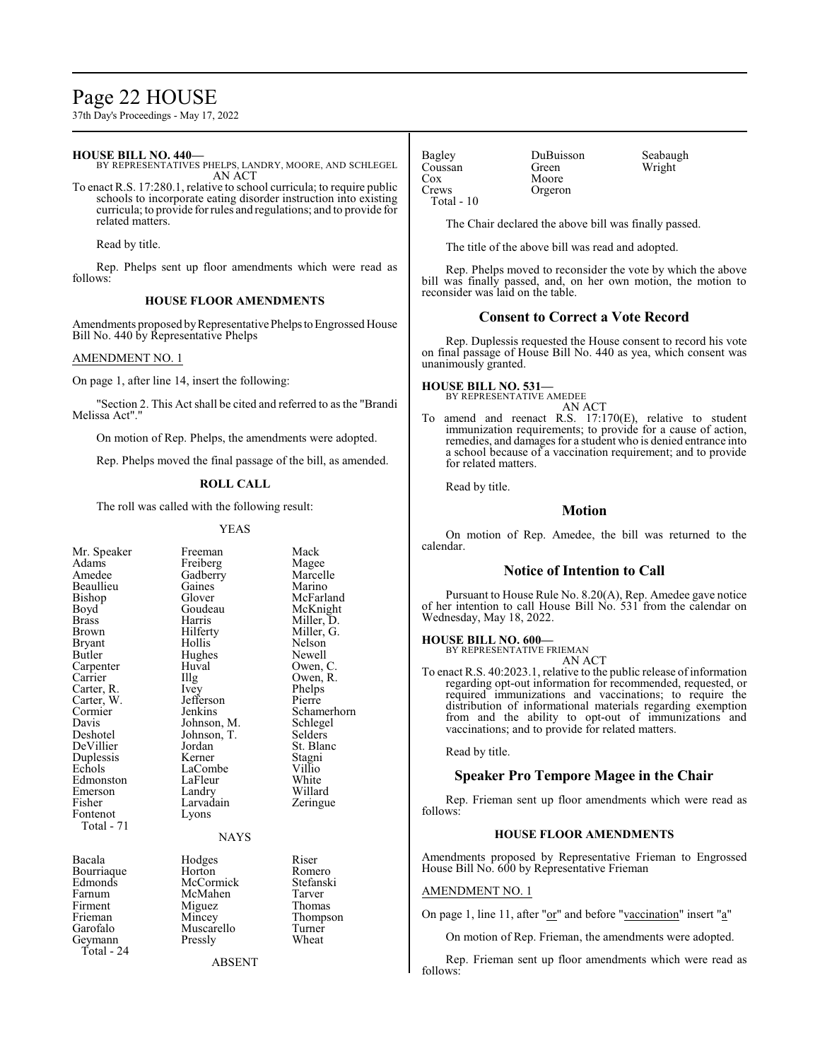**HOUSE BILL NO. 440—**

BY REPRESENTATIVES PHELPS, LANDRY, MOORE, AND SCHLEGEL

AN ACT

To enact R.S. 17:280.1, relative to school curricula; to require public schools to incorporate eating disorder instruction into existing curricula; to provide for rules and regulations; and to provide for related matters.

Read by title.

Rep. Phelps sent up floor amendments which were read as follows:

### HOUSE FLOOR AMENDMENTS

Amendments proposed by Representative Phelps to Engrossed House Bill No. 440 by Representative Phelps

AMENDMENT NO. 1

On page 1, after line 14, insert the following:

"Section 2. This Act shall be cited and referred to as the "Brandi Melissa Act"."

On motion of Rep. Phelps, the amendments were adopted.

Rep. Phelps moved the final passage of the bill, as amended.

### ROLL CALL

The roll was called with the following result:

YEAS

| | | |
|---|---|---|
| Mr. Speaker | Freeman | Mack |
| Adams | Freiberg | Magee |
| Amedee | Gadberry | Marcelle |
| Beaullieu | Gaines | Marino |
| Bishop | Glover | McFarland |
| Boyd | Goudeau | McKnight |
| Brass | Harris | Miller, D. |
| Brown | Hilferty | Miller, G. |
| Bryant | Hollis | Nelson |
| Butler | Hughes | Newell |
| Carpenter | Huval | Owen, C. |
| Carrier | Illg | Owen, R. |
| Carter, R. | Ivey | Phelps |
| Carter, W. | Jefferson | Pierre |
| Cormier | Jenkins | Schamerhorn |
| Davis | Johnson, M. | Schlegel |
| Deshotel | Johnson, T. | Selders |
| DeVillier | Jordan | St. Blanc |
| Duplessis | Kerner | Stagni |
| Echols | LaCombe | Villio |
| Edmonston | LaFleur | White |
| Emerson | Landry | Willard |
| Fisher | Larvadain | Zeringue |
| Fontenot | Lyons | |
| Total - 71 | | |

NAYS

| | | |
|---|---|---|
| Bacala | Hodges | Riser |
| Bourriaque | Horton | Romero |
| Edmonds | McCormick | Stefanski |
| Farnum | McMahen | Tarver |
| Firment | Miguez | Thomas |
| Frieman | Mincey | Thompson |
| Garofalo | Muscarello | Turner |
| Geymann | Pressly | Wheat |
| Total - 24 | | |

ABSENT

| | | |
|---|---|---|
| Bagley | DuBuisson | Seabaugh |
| Coussan | Green | Wright |
| Cox | Moore | |
| Crews | Orgeron | |
| Total - 10 | | |

The Chair declared the above bill was finally passed.

The title of the above bill was read and adopted.

Rep. Phelps moved to reconsider the vote by which the above bill was finally passed, and, on her own motion, the motion to reconsider was laid on the table.

## Consent to Correct a Vote Record

Rep. Duplessis requested the House consent to record his vote on final passage of House Bill No. 440 as yea, which consent was unanimously granted.

**HOUSE BILL NO. 531—**

BY REPRESENTATIVE AMEDEE

AN ACT

To amend and reenact R.S. 17:170(E), relative to student immunization requirements; to provide for a cause of action, remedies, and damages for a student who is denied entrance into a school because of a vaccination requirement; and to provide for related matters.

Read by title.

## Motion

On motion of Rep. Amedee, the bill was returned to the calendar.

## Notice of Intention to Call

Pursuant to House Rule No. 8.20(A), Rep. Amedee gave notice of her intention to call House Bill No. 531 from the calendar on Wednesday, May 18, 2022.

**HOUSE BILL NO. 600—**

BY REPRESENTATIVE FRIEMAN

AN ACT

To enact R.S. 40:2023.1, relative to the public release of information regarding opt-out information for recommended, requested, or required immunizations and vaccinations; to require the distribution of informational materials regarding exemption from and the ability to opt-out of immunizations and vaccinations; and to provide for related matters.

Read by title.

## Speaker Pro Tempore Magee in the Chair

Rep. Frieman sent up floor amendments which were read as follows:

### HOUSE FLOOR AMENDMENTS

Amendments proposed by Representative Frieman to Engrossed House Bill No. 600 by Representative Frieman

AMENDMENT NO. 1

On page 1, line 11, after "or" and before "vaccination" insert "a"

On motion of Rep. Frieman, the amendments were adopted.

Rep. Frieman sent up floor amendments which were read as follows: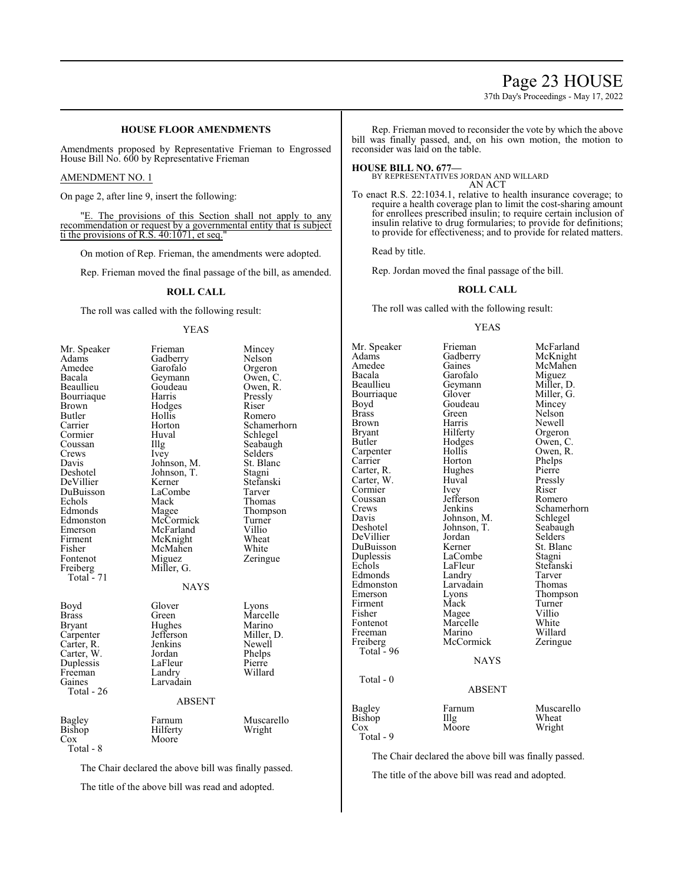### HOUSE FLOOR AMENDMENTS

Amendments proposed by Representative Frieman to Engrossed House Bill No. 600 by Representative Frieman

AMENDMENT NO. 1

On page 2, after line 9, insert the following:

"E. The provisions of this Section shall not apply to any recommendation or request by a governmental entity that is subject ti the provisions of R.S. 40:1071, et seq."

On motion of Rep. Frieman, the amendments were adopted.

Rep. Frieman moved the final passage of the bill, as amended.

**ROLL CALL**

The roll was called with the following result:

YEAS

| | | |
|---|---|---|
| Mr. Speaker | Frieman | Mincey |
| Adams | Gadberry | Nelson |
| Amedee | Garofalo | Orgeron |
| Bacala | Geymann | Owen, C. |
| Beaullieu | Goudeau | Owen, R. |
| Bourriaque | Harris | Pressly |
| Brown | Hodges | Riser |
| Butler | Hollis | Romero |
| Carrier | Horton | Schamerhorn |
| Cormier | Huval | Schlegel |
| Coussan | Illg | Seabaugh |
| Crews | Ivey | Selders |
| Davis | Johnson, M. | St. Blanc |
| Deshotel | Johnson, T. | Stagni |
| DeVillier | Kerner | Stefanski |
| DuBuisson | LaCombe | Tarver |
| Echols | Mack | Thomas |
| Edmonds | Magee | Thompson |
| Edmonston | McCormick | Turner |
| Emerson | McFarland | Villio |
| Firment | McKnight | Wheat |
| Fisher | McMahen | White |
| Fontenot | Miguez | Zeringue |
| Freiberg | Miller, G. | |

Total - 71

NAYS

| | | |
|---|---|---|
| Boyd | Glover | Lyons |
| Brass | Green | Marcelle |
| Bryant | Hughes | Marino |
| Carpenter | Jefferson | Miller, D. |
| Carter, R. | Jenkins | Newell |
| Carter, W. | Jordan | Phelps |
| Duplessis | LaFleur | Pierre |
| Freeman | Landry | Willard |
| Gaines | Larvadain | |

Total - 26

ABSENT

| | | |
|---|---|---|
| Bagley | Farnum | Muscarello |
| Bishop | Hilferty | Wright |
| Cox | Moore | |

Total - 8

The Chair declared the above bill was finally passed.

The title of the above bill was read and adopted.

Rep. Frieman moved to reconsider the vote by which the above bill was finally passed, and, on his own motion, the motion to reconsider was laid on the table.

**HOUSE BILL NO. 677—**
BY REPRESENTATIVES JORDAN AND WILLARD
AN ACT

To enact R.S. 22:1034.1, relative to health insurance coverage; to require a health coverage plan to limit the cost-sharing amount for enrollees prescribed insulin; to require certain inclusion of insulin relative to drug formularies; to provide for definitions; to provide for effectiveness; and to provide for related matters.

Read by title.

Rep. Jordan moved the final passage of the bill.

**ROLL CALL**

The roll was called with the following result:

YEAS

| | | |
|---|---|---|
| Mr. Speaker | Frieman | McFarland |
| Adams | Gadberry | McKnight |
| Amedee | Gaines | McMahen |
| Bacala | Garofalo | Miguez |
| Beaullieu | Geymann | Miller, D. |
| Bourriaque | Glover | Miller, G. |
| Boyd | Goudeau | Mincey |
| Brass | Green | Nelson |
| Brown | Harris | Newell |
| Bryant | Hilferty | Orgeron |
| Butler | Hodges | Owen, C. |
| Carpenter | Hollis | Owen, R. |
| Carrier | Horton | Phelps |
| Carter, R. | Hughes | Pierre |
| Carter, W. | Huval | Pressly |
| Cormier | Ivey | Riser |
| Coussan | Jefferson | Romero |
| Crews | Jenkins | Schamerhorn |
| Davis | Johnson, M. | Schlegel |
| Deshotel | Johnson, T. | Seabaugh |
| DeVillier | Jordan | Selders |
| DuBuisson | Kerner | St. Blanc |
| Duplessis | LaCombe | Stagni |
| Echols | LaFleur | Stefanski |
| Edmonds | Landry | Tarver |
| Edmonston | Larvadain | Thomas |
| Emerson | Lyons | Thompson |
| Firment | Mack | Turner |
| Fisher | Magee | Villio |
| Fontenot | Marcelle | White |
| Freeman | Marino | Willard |
| Freiberg | McCormick | Zeringue |

Total - 96

NAYS

Total - 0

ABSENT

| | | |
|---|---|---|
| Bagley | Farnum | Muscarello |
| Bishop | Illg | Wheat |
| Cox | Moore | Wright |

Total - 9

The Chair declared the above bill was finally passed.

The title of the above bill was read and adopted.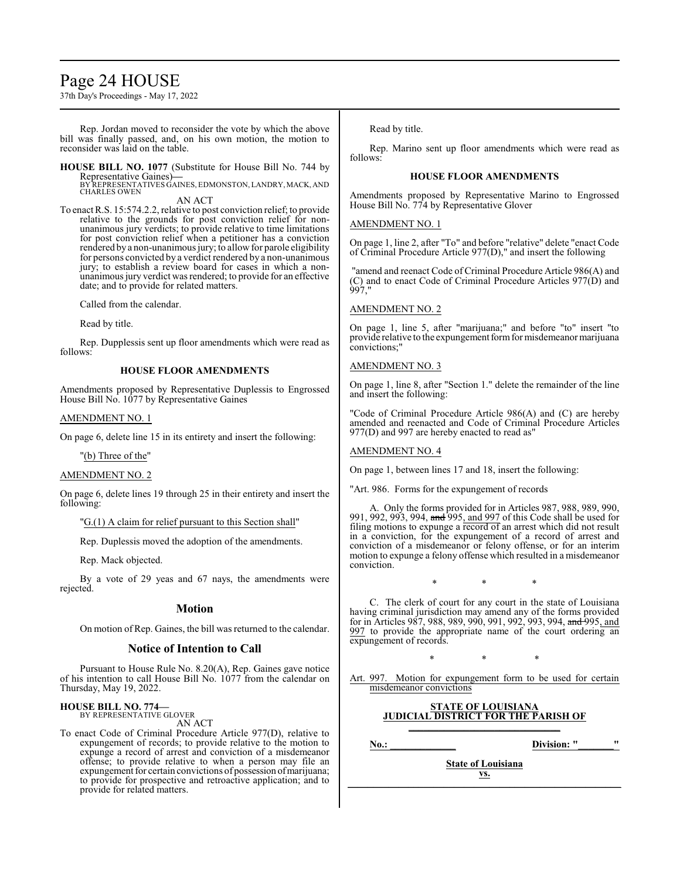Rep. Jordan moved to reconsider the vote by which the above bill was finally passed, and, on his own motion, the motion to reconsider was laid on the table.

**HOUSE BILL NO. 1077** (Substitute for House Bill No. 744 by Representative Gaines)**—**
BY REPRESENTATIVES GAINES, EDMONSTON, LANDRY, MACK, AND CHARLES OWEN

AN ACT

To enact R.S. 15:574.2.2, relative to post conviction relief; to provide relative to the grounds for post conviction relief for non-unanimous jury verdicts; to provide relative to time limitations for post conviction relief when a petitioner has a conviction rendered by a non-unanimous jury; to allow for parole eligibility for persons convicted by a verdict rendered by a non-unanimous jury; to establish a review board for cases in which a non-unanimous jury verdict was rendered; to provide for an effective date; and to provide for related matters.

Called from the calendar.

Read by title.

Rep. Dupplessis sent up floor amendments which were read as follows:

**HOUSE FLOOR AMENDMENTS**

Amendments proposed by Representative Duplessis to Engrossed House Bill No. 1077 by Representative Gaines

AMENDMENT NO. 1

On page 6, delete line 15 in its entirety and insert the following:

"(b) Three of the"

AMENDMENT NO. 2

On page 6, delete lines 19 through 25 in their entirety and insert the following:

"G.(1) A claim for relief pursuant to this Section shall"

Rep. Duplessis moved the adoption of the amendments.

Rep. Mack objected.

By a vote of 29 yeas and 67 nays, the amendments were rejected.

## Motion

On motion of Rep. Gaines, the bill was returned to the calendar.

## Notice of Intention to Call

Pursuant to House Rule No. 8.20(A), Rep. Gaines gave notice of his intention to call House Bill No. 1077 from the calendar on Thursday, May 19, 2022.

**HOUSE BILL NO. 774—**
BY REPRESENTATIVE GLOVER

AN ACT

To enact Code of Criminal Procedure Article 977(D), relative to expungement of records; to provide relative to the motion to expunge a record of arrest and conviction of a misdemeanor offense; to provide relative to when a person may file an expungement for certain convictions of possession of marijuana; to provide for prospective and retroactive application; and to provide for related matters.

Read by title.

Rep. Marino sent up floor amendments which were read as follows:

**HOUSE FLOOR AMENDMENTS**

Amendments proposed by Representative Marino to Engrossed House Bill No. 774 by Representative Glover

AMENDMENT NO. 1

On page 1, line 2, after "To" and before "relative" delete "enact Code of Criminal Procedure Article 977(D)," and insert the following

"amend and reenact Code of Criminal Procedure Article 986(A) and (C) and to enact Code of Criminal Procedure Articles 977(D) and 997,"

AMENDMENT NO. 2

On page 1, line 5, after "marijuana;" and before "to" insert "to provide relative to the expungement form for misdemeanor marijuana convictions;"

AMENDMENT NO. 3

On page 1, line 8, after "Section 1." delete the remainder of the line and insert the following:

"Code of Criminal Procedure Article 986(A) and (C) are hereby amended and reenacted and Code of Criminal Procedure Articles 977(D) and 997 are hereby enacted to read as"

AMENDMENT NO. 4

On page 1, between lines 17 and 18, insert the following:

"Art. 986. Forms for the expungement of records

A. Only the forms provided for in Articles 987, 988, 989, 990, 991, 992, 993, 994, ~~and~~ 995, and 997 of this Code shall be used for filing motions to expunge a record of an arrest which did not result in a conviction, for the expungement of a record of arrest and conviction of a misdemeanor or felony offense, or for an interim motion to expunge a felony offense which resulted in a misdemeanor conviction.

\* \* \*

C. The clerk of court for any court in the state of Louisiana having criminal jurisdiction may amend any of the forms provided for in Articles 987, 988, 989, 990, 991, 992, 993, 994, ~~and~~ 995, and 997 to provide the appropriate name of the court ordering an expungement of records.

\* \* \*

Art. 997. Motion for expungement form to be used for certain misdemeanor convictions

**STATE OF LOUISIANA**
**JUDICIAL DISTRICT FOR THE PARISH OF**
**______________________________**

**No.: _____________** **Division: "_______"**

**State of Louisiana**
**vs.**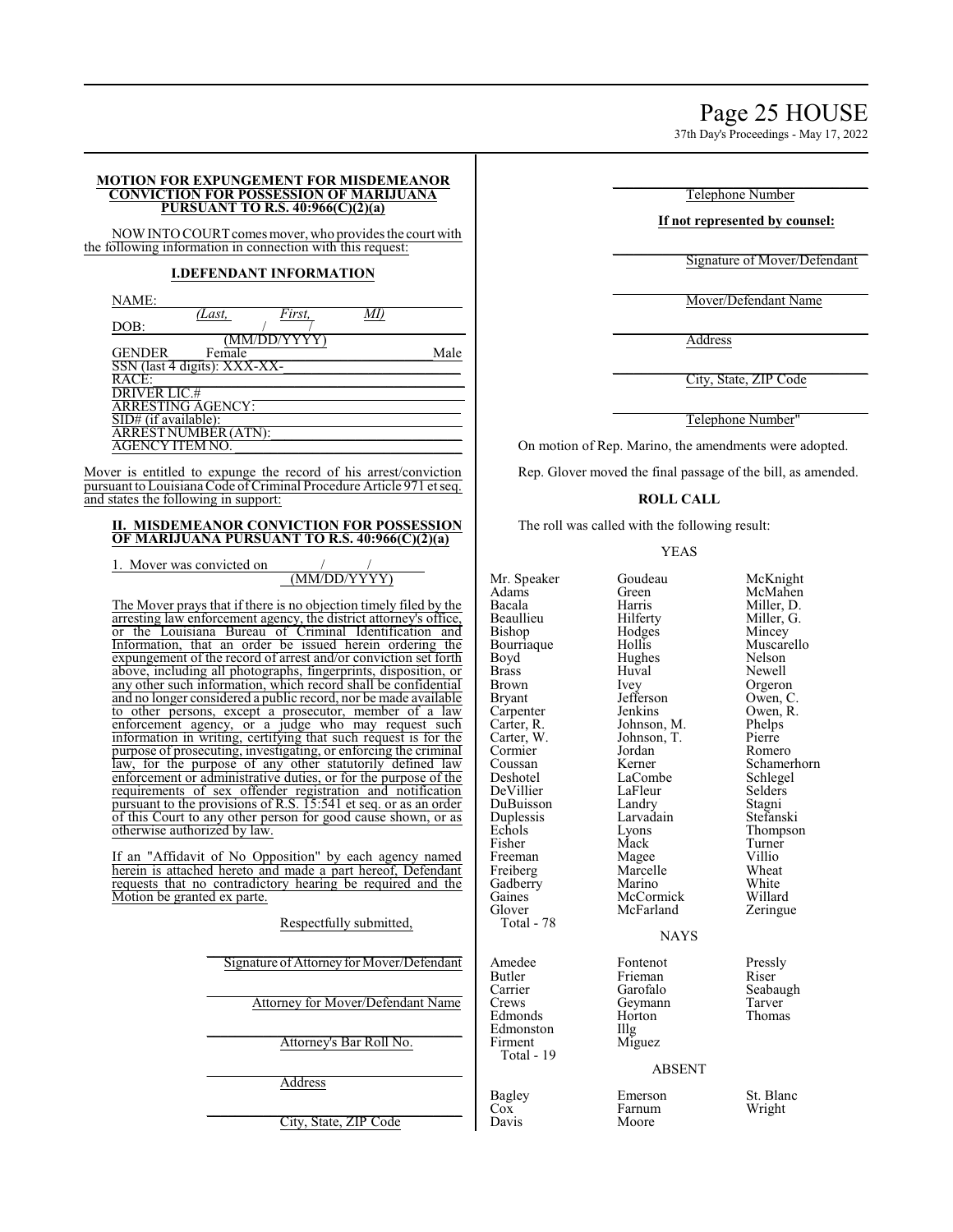**MOTION FOR EXPUNGEMENT FOR MISDEMEANOR CONVICTION FOR POSSESSION OF MARIJUANA PURSUANT TO R.S. 40:966(C)(2)(a)**

NOW INTO COURT comes mover, who provides the court with the following information in connection with this request:

**I.DEFENDANT INFORMATION**

NAME: ______________________________
(Last, First, MI)

DOB: ____/____/________
(MM/DD/YYYY)

GENDER Female ______________________ Male

SSN (last 4 digits): XXX-XX-__________

RACE: ______________________________

DRIVER LIC.# ________________________

ARRESTING AGENCY: _________________

SID# (if available): ___________________

ARREST NUMBER (ATN): _____________

AGENCY ITEM NO. ___________________

Mover is entitled to expunge the record of his arrest/conviction pursuant to Louisiana Code of Criminal Procedure Article 971 et seq. and states the following in support:

**II. MISDEMEANOR CONVICTION FOR POSSESSION OF MARIJUANA PURSUANT TO R.S. 40:966(C)(2)(a)**

1. Mover was convicted on ____/____/________
(MM/DD/YYYY)

The Mover prays that if there is no objection timely filed by the arresting law enforcement agency, the district attorney's office, or the Louisiana Bureau of Criminal Identification and Information, that an order be issued herein ordering the expungement of the record of arrest and/or conviction set forth above, including all photographs, fingerprints, disposition, or any other such information, which record shall be confidential and no longer considered a public record, nor be made available to other persons, except a prosecutor, member of a law enforcement agency, or a judge who may request such information in writing, certifying that such request is for the purpose of prosecuting, investigating, or enforcing the criminal law, for the purpose of any other statutorily defined law enforcement or administrative duties, or for the purpose of the requirements of sex offender registration and notification pursuant to the provisions of R.S. 15:541 et seq. or as an order of this Court to any other person for good cause shown, or as otherwise authorized by law.

If an "Affidavit of No Opposition" by each agency named herein is attached hereto and made a part hereof, Defendant requests that no contradictory hearing be required and the Motion be granted ex parte.

Respectfully submitted,

______________________________
Signature of Attorney for Mover/Defendant

______________________________
Attorney for Mover/Defendant Name

______________________________
Attorney's Bar Roll No.

______________________________
Address

______________________________
City, State, ZIP Code

______________________________
Telephone Number

**If not represented by counsel:**

______________________________
Signature of Mover/Defendant

______________________________
Mover/Defendant Name

______________________________
Address

______________________________
City, State, ZIP Code

______________________________
Telephone Number"

On motion of Rep. Marino, the amendments were adopted.

Rep. Glover moved the final passage of the bill, as amended.

**ROLL CALL**

The roll was called with the following result:

YEAS

| | | |
|---|---|---|
| Mr. Speaker | Goudeau | McKnight |
| Adams | Green | McMahen |
| Bacala | Harris | Miller, D. |
| Beaullieu | Hilferty | Miller, G. |
| Bishop | Hodges | Mincey |
| Bourriaque | Hollis | Muscarello |
| Boyd | Hughes | Nelson |
| Brass | Huval | Newell |
| Brown | Ivey | Orgeron |
| Bryant | Jefferson | Owen, C. |
| Carpenter | Jenkins | Owen, R. |
| Carter, R. | Johnson, M. | Phelps |
| Carter, W. | Johnson, T. | Pierre |
| Cormier | Jordan | Romero |
| Coussan | Kerner | Schamerhorn |
| Deshotel | LaCombe | Schlegel |
| DeVillier | LaFleur | Selders |
| DuBuisson | Landry | Stagni |
| Duplessis | Larvadain | Stefanski |
| Echols | Lyons | Thompson |
| Fisher | Mack | Turner |
| Freeman | Magee | Villio |
| Freiberg | Marcelle | Wheat |
| Gadberry | Marino | White |
| Gaines | McCormick | Willard |
| Glover | McFarland | Zeringue |

Total - 78

NAYS

| | | |
|---|---|---|
| Amedee | Fontenot | Pressly |
| Butler | Frieman | Riser |
| Carrier | Garofalo | Seabaugh |
| Crews | Geymann | Tarver |
| Edmonds | Horton | Thomas |
| Edmonston | Illg | |
| Firment | Miguez | |

Total - 19

ABSENT

| | | |
|---|---|---|
| Bagley | Emerson | St. Blanc |
| Cox | Farnum | Wright |
| Davis | Moore | |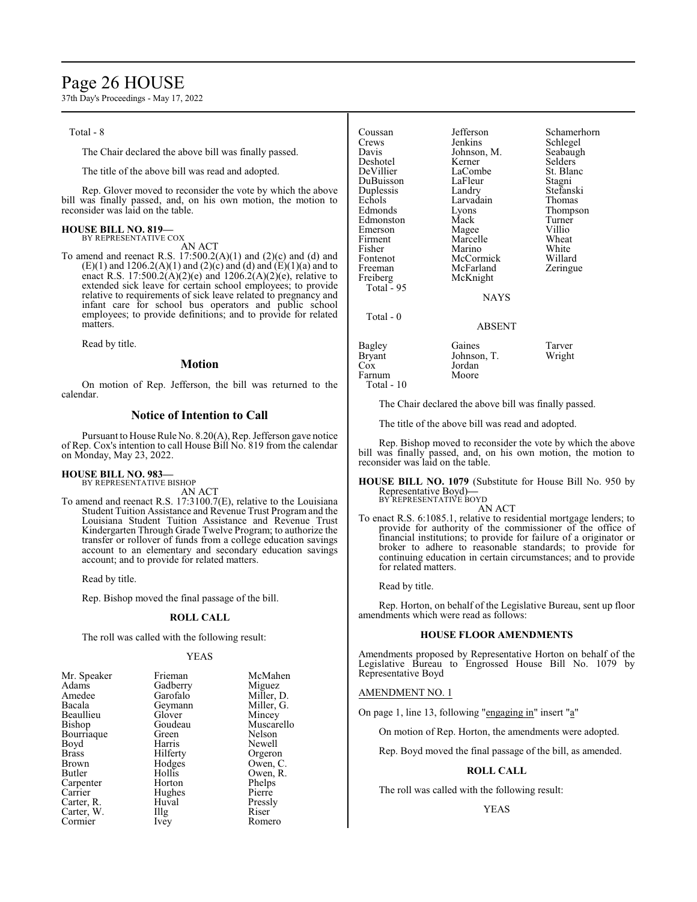Total - 8

The Chair declared the above bill was finally passed.

The title of the above bill was read and adopted.

Rep. Glover moved to reconsider the vote by which the above bill was finally passed, and, on his own motion, the motion to reconsider was laid on the table.

**HOUSE BILL NO. 819—**
BY REPRESENTATIVE COX

AN ACT

To amend and reenact R.S. 17:500.2(A)(1) and (2)(c) and (d) and (E)(1) and 1206.2(A)(1) and (2)(c) and (d) and (E)(1)(a) and to enact R.S. 17:500.2(A)(2)(e) and 1206.2(A)(2)(e), relative to extended sick leave for certain school employees; to provide relative to requirements of sick leave related to pregnancy and infant care for school bus operators and public school employees; to provide definitions; and to provide for related matters.

Read by title.

## Motion

On motion of Rep. Jefferson, the bill was returned to the calendar.

## Notice of Intention to Call

Pursuant to House Rule No. 8.20(A), Rep. Jefferson gave notice of Rep. Cox's intention to call House Bill No. 819 from the calendar on Monday, May 23, 2022.

**HOUSE BILL NO. 983—**
BY REPRESENTATIVE BISHOP

AN ACT

To amend and reenact R.S. 17:3100.7(E), relative to the Louisiana Student Tuition Assistance and Revenue Trust Program and the Louisiana Student Tuition Assistance and Revenue Trust Kindergarten Through Grade Twelve Program; to authorize the transfer or rollover of funds from a college education savings account to an elementary and secondary education savings account; and to provide for related matters.

Read by title.

Rep. Bishop moved the final passage of the bill.

### ROLL CALL

The roll was called with the following result:

YEAS

| | | |
|---|---|---|
| Mr. Speaker | Frieman | McMahen |
| Adams | Gadberry | Miguez |
| Amedee | Garofalo | Miller, D. |
| Bacala | Geymann | Miller, G. |
| Beaullieu | Glover | Mincey |
| Bishop | Goudeau | Muscarello |
| Bourriaque | Green | Nelson |
| Boyd | Harris | Newell |
| Brass | Hilferty | Orgeron |
| Brown | Hodges | Owen, C. |
| Butler | Hollis | Owen, R. |
| Carpenter | Horton | Phelps |
| Carrier | Hughes | Pierre |
| Carter, R. | Huval | Pressly |
| Carter, W. | Illg | Riser |
| Cormier | Ivey | Romero |
| Coussan | Jefferson | Schamerhorn |
| Crews | Jenkins | Schlegel |
| Davis | Johnson, M. | Seabaugh |
| Deshotel | Kerner | Selders |
| DeVillier | LaCombe | St. Blanc |
| DuBuisson | LaFleur | Stagni |
| Duplessis | Landry | Stefanski |
| Echols | Larvadain | Thomas |
| Edmonds | Lyons | Thompson |
| Edmonston | Mack | Turner |
| Emerson | Magee | Villio |
| Firment | Marcelle | Wheat |
| Fisher | Marino | White |
| Fontenot | McCormick | Willard |
| Freeman | McFarland | Zeringue |
| Freiberg | McKnight | |

Total - 95

NAYS

Total - 0

ABSENT

| | | |
|---|---|---|
| Bagley | Gaines | Tarver |
| Bryant | Johnson, T. | Wright |
| Cox | Jordan | |
| Farnum | Moore | |

Total - 10

The Chair declared the above bill was finally passed.

The title of the above bill was read and adopted.

Rep. Bishop moved to reconsider the vote by which the above bill was finally passed, and, on his own motion, the motion to reconsider was laid on the table.

**HOUSE BILL NO. 1079** (Substitute for House Bill No. 950 by Representative Boyd)**—**
BY REPRESENTATIVE BOYD

AN ACT

To enact R.S. 6:1085.1, relative to residential mortgage lenders; to provide for authority of the commissioner of the office of financial institutions; to provide for failure of a originator or broker to adhere to reasonable standards; to provide for continuing education in certain circumstances; and to provide for related matters.

Read by title.

Rep. Horton, on behalf of the Legislative Bureau, sent up floor amendments which were read as follows:

### HOUSE FLOOR AMENDMENTS

Amendments proposed by Representative Horton on behalf of the Legislative Bureau to Engrossed House Bill No. 1079 by Representative Boyd

AMENDMENT NO. 1

On page 1, line 13, following "engaging in" insert "a"

On motion of Rep. Horton, the amendments were adopted.

Rep. Boyd moved the final passage of the bill, as amended.

### ROLL CALL

The roll was called with the following result:

YEAS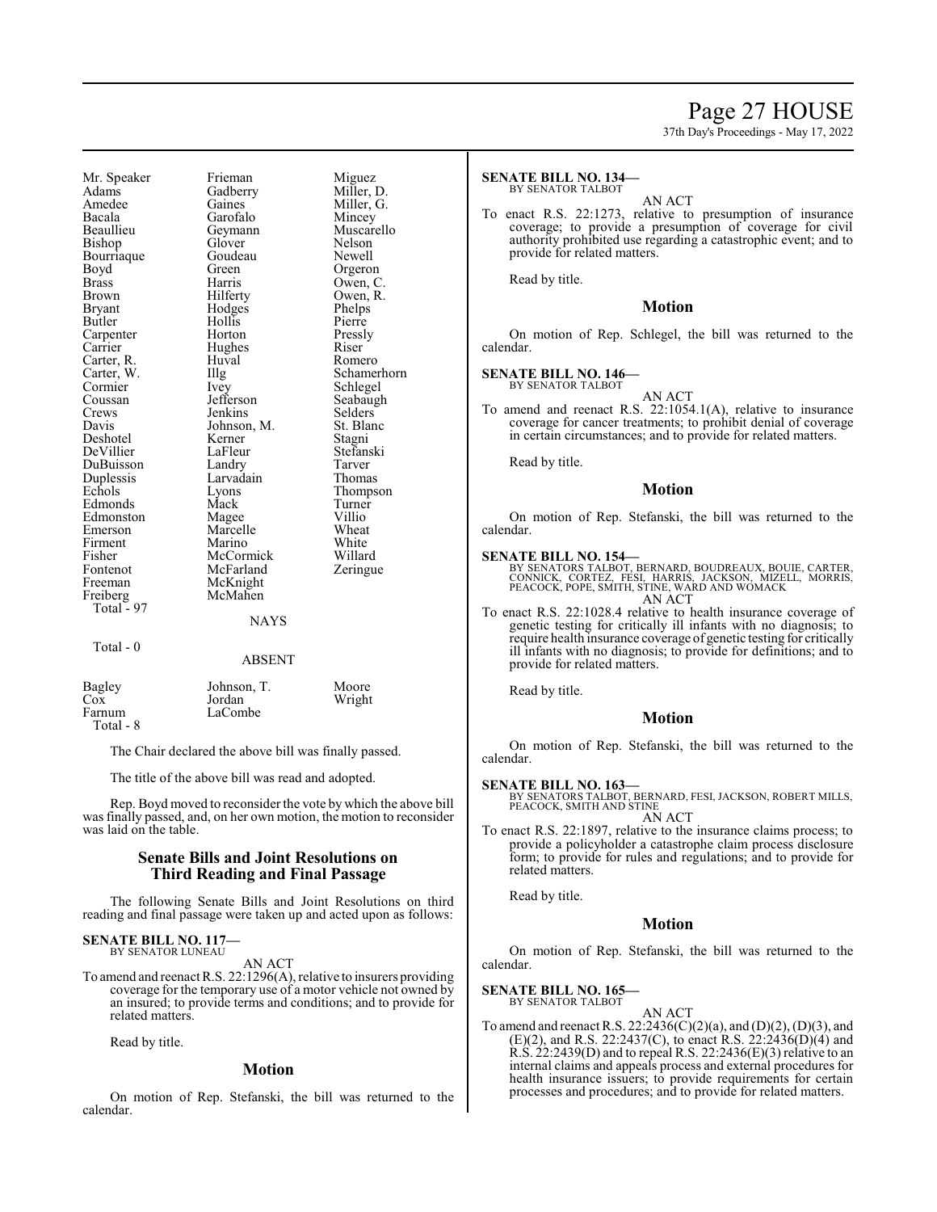| Mr. Speaker | Frieman | Miguez |
|---|---|---|
| Adams | Gadberry | Miller, D. |
| Amedee | Gaines | Miller, G. |
| Bacala | Garofalo | Mincey |
| Beaullieu | Geymann | Muscarello |
| Bishop | Glover | Nelson |
| Bourriaque | Goudeau | Newell |
| Boyd | Green | Orgeron |
| Brass | Harris | Owen, C. |
| Brown | Hilferty | Owen, R. |
| Bryant | Hodges | Phelps |
| Butler | Hollis | Pierre |
| Carpenter | Horton | Pressly |
| Carrier | Hughes | Riser |
| Carter, R. | Huval | Romero |
| Carter, W. | Illg | Schamerhorn |
| Cormier | Ivey | Schlegel |
| Coussan | Jefferson | Seabaugh |
| Crews | Jenkins | Selders |
| Davis | Johnson, M. | St. Blanc |
| Deshotel | Kerner | Stagni |
| DeVillier | LaFleur | Stefanski |
| DuBuisson | Landry | Tarver |
| Duplessis | Larvadain | Thomas |
| Echols | Lyons | Thompson |
| Edmonds | Mack | Turner |
| Edmonston | Magee | Villio |
| Emerson | Marcelle | Wheat |
| Firment | Marino | White |
| Fisher | McCormick | Willard |
| Fontenot | McFarland | Zeringue |
| Freeman | McKnight | |
| Freiberg | McMahen | |
| Total - 97 | | |

NAYS

Total - 0

ABSENT

| Bagley | Johnson, T. | Moore |
|---|---|---|
| Cox | Jordan | Wright |
| Farnum | LaCombe | |
| Total - 8 | | |

The Chair declared the above bill was finally passed.

The title of the above bill was read and adopted.

Rep. Boyd moved to reconsider the vote by which the above bill was finally passed, and, on her own motion, the motion to reconsider was laid on the table.

## Senate Bills and Joint Resolutions on Third Reading and Final Passage

The following Senate Bills and Joint Resolutions on third reading and final passage were taken up and acted upon as follows:

**SENATE BILL NO. 117—**
BY SENATOR LUNEAU

AN ACT

To amend and reenact R.S. 22:1296(A), relative to insurers providing coverage for the temporary use of a motor vehicle not owned by an insured; to provide terms and conditions; and to provide for related matters.

Read by title.

### Motion

On motion of Rep. Stefanski, the bill was returned to the calendar.

**SENATE BILL NO. 134—**
BY SENATOR TALBOT

AN ACT

To enact R.S. 22:1273, relative to presumption of insurance coverage; to provide a presumption of coverage for civil authority prohibited use regarding a catastrophic event; and to provide for related matters.

Read by title.

### Motion

On motion of Rep. Schlegel, the bill was returned to the calendar.

**SENATE BILL NO. 146—**
BY SENATOR TALBOT

AN ACT

To amend and reenact R.S. 22:1054.1(A), relative to insurance coverage for cancer treatments; to prohibit denial of coverage in certain circumstances; and to provide for related matters.

Read by title.

### Motion

On motion of Rep. Stefanski, the bill was returned to the calendar.

**SENATE BILL NO. 154—**
BY SENATORS TALBOT, BERNARD, BOUDREAUX, BOUIE, CARTER, CONNICK, CORTEZ, FESI, HARRIS, JACKSON, MIZELL, MORRIS, PEACOCK, POPE, SMITH, STINE, WARD AND WOMACK

AN ACT

To enact R.S. 22:1028.4 relative to health insurance coverage of genetic testing for critically ill infants with no diagnosis; to require health insurance coverage of genetic testing for critically ill infants with no diagnosis; to provide for definitions; and to provide for related matters.

Read by title.

### Motion

On motion of Rep. Stefanski, the bill was returned to the calendar.

**SENATE BILL NO. 163—**
BY SENATORS TALBOT, BERNARD, FESI, JACKSON, ROBERT MILLS, PEACOCK, SMITH AND STINE

AN ACT

To enact R.S. 22:1897, relative to the insurance claims process; to provide a policyholder a catastrophe claim process disclosure form; to provide for rules and regulations; and to provide for related matters.

Read by title.

### Motion

On motion of Rep. Stefanski, the bill was returned to the calendar.

**SENATE BILL NO. 165—**
BY SENATOR TALBOT

AN ACT

To amend and reenact R.S. 22:2436(C)(2)(a), and (D)(2), (D)(3), and (E)(2), and R.S. 22:2437(C), to enact R.S. 22:2436(D)(4) and R.S. 22:2439(D) and to repeal R.S. 22:2436(E)(3) relative to an internal claims and appeals process and external procedures for health insurance issuers; to provide requirements for certain processes and procedures; and to provide for related matters.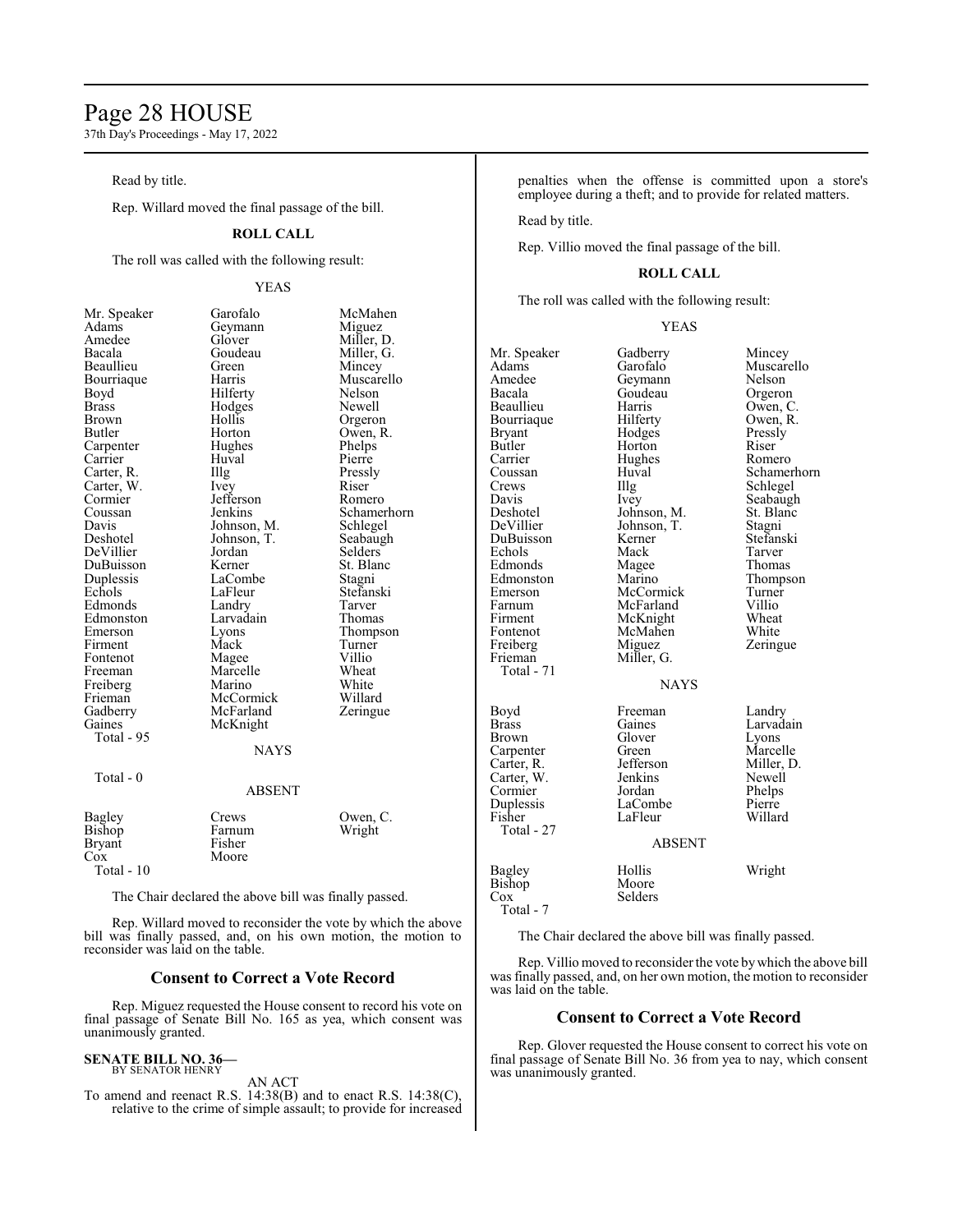Read by title.

Rep. Willard moved the final passage of the bill.

**ROLL CALL**

The roll was called with the following result:

YEAS

| | | |
|---|---|---|
| Mr. Speaker | Garofalo | McMahen |
| Adams | Geymann | Miguez |
| Amedee | Glover | Miller, D. |
| Bacala | Goudeau | Miller, G. |
| Beaullieu | Green | Mincey |
| Bourriaque | Harris | Muscarello |
| Boyd | Hilferty | Nelson |
| Brass | Hodges | Newell |
| Brown | Hollis | Orgeron |
| Butler | Horton | Owen, R. |
| Carpenter | Hughes | Phelps |
| Carrier | Huval | Pierre |
| Carter, R. | Illg | Pressly |
| Carter, W. | Ivey | Riser |
| Cormier | Jefferson | Romero |
| Coussan | Jenkins | Schamerhorn |
| Davis | Johnson, M. | Schlegel |
| Deshotel | Johnson, T. | Seabaugh |
| DeVillier | Jordan | Selders |
| DuBuisson | Kerner | St. Blanc |
| Duplessis | LaCombe | Stagni |
| Echols | LaFleur | Stefanski |
| Edmonds | Landry | Tarver |
| Edmonston | Larvadain | Thomas |
| Emerson | Lyons | Thompson |
| Firment | Mack | Turner |
| Fontenot | Magee | Villio |
| Freeman | Marcelle | Wheat |
| Freiberg | Marino | White |
| Frieman | McCormick | Willard |
| Gadberry | McFarland | Zeringue |
| Gaines | McKnight | |

Total - 95

NAYS

Total - 0

ABSENT

| | | |
|---|---|---|
| Bagley | Crews | Owen, C. |
| Bishop | Farnum | Wright |
| Bryant | Fisher | |
| Cox | Moore | |

Total - 10

The Chair declared the above bill was finally passed.

Rep. Willard moved to reconsider the vote by which the above bill was finally passed, and, on his own motion, the motion to reconsider was laid on the table.

## Consent to Correct a Vote Record

Rep. Miguez requested the House consent to record his vote on final passage of Senate Bill No. 165 as yea, which consent was unanimously granted.

**SENATE BILL NO. 36—**
BY SENATOR HENRY

AN ACT

To amend and reenact R.S. 14:38(B) and to enact R.S. 14:38(C), relative to the crime of simple assault; to provide for increased penalties when the offense is committed upon a store's employee during a theft; and to provide for related matters.

Read by title.

Rep. Villio moved the final passage of the bill.

**ROLL CALL**

The roll was called with the following result:

YEAS

| | | |
|---|---|---|
| Mr. Speaker | Gadberry | Mincey |
| Adams | Garofalo | Muscarello |
| Amedee | Geymann | Nelson |
| Bacala | Goudeau | Orgeron |
| Beaullieu | Harris | Owen, C. |
| Bourriaque | Hilferty | Owen, R. |
| Bryant | Hodges | Pressly |
| Butler | Horton | Riser |
| Carrier | Hughes | Romero |
| Coussan | Huval | Schamerhorn |
| Crews | Illg | Schlegel |
| Davis | Ivey | Seabaugh |
| Deshotel | Johnson, M. | St. Blanc |
| DeVillier | Johnson, T. | Stagni |
| DuBuisson | Kerner | Stefanski |
| Echols | Mack | Tarver |
| Edmonds | Magee | Thomas |
| Edmonston | Marino | Thompson |
| Emerson | McCormick | Turner |
| Farnum | McFarland | Villio |
| Firment | McKnight | Wheat |
| Fontenot | McMahen | White |
| Freiberg | Miguez | Zeringue |
| Frieman | Miller, G. | |

Total - 71

NAYS

| | | |
|---|---|---|
| Boyd | Freeman | Landry |
| Brass | Gaines | Larvadain |
| Brown | Glover | Lyons |
| Carpenter | Green | Marcelle |
| Carter, R. | Jefferson | Miller, D. |
| Carter, W. | Jenkins | Newell |
| Cormier | Jordan | Phelps |
| Duplessis | LaCombe | Pierre |
| Fisher | LaFleur | Willard |

Total - 27

ABSENT

| | | |
|---|---|---|
| Bagley | Hollis | Wright |
| Bishop | Moore | |
| Cox | Selders | |

Total - 7

The Chair declared the above bill was finally passed.

Rep. Villio moved to reconsider the vote by which the above bill was finally passed, and, on her own motion, the motion to reconsider was laid on the table.

## Consent to Correct a Vote Record

Rep. Glover requested the House consent to correct his vote on final passage of Senate Bill No. 36 from yea to nay, which consent was unanimously granted.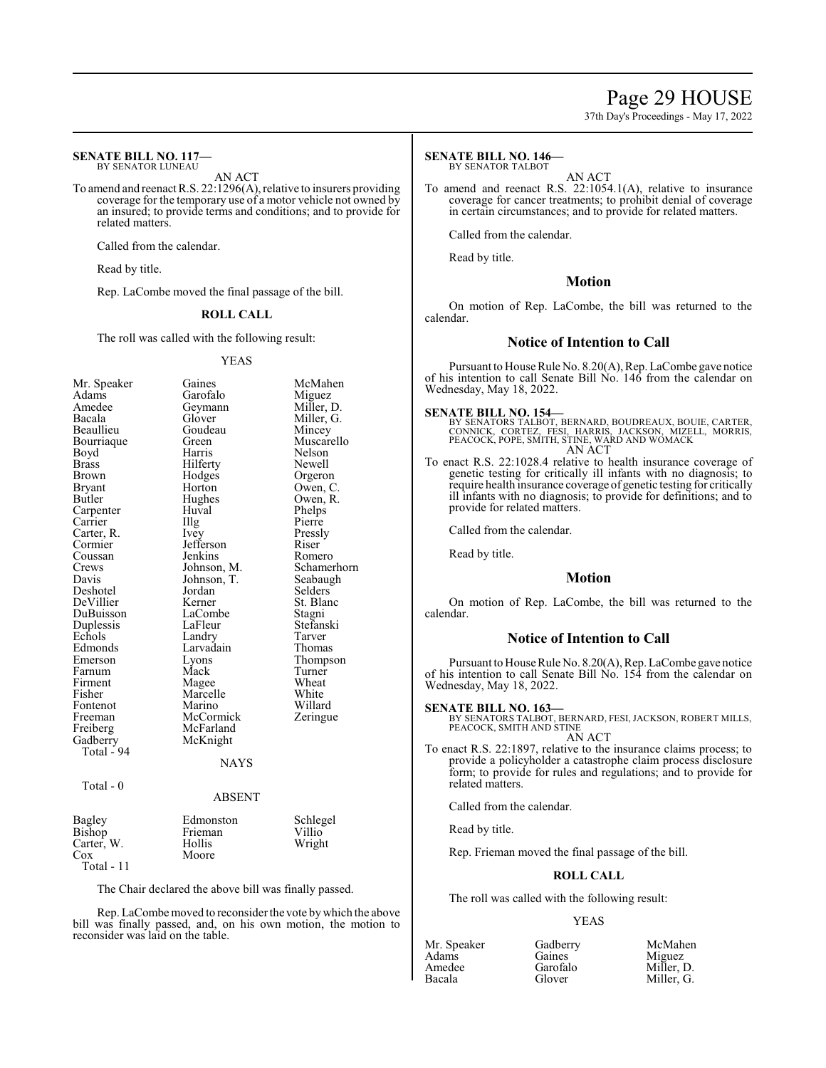**SENATE BILL NO. 117—**
BY SENATOR LUNEAU

AN ACT

To amend and reenact R.S. 22:1296(A), relative to insurers providing coverage for the temporary use of a motor vehicle not owned by an insured; to provide terms and conditions; and to provide for related matters.

Called from the calendar.

Read by title.

Rep. LaCombe moved the final passage of the bill.

**ROLL CALL**

The roll was called with the following result:

YEAS

| | | |
|---|---|---|
| Mr. Speaker | Gaines | McMahen |
| Adams | Garofalo | Miguez |
| Amedee | Geymann | Miller, D. |
| Bacala | Glover | Miller, G. |
| Beaullieu | Goudeau | Mincey |
| Bourriaque | Green | Muscarello |
| Boyd | Harris | Nelson |
| Brass | Hilferty | Newell |
| Brown | Hodges | Orgeron |
| Bryant | Horton | Owen, C. |
| Butler | Hughes | Owen, R. |
| Carpenter | Huval | Phelps |
| Carrier | Illg | Pierre |
| Carter, R. | Ivey | Pressly |
| Cormier | Jefferson | Riser |
| Coussan | Jenkins | Romero |
| Crews | Johnson, M. | Schamerhorn |
| Davis | Johnson, T. | Seabaugh |
| Deshotel | Jordan | Selders |
| DeVillier | Kerner | St. Blanc |
| DuBuisson | LaCombe | Stagni |
| Duplessis | LaFleur | Stefanski |
| Echols | Landry | Tarver |
| Edmonds | Larvadain | Thomas |
| Emerson | Lyons | Thompson |
| Farnum | Mack | Turner |
| Firment | Magee | Wheat |
| Fisher | Marcelle | White |
| Fontenot | Marino | Willard |
| Freeman | McCormick | Zeringue |
| Freiberg | McFarland | |
| Gadberry | McKnight | |

Total - 94

NAYS

Total - 0

ABSENT

| | | |
|---|---|---|
| Bagley | Edmonston | Schlegel |
| Bishop | Frieman | Villio |
| Carter, W. | Hollis | Wright |
| Cox | Moore | |

Total - 11

The Chair declared the above bill was finally passed.

Rep. LaCombe moved to reconsider the vote by which the above bill was finally passed, and, on his own motion, the motion to reconsider was laid on the table.

**SENATE BILL NO. 146—**
BY SENATOR TALBOT

AN ACT

To amend and reenact R.S. 22:1054.1(A), relative to insurance coverage for cancer treatments; to prohibit denial of coverage in certain circumstances; and to provide for related matters.

Called from the calendar.

Read by title.

## Motion

On motion of Rep. LaCombe, the bill was returned to the calendar.

## Notice of Intention to Call

Pursuant to House Rule No. 8.20(A), Rep. LaCombe gave notice of his intention to call Senate Bill No. 146 from the calendar on Wednesday, May 18, 2022.

**SENATE BILL NO. 154—**
BY SENATORS TALBOT, BERNARD, BOUDREAUX, BOUIE, CARTER, CONNICK, CORTEZ, FESI, HARRIS, JACKSON, MIZELL, MORRIS, PEACOCK, POPE, SMITH, STINE, WARD AND WOMACK

AN ACT

To enact R.S. 22:1028.4 relative to health insurance coverage of genetic testing for critically ill infants with no diagnosis; to require health insurance coverage of genetic testing for critically ill infants with no diagnosis; to provide for definitions; and to provide for related matters.

Called from the calendar.

Read by title.

## Motion

On motion of Rep. LaCombe, the bill was returned to the calendar.

## Notice of Intention to Call

Pursuant to House Rule No. 8.20(A), Rep. LaCombe gave notice of his intention to call Senate Bill No. 154 from the calendar on Wednesday, May 18, 2022.

**SENATE BILL NO. 163—**
BY SENATORS TALBOT, BERNARD, FESI, JACKSON, ROBERT MILLS, PEACOCK, SMITH AND STINE

AN ACT

To enact R.S. 22:1897, relative to the insurance claims process; to provide a policyholder a catastrophe claim process disclosure form; to provide for rules and regulations; and to provide for related matters.

Called from the calendar.

Read by title.

Rep. Frieman moved the final passage of the bill.

**ROLL CALL**

The roll was called with the following result:

YEAS

| | | |
|---|---|---|
| Mr. Speaker | Gadberry | McMahen |
| Adams | Gaines | Miguez |
| Amedee | Garofalo | Miller, D. |
| Bacala | Glover | Miller, G. |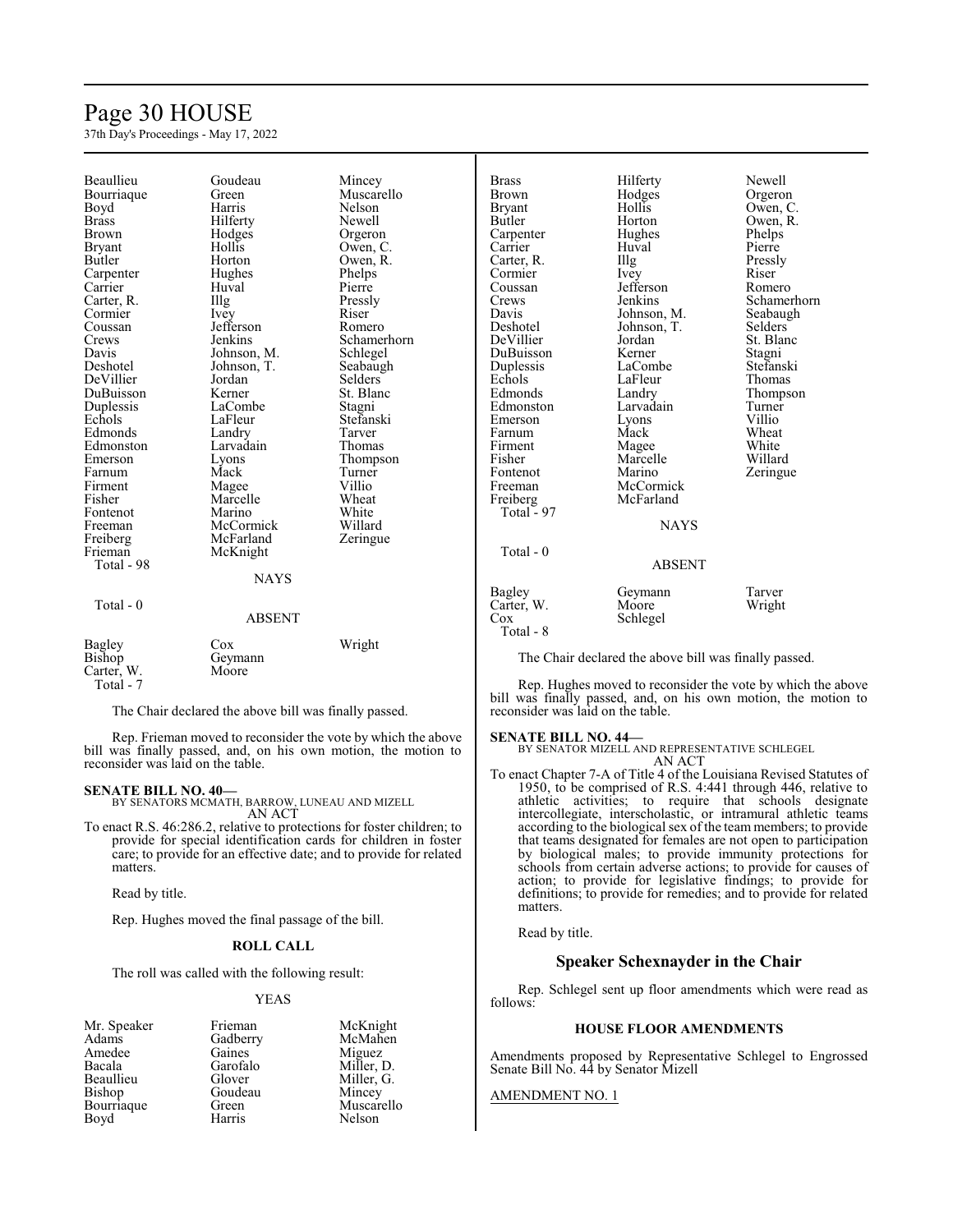| | | |
|---|---|---|
| Beaullieu | Goudeau | Mincey |
| Bourriaque | Green | Muscarello |
| Boyd | Harris | Nelson |
| Brass | Hilferty | Newell |
| Brown | Hodges | Orgeron |
| Bryant | Hollis | Owen, C. |
| Butler | Horton | Owen, R. |
| Carpenter | Hughes | Phelps |
| Carrier | Huval | Pierre |
| Carter, R. | Illg | Pressly |
| Cormier | Ivey | Riser |
| Coussan | Jefferson | Romero |
| Crews | Jenkins | Schamerhorn |
| Davis | Johnson, M. | Schlegel |
| Deshotel | Johnson, T. | Seabaugh |
| DeVillier | Jordan | Selders |
| DuBuisson | Kerner | St. Blanc |
| Duplessis | LaCombe | Stagni |
| Echols | LaFleur | Stefanski |
| Edmonds | Landry | Tarver |
| Edmonston | Larvadain | Thomas |
| Emerson | Lyons | Thompson |
| Farnum | Mack | Turner |
| Firment | Magee | Villio |
| Fisher | Marcelle | Wheat |
| Fontenot | Marino | White |
| Freeman | McCormick | Willard |
| Freiberg | McFarland | Zeringue |
| Frieman | McKnight | |

Total - 98

NAYS

Total - 0

ABSENT

| | | |
|---|---|---|
| Bagley | Cox | Wright |
| Bishop | Geymann | |
| Carter, W. | Moore | |

Total - 7

The Chair declared the above bill was finally passed.

Rep. Frieman moved to reconsider the vote by which the above bill was finally passed, and, on his own motion, the motion to reconsider was laid on the table.

**SENATE BILL NO. 40—**
BY SENATORS MCMATH, BARROW, LUNEAU AND MIZELL
AN ACT

To enact R.S. 46:286.2, relative to protections for foster children; to provide for special identification cards for children in foster care; to provide for an effective date; and to provide for related matters.

Read by title.

Rep. Hughes moved the final passage of the bill.

**ROLL CALL**

The roll was called with the following result:

YEAS

| | | |
|---|---|---|
| Mr. Speaker | Frieman | McKnight |
| Adams | Gadberry | McMahen |
| Amedee | Gaines | Miguez |
| Bacala | Garofalo | Miller, D. |
| Beaullieu | Glover | Miller, G. |
| Bishop | Goudeau | Mincey |
| Bourriaque | Green | Muscarello |
| Boyd | Harris | Nelson |
| Brass | Hilferty | Newell |
| Brown | Hodges | Orgeron |
| Bryant | Hollis | Owen, C. |
| Butler | Horton | Owen, R. |
| Carpenter | Hughes | Phelps |
| Carrier | Huval | Pierre |
| Carter, R. | Illg | Pressly |
| Cormier | Ivey | Riser |
| Coussan | Jefferson | Romero |
| Crews | Jenkins | Schamerhorn |
| Davis | Johnson, M. | Seabaugh |
| Deshotel | Johnson, T. | Selders |
| DeVillier | Jordan | St. Blanc |
| DuBuisson | Kerner | Stagni |
| Duplessis | LaCombe | Stefanski |
| Echols | LaFleur | Thomas |
| Edmonds | Landry | Thompson |
| Edmonston | Larvadain | Turner |
| Emerson | Lyons | Villio |
| Farnum | Mack | Wheat |
| Firment | Magee | White |
| Fisher | Marcelle | Willard |
| Fontenot | Marino | Zeringue |
| Freeman | McCormick | |
| Freiberg | McFarland | |

Total - 97

NAYS

Total - 0

ABSENT

| | | |
|---|---|---|
| Bagley | Geymann | Tarver |
| Carter, W. | Moore | Wright |
| Cox | Schlegel | |

Total - 8

The Chair declared the above bill was finally passed.

Rep. Hughes moved to reconsider the vote by which the above bill was finally passed, and, on his own motion, the motion to reconsider was laid on the table.

**SENATE BILL NO. 44—**
BY SENATOR MIZELL AND REPRESENTATIVE SCHLEGEL
AN ACT

To enact Chapter 7-A of Title 4 of the Louisiana Revised Statutes of 1950, to be comprised of R.S. 4:441 through 446, relative to athletic activities; to require that schools designate intercollegiate, interscholastic, or intramural athletic teams according to the biological sex of the team members; to provide that teams designated for females are not open to participation by biological males; to provide immunity protections for schools from certain adverse actions; to provide for causes of action; to provide for legislative findings; to provide for definitions; to provide for remedies; and to provide for related matters.

Read by title.

## Speaker Schexnayder in the Chair

Rep. Schlegel sent up floor amendments which were read as follows:

**HOUSE FLOOR AMENDMENTS**

Amendments proposed by Representative Schlegel to Engrossed Senate Bill No. 44 by Senator Mizell

AMENDMENT NO. 1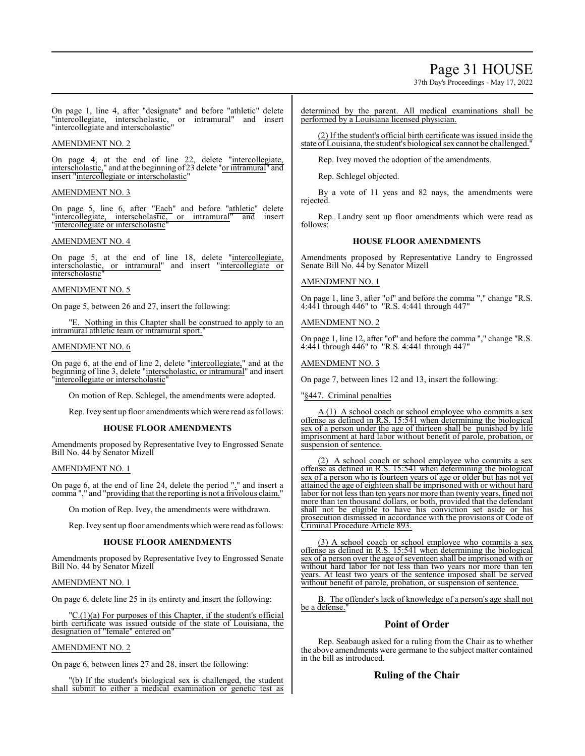On page 1, line 4, after "designate" and before "athletic" delete "intercollegiate, interscholastic, or intramural" and insert "intercollegiate and interscholastic"

AMENDMENT NO. 2

On page 4, at the end of line 22, delete "intercollegiate, interscholastic," and at the beginning of 23 delete "or intramural" and insert "intercollegiate or interscholastic"

AMENDMENT NO. 3

On page 5, line 6, after "Each" and before "athletic" delete "intercollegiate, interscholastic, or intramural" and insert "intercollegiate or interscholastic"

AMENDMENT NO. 4

On page 5, at the end of line 18, delete "intercollegiate, interscholastic, or intramural" and insert "intercollegiate or interscholastic"

AMENDMENT NO. 5

On page 5, between 26 and 27, insert the following:

"E. Nothing in this Chapter shall be construed to apply to an intramural athletic team or intramural sport."

AMENDMENT NO. 6

On page 6, at the end of line 2, delete "intercollegiate," and at the beginning of line 3, delete "interscholastic, or intramural" and insert "intercollegiate or interscholastic"

On motion of Rep. Schlegel, the amendments were adopted.

Rep. Ivey sent up floor amendments which were read as follows:

**HOUSE FLOOR AMENDMENTS**

Amendments proposed by Representative Ivey to Engrossed Senate Bill No. 44 by Senator Mizell

AMENDMENT NO. 1

On page 6, at the end of line 24, delete the period "." and insert a comma "," and "providing that the reporting is not a frivolous claim."

On motion of Rep. Ivey, the amendments were withdrawn.

Rep. Ivey sent up floor amendments which were read as follows:

**HOUSE FLOOR AMENDMENTS**

Amendments proposed by Representative Ivey to Engrossed Senate Bill No. 44 by Senator Mizell

AMENDMENT NO. 1

On page 6, delete line 25 in its entirety and insert the following:

"C.(1)(a) For purposes of this Chapter, if the student's official birth certificate was issued outside of the state of Louisiana, the designation of "female" entered on"

AMENDMENT NO. 2

On page 6, between lines 27 and 28, insert the following:

"(b) If the student's biological sex is challenged, the student shall submit to either a medical examination or genetic test as determined by the parent. All medical examinations shall be performed by a Louisiana licensed physician.

(2) If the student's official birth certificate was issued inside the state of Louisiana, the student's biological sex cannot be challenged."

Rep. Ivey moved the adoption of the amendments.

Rep. Schlegel objected.

By a vote of 11 yeas and 82 nays, the amendments were rejected.

Rep. Landry sent up floor amendments which were read as follows:

**HOUSE FLOOR AMENDMENTS**

Amendments proposed by Representative Landry to Engrossed Senate Bill No. 44 by Senator Mizell

AMENDMENT NO. 1

On page 1, line 3, after "of" and before the comma "," change "R.S. 4:441 through 446" to "R.S. 4:441 through 447"

AMENDMENT NO. 2

On page 1, line 12, after "of" and before the comma "," change "R.S. 4:441 through 446" to "R.S. 4:441 through 447"

AMENDMENT NO. 3

On page 7, between lines 12 and 13, insert the following:

"§447. Criminal penalties

A.(1) A school coach or school employee who commits a sex offense as defined in R.S. 15:541 when determining the biological sex of a person under the age of thirteen shall be punished by life imprisonment at hard labor without benefit of parole, probation, or suspension of sentence.

(2) A school coach or school employee who commits a sex offense as defined in R.S. 15:541 when determining the biological sex of a person who is fourteen years of age or older but has not yet attained the age of eighteen shall be imprisoned with or without hard labor for not less than ten years nor more than twenty years, fined not more than ten thousand dollars, or both, provided that the defendant shall not be eligible to have his conviction set aside or his prosecution dismissed in accordance with the provisions of Code of Criminal Procedure Article 893.

(3) A school coach or school employee who commits a sex offense as defined in R.S. 15:541 when determining the biological sex of a person over the age of seventeen shall be imprisoned with or without hard labor for not less than two years nor more than ten years. At least two years of the sentence imposed shall be served without benefit of parole, probation, or suspension of sentence.

B. The offender's lack of knowledge of a person's age shall not be a defense."

## Point of Order

Rep. Seabaugh asked for a ruling from the Chair as to whether the above amendments were germane to the subject matter contained in the bill as introduced.

## Ruling of the Chair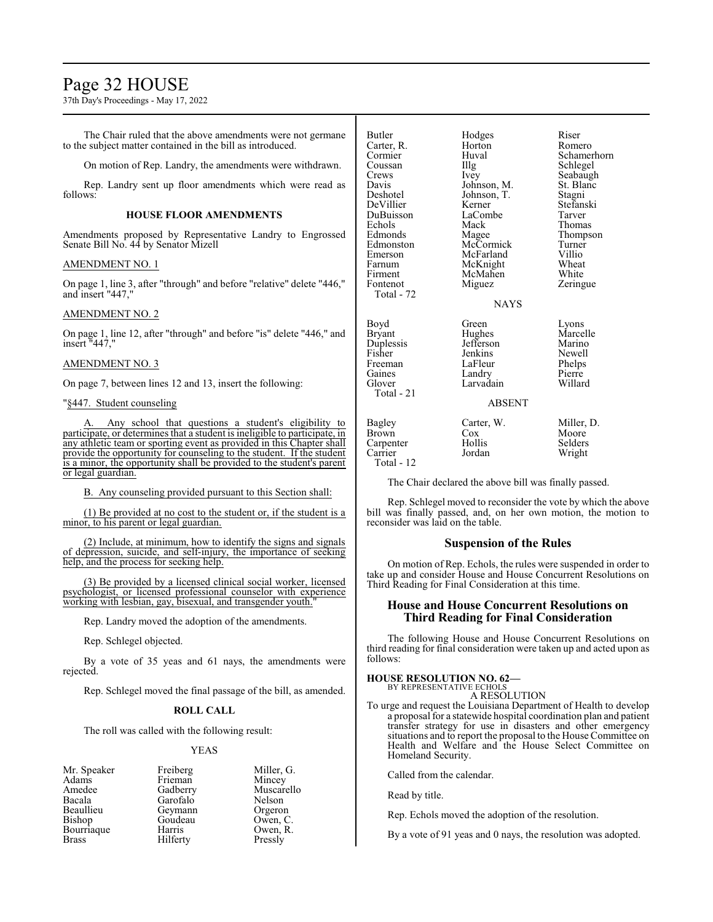The Chair ruled that the above amendments were not germane to the subject matter contained in the bill as introduced.

On motion of Rep. Landry, the amendments were withdrawn.

Rep. Landry sent up floor amendments which were read as follows:

**HOUSE FLOOR AMENDMENTS**

Amendments proposed by Representative Landry to Engrossed Senate Bill No. 44 by Senator Mizell

AMENDMENT NO. 1

On page 1, line 3, after "through" and before "relative" delete "446," and insert "447,"

AMENDMENT NO. 2

On page 1, line 12, after "through" and before "is" delete "446," and insert "447,"

AMENDMENT NO. 3

On page 7, between lines 12 and 13, insert the following:

"§447. Student counseling

A. Any school that questions a student's eligibility to participate, or determines that a student is ineligible to participate, in any athletic team or sporting event as provided in this Chapter shall provide the opportunity for counseling to the student. If the student is a minor, the opportunity shall be provided to the student's parent or legal guardian.

B. Any counseling provided pursuant to this Section shall:

(1) Be provided at no cost to the student or, if the student is a minor, to his parent or legal guardian.

(2) Include, at minimum, how to identify the signs and signals of depression, suicide, and self-injury, the importance of seeking help, and the process for seeking help.

(3) Be provided by a licensed clinical social worker, licensed psychologist, or licensed professional counselor with experience working with lesbian, gay, bisexual, and transgender youth."

Rep. Landry moved the adoption of the amendments.

Rep. Schlegel objected.

By a vote of 35 yeas and 61 nays, the amendments were rejected.

Rep. Schlegel moved the final passage of the bill, as amended.

**ROLL CALL**

The roll was called with the following result:

YEAS

| | | |
|---|---|---|
| Mr. Speaker | Freiberg | Miller, G. |
| Adams | Frieman | Mincey |
| Amedee | Gadberry | Muscarello |
| Bacala | Garofalo | Nelson |
| Beaullieu | Geymann | Orgeron |
| Bishop | Goudeau | Owen, C. |
| Bourriaque | Harris | Owen, R. |
| Brass | Hilferty | Pressly |
| Butler | Hodges | Riser |
| Carter, R. | Horton | Romero |
| Cormier | Huval | Schamerhorn |
| Coussan | Illg | Schlegel |
| Crews | Ivey | Seabaugh |
| Davis | Johnson, M. | St. Blanc |
| Deshotel | Johnson, T. | Stagni |
| DeVillier | Kerner | Stefanski |
| DuBuisson | LaCombe | Tarver |
| Echols | Mack | Thomas |
| Edmonds | Magee | Thompson |
| Edmonston | McCormick | Turner |
| Emerson | McFarland | Villio |
| Farnum | McKnight | Wheat |
| Firment | McMahen | White |
| Fontenot | Miguez | Zeringue |

Total - 72

NAYS

| | | |
|---|---|---|
| Boyd | Green | Lyons |
| Bryant | Hughes | Marcelle |
| Duplessis | Jefferson | Marino |
| Fisher | Jenkins | Newell |
| Freeman | LaFleur | Phelps |
| Gaines | Landry | Pierre |
| Glover | Larvadain | Willard |

Total - 21

ABSENT

| | | |
|---|---|---|
| Bagley | Carter, W. | Miller, D. |
| Brown | Cox | Moore |
| Carpenter | Hollis | Selders |
| Carrier | Jordan | Wright |

Total - 12

The Chair declared the above bill was finally passed.

Rep. Schlegel moved to reconsider the vote by which the above bill was finally passed, and, on her own motion, the motion to reconsider was laid on the table.

## Suspension of the Rules

On motion of Rep. Echols, the rules were suspended in order to take up and consider House and House Concurrent Resolutions on Third Reading for Final Consideration at this time.

## House and House Concurrent Resolutions on Third Reading for Final Consideration

The following House and House Concurrent Resolutions on third reading for final consideration were taken up and acted upon as follows:

**HOUSE RESOLUTION NO. 62—**
BY REPRESENTATIVE ECHOLS
A RESOLUTION

To urge and request the Louisiana Department of Health to develop a proposal for a statewide hospital coordination plan and patient transfer strategy for use in disasters and other emergency situations and to report the proposal to the House Committee on Health and Welfare and the House Select Committee on Homeland Security.

Called from the calendar.

Read by title.

Rep. Echols moved the adoption of the resolution.

By a vote of 91 yeas and 0 nays, the resolution was adopted.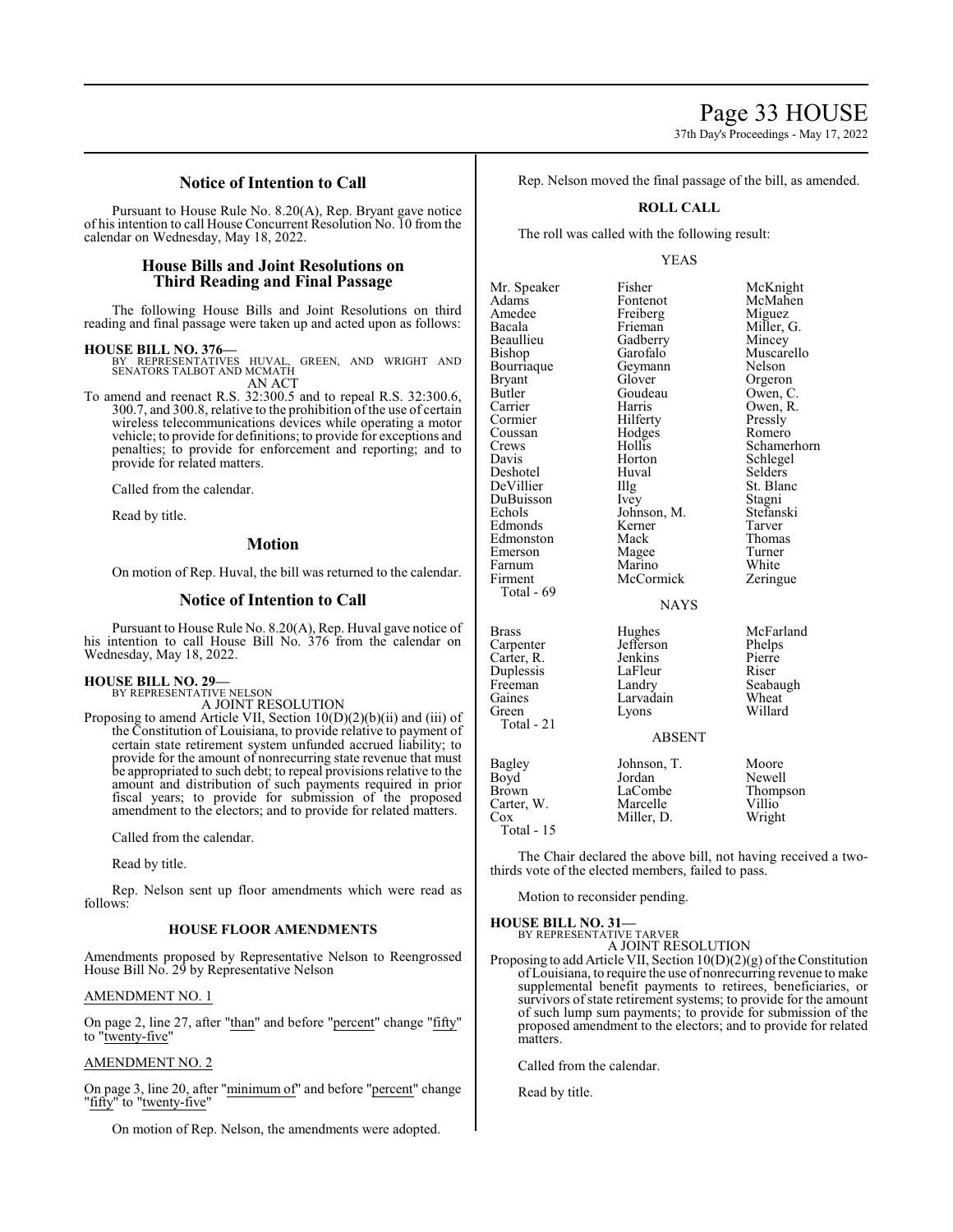## Notice of Intention to Call

Pursuant to House Rule No. 8.20(A), Rep. Bryant gave notice of his intention to call House Concurrent Resolution No. 10 from the calendar on Wednesday, May 18, 2022.

## House Bills and Joint Resolutions on Third Reading and Final Passage

The following House Bills and Joint Resolutions on third reading and final passage were taken up and acted upon as follows:

**HOUSE BILL NO. 376—**
BY REPRESENTATIVES HUVAL, GREEN, AND WRIGHT AND SENATORS TALBOT AND MCMATH
AN ACT

To amend and reenact R.S. 32:300.5 and to repeal R.S. 32:300.6, 300.7, and 300.8, relative to the prohibition of the use of certain wireless telecommunications devices while operating a motor vehicle; to provide for definitions; to provide for exceptions and penalties; to provide for enforcement and reporting; and to provide for related matters.

Called from the calendar.

Read by title.

## Motion

On motion of Rep. Huval, the bill was returned to the calendar.

## Notice of Intention to Call

Pursuant to House Rule No. 8.20(A), Rep. Huval gave notice of his intention to call House Bill No. 376 from the calendar on Wednesday, May 18, 2022.

**HOUSE BILL NO. 29—**
BY REPRESENTATIVE NELSON
A JOINT RESOLUTION

Proposing to amend Article VII, Section 10(D)(2)(b)(ii) and (iii) of the Constitution of Louisiana, to provide relative to payment of certain state retirement system unfunded accrued liability; to provide for the amount of nonrecurring state revenue that must be appropriated to such debt; to repeal provisions relative to the amount and distribution of such payments required in prior fiscal years; to provide for submission of the proposed amendment to the electors; and to provide for related matters.

Called from the calendar.

Read by title.

Rep. Nelson sent up floor amendments which were read as follows:

**HOUSE FLOOR AMENDMENTS**

Amendments proposed by Representative Nelson to Reengrossed House Bill No. 29 by Representative Nelson

AMENDMENT NO. 1

On page 2, line 27, after "than" and before "percent" change "fifty" to "twenty-five"

AMENDMENT NO. 2

On page 3, line 20, after "minimum of" and before "percent" change "fifty" to "twenty-five"

On motion of Rep. Nelson, the amendments were adopted.

Rep. Nelson moved the final passage of the bill, as amended.

**ROLL CALL**

The roll was called with the following result:

YEAS

| | | |
|---|---|---|
| Mr. Speaker | Fisher | McKnight |
| Adams | Fontenot | McMahen |
| Amedee | Freiberg | Miguez |
| Bacala | Frieman | Miller, G. |
| Beaullieu | Gadberry | Mincey |
| Bishop | Garofalo | Muscarello |
| Bourriaque | Geymann | Nelson |
| Bryant | Glover | Orgeron |
| Butler | Goudeau | Owen, C. |
| Carrier | Harris | Owen, R. |
| Cormier | Hilferty | Pressly |
| Coussan | Hodges | Romero |
| Crews | Hollis | Schamerhorn |
| Davis | Horton | Schlegel |
| Deshotel | Huval | Selders |
| DeVillier | Illg | St. Blanc |
| DuBuisson | Ivey | Stagni |
| Echols | Johnson, M. | Stefanski |
| Edmonds | Kerner | Tarver |
| Edmonston | Mack | Thomas |
| Emerson | Magee | Turner |
| Farnum | Marino | White |
| Firment | McCormick | Zeringue |

Total - 69

NAYS

| | | |
|---|---|---|
| Brass | Hughes | McFarland |
| Carpenter | Jefferson | Phelps |
| Carter, R. | Jenkins | Pierre |
| Duplessis | LaFleur | Riser |
| Freeman | Landry | Seabaugh |
| Gaines | Larvadain | Wheat |
| Green | Lyons | Willard |

Total - 21

ABSENT

| | | |
|---|---|---|
| Bagley | Johnson, T. | Moore |
| Boyd | Jordan | Newell |
| Brown | LaCombe | Thompson |
| Carter, W. | Marcelle | Villio |
| Cox | Miller, D. | Wright |

Total - 15

The Chair declared the above bill, not having received a two-thirds vote of the elected members, failed to pass.

Motion to reconsider pending.

**HOUSE BILL NO. 31—**
BY REPRESENTATIVE TARVER
A JOINT RESOLUTION

Proposing to add Article VII, Section 10(D)(2)(g) of the Constitution of Louisiana, to require the use of nonrecurring revenue to make supplemental benefit payments to retirees, beneficiaries, or survivors of state retirement systems; to provide for the amount of such lump sum payments; to provide for submission of the proposed amendment to the electors; and to provide for related matters.

Called from the calendar.

Read by title.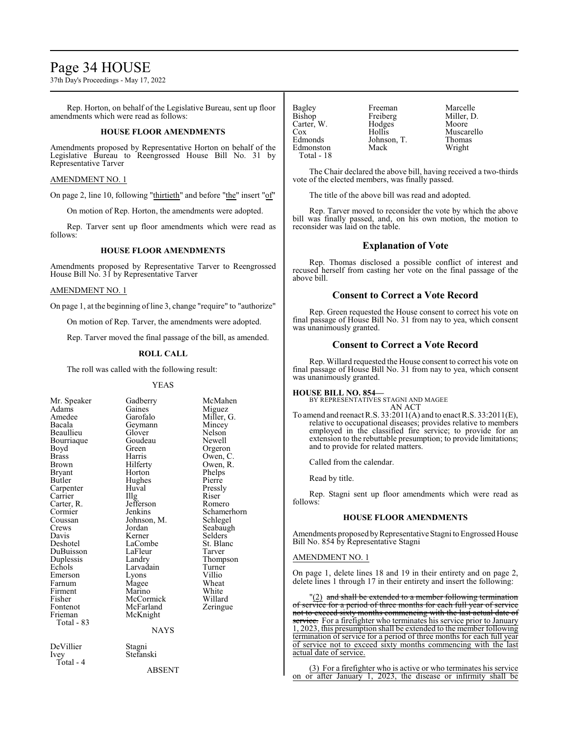Rep. Horton, on behalf of the Legislative Bureau, sent up floor amendments which were read as follows:

### HOUSE FLOOR AMENDMENTS

Amendments proposed by Representative Horton on behalf of the Legislative Bureau to Reengrossed House Bill No. 31 by Representative Tarver

AMENDMENT NO. 1

On page 2, line 10, following "thirtieth" and before "the" insert "of"

On motion of Rep. Horton, the amendments were adopted.

Rep. Tarver sent up floor amendments which were read as follows:

### HOUSE FLOOR AMENDMENTS

Amendments proposed by Representative Tarver to Reengrossed House Bill No. 31 by Representative Tarver

AMENDMENT NO. 1

On page 1, at the beginning of line 3, change "require" to "authorize"

On motion of Rep. Tarver, the amendments were adopted.

Rep. Tarver moved the final passage of the bill, as amended.

### ROLL CALL

The roll was called with the following result:

YEAS

| | | |
|---|---|---|
| Mr. Speaker | Gadberry | McMahen |
| Adams | Gaines | Miguez |
| Amedee | Garofalo | Miller, G. |
| Bacala | Geymann | Mincey |
| Beaullieu | Glover | Nelson |
| Bourriaque | Goudeau | Newell |
| Boyd | Green | Orgeron |
| Brass | Harris | Owen, C. |
| Brown | Hilferty | Owen, R. |
| Bryant | Horton | Phelps |
| Butler | Hughes | Pierre |
| Carpenter | Huval | Pressly |
| Carrier | Illg | Riser |
| Carter, R. | Jefferson | Romero |
| Cormier | Jenkins | Schamerhorn |
| Coussan | Johnson, M. | Schlegel |
| Crews | Jordan | Seabaugh |
| Davis | Kerner | Selders |
| Deshotel | LaCombe | St. Blanc |
| DuBuisson | LaFleur | Tarver |
| Duplessis | Landry | Thompson |
| Echols | Larvadain | Turner |
| Emerson | Lyons | Villio |
| Farnum | Magee | Wheat |
| Firment | Marino | White |
| Fisher | McCormick | Willard |
| Fontenot | McFarland | Zeringue |
| Frieman | McKnight | |
| Total - 83 | | |

NAYS

| | |
|---|---|
| DeVillier | Stagni |
| Ivey | Stefanski |
| Total - 4 | |

ABSENT

| | | |
|---|---|---|
| Bagley | Freeman | Marcelle |
| Bishop | Freiberg | Miller, D. |
| Carter, W. | Hodges | Moore |
| Cox | Hollis | Muscarello |
| Edmonds | Johnson, T. | Thomas |
| Edmonston | Mack | Wright |
| Total - 18 | | |

The Chair declared the above bill, having received a two-thirds vote of the elected members, was finally passed.

The title of the above bill was read and adopted.

Rep. Tarver moved to reconsider the vote by which the above bill was finally passed, and, on his own motion, the motion to reconsider was laid on the table.

## Explanation of Vote

Rep. Thomas disclosed a possible conflict of interest and recused herself from casting her vote on the final passage of the above bill.

## Consent to Correct a Vote Record

Rep. Green requested the House consent to correct his vote on final passage of House Bill No. 31 from nay to yea, which consent was unanimously granted.

## Consent to Correct a Vote Record

Rep. Willard requested the House consent to correct his vote on final passage of House Bill No. 31 from nay to yea, which consent was unanimously granted.

**HOUSE BILL NO. 854—**
BY REPRESENTATIVES STAGNI AND MAGEE
AN ACT

To amend and reenact R.S. 33:2011(A) and to enact R.S. 33:2011(E), relative to occupational diseases; provides relative to members employed in the classified fire service; to provide for an extension to the rebuttable presumption; to provide limitations; and to provide for related matters.

Called from the calendar.

Read by title.

Rep. Stagni sent up floor amendments which were read as follows:

### HOUSE FLOOR AMENDMENTS

Amendments proposed by Representative Stagni to Engrossed House Bill No. 854 by Representative Stagni

AMENDMENT NO. 1

On page 1, delete lines 18 and 19 in their entirety and on page 2, delete lines 1 through 17 in their entirety and insert the following:

"(2) ~~and shall be extended to a member following termination of service for a period of three months for each full year of service not to exceed sixty months commencing with the last actual date of service.~~ For a firefighter who terminates his service prior to January 1, 2023, this presumption shall be extended to the member following termination of service for a period of three months for each full year of service not to exceed sixty months commencing with the last actual date of service.

(3) For a firefighter who is active or who terminates his service on or after January 1, 2023, the disease or infirmity shall be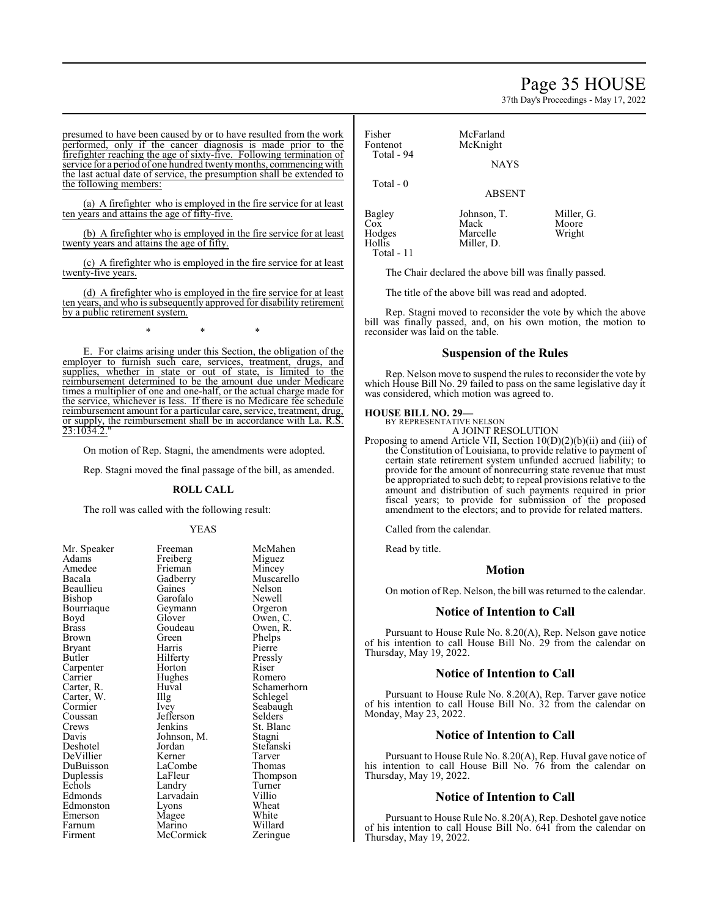presumed to have been caused by or to have resulted from the work performed, only if the cancer diagnosis is made prior to the firefighter reaching the age of sixty-five. Following termination of service for a period of one hundred twenty months, commencing with the last actual date of service, the presumption shall be extended to the following members:

(a) A firefighter who is employed in the fire service for at least ten years and attains the age of fifty-five.

(b) A firefighter who is employed in the fire service for at least twenty years and attains the age of fifty.

(c) A firefighter who is employed in the fire service for at least twenty-five years.

(d) A firefighter who is employed in the fire service for at least ten years, and who is subsequently approved for disability retirement by a public retirement system.

\* \* \*

E. For claims arising under this Section, the obligation of the employer to furnish such care, services, treatment, drugs, and supplies, whether in state or out of state, is limited to the reimbursement determined to be the amount due under Medicare times a multiplier of one and one-half, or the actual charge made for the service, whichever is less. If there is no Medicare fee schedule reimbursement amount for a particular care, service, treatment, drug, or supply, the reimbursement shall be in accordance with La. R.S. 23:1034.2."

On motion of Rep. Stagni, the amendments were adopted.

Rep. Stagni moved the final passage of the bill, as amended.

**ROLL CALL**

The roll was called with the following result:

YEAS

| | | |
|---|---|---|
| Mr. Speaker | Freeman | McMahen |
| Adams | Freiberg | Miguez |
| Amedee | Frieman | Mincey |
| Bacala | Gadberry | Muscarello |
| Beaullieu | Gaines | Nelson |
| Bishop | Garofalo | Newell |
| Bourriaque | Geymann | Orgeron |
| Boyd | Glover | Owen, C. |
| Brass | Goudeau | Owen, R. |
| Brown | Green | Phelps |
| Bryant | Harris | Pierre |
| Butler | Hilferty | Pressly |
| Carpenter | Horton | Riser |
| Carrier | Hughes | Romero |
| Carter, R. | Huval | Schamerhorn |
| Carter, W. | Illg | Schlegel |
| Cormier | Ivey | Seabaugh |
| Coussan | Jefferson | Selders |
| Crews | Jenkins | St. Blanc |
| Davis | Johnson, M. | Stagni |
| Deshotel | Jordan | Stefanski |
| DeVillier | Kerner | Tarver |
| DuBuisson | LaCombe | Thomas |
| Duplessis | LaFleur | Thompson |
| Echols | Landry | Turner |
| Edmonds | Larvadain | Villio |
| Edmonston | Lyons | Wheat |
| Emerson | Magee | White |
| Farnum | Marino | Willard |
| Firment | McCormick | Zeringue |
| Fisher | McFarland | |
| Fontenot | McKnight | |

Total - 94

NAYS

Total - 0

ABSENT

| | | |
|---|---|---|
| Bagley | Johnson, T. | Miller, G. |
| Cox | Mack | Moore |
| Hodges | Marcelle | Wright |
| Hollis | Miller, D. | |

Total - 11

The Chair declared the above bill was finally passed.

The title of the above bill was read and adopted.

Rep. Stagni moved to reconsider the vote by which the above bill was finally passed, and, on his own motion, the motion to reconsider was laid on the table.

## Suspension of the Rules

Rep. Nelson move to suspend the rules to reconsider the vote by which House Bill No. 29 failed to pass on the same legislative day it was considered, which motion was agreed to.

**HOUSE BILL NO. 29—**
BY REPRESENTATIVE NELSON
A JOINT RESOLUTION

Proposing to amend Article VII, Section 10(D)(2)(b)(ii) and (iii) of the Constitution of Louisiana, to provide relative to payment of certain state retirement system unfunded accrued liability; to provide for the amount of nonrecurring state revenue that must be appropriated to such debt; to repeal provisions relative to the amount and distribution of such payments required in prior fiscal years; to provide for submission of the proposed amendment to the electors; and to provide for related matters.

Called from the calendar.

Read by title.

## Motion

On motion of Rep. Nelson, the bill was returned to the calendar.

## Notice of Intention to Call

Pursuant to House Rule No. 8.20(A), Rep. Nelson gave notice of his intention to call House Bill No. 29 from the calendar on Thursday, May 19, 2022.

## Notice of Intention to Call

Pursuant to House Rule No. 8.20(A), Rep. Tarver gave notice of his intention to call House Bill No. 32 from the calendar on Monday, May 23, 2022.

## Notice of Intention to Call

Pursuant to House Rule No. 8.20(A), Rep. Huval gave notice of his intention to call House Bill No. 76 from the calendar on Thursday, May 19, 2022.

## Notice of Intention to Call

Pursuant to House Rule No. 8.20(A), Rep. Deshotel gave notice of his intention to call House Bill No. 641 from the calendar on Thursday, May 19, 2022.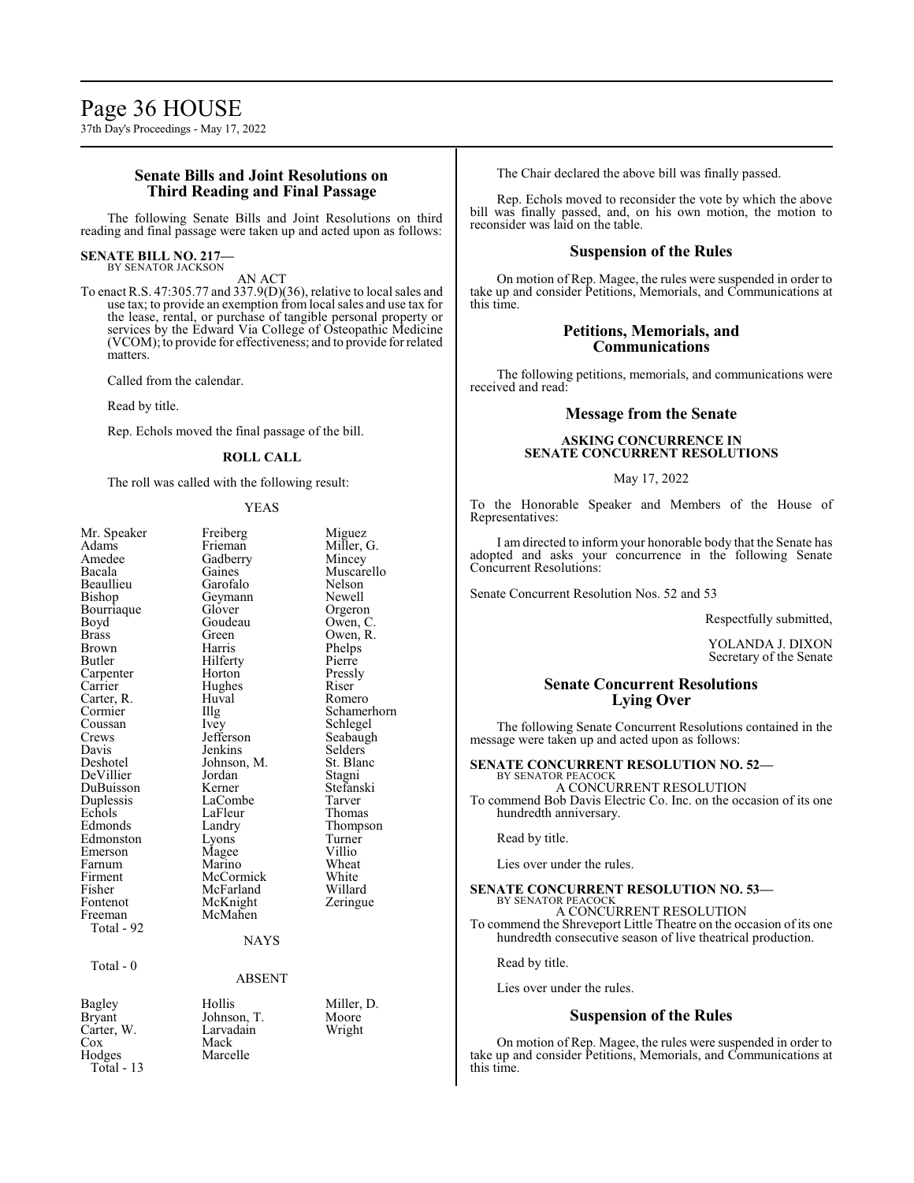## Senate Bills and Joint Resolutions on Third Reading and Final Passage

The following Senate Bills and Joint Resolutions on third reading and final passage were taken up and acted upon as follows:

**SENATE BILL NO. 217—**
BY SENATOR JACKSON

AN ACT

To enact R.S. 47:305.77 and 337.9(D)(36), relative to local sales and use tax; to provide an exemption from local sales and use tax for the lease, rental, or purchase of tangible personal property or services by the Edward Via College of Osteopathic Medicine (VCOM); to provide for effectiveness; and to provide for related matters.

Called from the calendar.

Read by title.

Rep. Echols moved the final passage of the bill.

**ROLL CALL**

The roll was called with the following result:

YEAS

| | | |
|---|---|---|
| Mr. Speaker | Freiberg | Miguez |
| Adams | Frieman | Miller, G. |
| Amedee | Gadberry | Mincey |
| Bacala | Gaines | Muscarello |
| Beaullieu | Garofalo | Nelson |
| Bishop | Geymann | Newell |
| Bourriaque | Glover | Orgeron |
| Boyd | Goudeau | Owen, C. |
| Brass | Green | Owen, R. |
| Brown | Harris | Phelps |
| Butler | Hilferty | Pierre |
| Carpenter | Horton | Pressly |
| Carrier | Hughes | Riser |
| Carter, R. | Huval | Romero |
| Cormier | Illg | Schamerhorn |
| Coussan | Ivey | Schlegel |
| Crews | Jefferson | Seabaugh |
| Davis | Jenkins | Selders |
| Deshotel | Johnson, M. | St. Blanc |
| DeVillier | Jordan | Stagni |
| DuBuisson | Kerner | Stefanski |
| Duplessis | LaCombe | Tarver |
| Echols | LaFleur | Thomas |
| Edmonds | Landry | Thompson |
| Edmonston | Lyons | Turner |
| Emerson | Magee | Villio |
| Farnum | Marino | Wheat |
| Firment | McCormick | White |
| Fisher | McFarland | Willard |
| Fontenot | McKnight | Zeringue |
| Freeman | McMahen | |

Total - 92

NAYS

Total - 0

ABSENT

| | | |
|---|---|---|
| Bagley | Hollis | Miller, D. |
| Bryant | Johnson, T. | Moore |
| Carter, W. | Larvadain | Wright |
| Cox | Mack | |
| Hodges | Marcelle | |

Total - 13

The Chair declared the above bill was finally passed.

Rep. Echols moved to reconsider the vote by which the above bill was finally passed, and, on his own motion, the motion to reconsider was laid on the table.

## Suspension of the Rules

On motion of Rep. Magee, the rules were suspended in order to take up and consider Petitions, Memorials, and Communications at this time.

## Petitions, Memorials, and Communications

The following petitions, memorials, and communications were received and read:

## Message from the Senate

**ASKING CONCURRENCE IN SENATE CONCURRENT RESOLUTIONS**

May 17, 2022

To the Honorable Speaker and Members of the House of Representatives:

I am directed to inform your honorable body that the Senate has adopted and asks your concurrence in the following Senate Concurrent Resolutions:

Senate Concurrent Resolution Nos. 52 and 53

Respectfully submitted,

YOLANDA J. DIXON
Secretary of the Senate

## Senate Concurrent Resolutions Lying Over

The following Senate Concurrent Resolutions contained in the message were taken up and acted upon as follows:

**SENATE CONCURRENT RESOLUTION NO. 52—**
BY SENATOR PEACOCK

A CONCURRENT RESOLUTION

To commend Bob Davis Electric Co. Inc. on the occasion of its one hundredth anniversary.

Read by title.

Lies over under the rules.

**SENATE CONCURRENT RESOLUTION NO. 53—**
BY SENATOR PEACOCK

A CONCURRENT RESOLUTION

To commend the Shreveport Little Theatre on the occasion of its one hundredth consecutive season of live theatrical production.

Read by title.

Lies over under the rules.

## Suspension of the Rules

On motion of Rep. Magee, the rules were suspended in order to take up and consider Petitions, Memorials, and Communications at this time.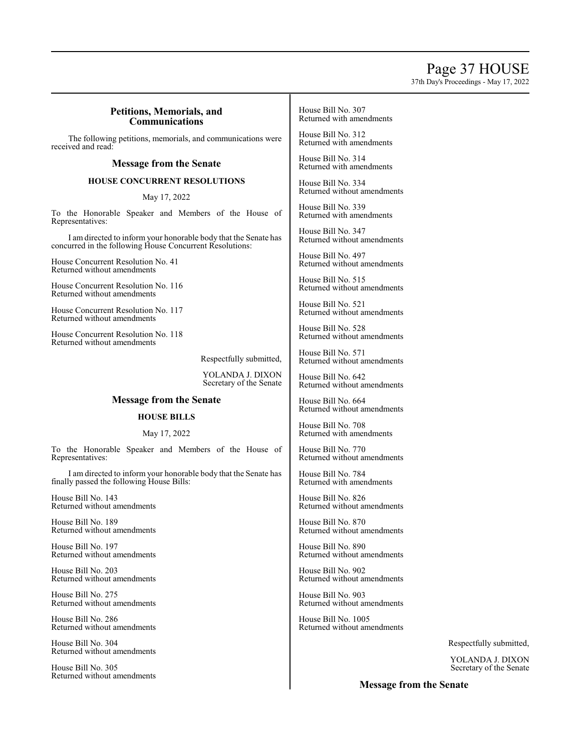## Petitions, Memorials, and Communications

The following petitions, memorials, and communications were received and read:

### Message from the Senate

**HOUSE CONCURRENT RESOLUTIONS**

May 17, 2022

To the Honorable Speaker and Members of the House of Representatives:

I am directed to inform your honorable body that the Senate has concurred in the following House Concurrent Resolutions:

House Concurrent Resolution No. 41
Returned without amendments

House Concurrent Resolution No. 116
Returned without amendments

House Concurrent Resolution No. 117
Returned without amendments

House Concurrent Resolution No. 118
Returned without amendments

Respectfully submitted,

YOLANDA J. DIXON
Secretary of the Senate

### Message from the Senate

**HOUSE BILLS**

May 17, 2022

To the Honorable Speaker and Members of the House of Representatives:

I am directed to inform your honorable body that the Senate has finally passed the following House Bills:

House Bill No. 143
Returned without amendments

House Bill No. 189
Returned without amendments

House Bill No. 197
Returned without amendments

House Bill No. 203
Returned without amendments

House Bill No. 275
Returned without amendments

House Bill No. 286
Returned without amendments

House Bill No. 304
Returned without amendments

House Bill No. 305
Returned without amendments

House Bill No. 307
Returned with amendments

House Bill No. 312
Returned with amendments

House Bill No. 314
Returned with amendments

House Bill No. 334
Returned without amendments

House Bill No. 339
Returned with amendments

House Bill No. 347
Returned without amendments

House Bill No. 497
Returned without amendments

House Bill No. 515
Returned without amendments

House Bill No. 521
Returned without amendments

House Bill No. 528
Returned without amendments

House Bill No. 571
Returned without amendments

House Bill No. 642
Returned without amendments

House Bill No. 664
Returned without amendments

House Bill No. 708
Returned with amendments

House Bill No. 770
Returned without amendments

House Bill No. 784
Returned with amendments

House Bill No. 826
Returned without amendments

House Bill No. 870
Returned without amendments

House Bill No. 890
Returned without amendments

House Bill No. 902
Returned without amendments

House Bill No. 903
Returned without amendments

House Bill No. 1005
Returned without amendments

Respectfully submitted,

YOLANDA J. DIXON
Secretary of the Senate

### Message from the Senate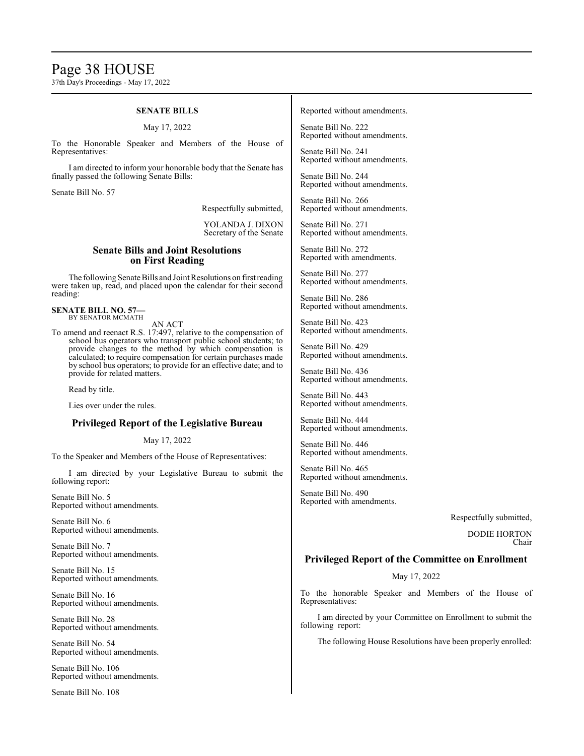**SENATE BILLS**

May 17, 2022

To the Honorable Speaker and Members of the House of Representatives:

I am directed to inform your honorable body that the Senate has finally passed the following Senate Bills:

Senate Bill No. 57

Respectfully submitted,

YOLANDA J. DIXON
Secretary of the Senate

## Senate Bills and Joint Resolutions on First Reading

The following Senate Bills and Joint Resolutions on first reading were taken up, read, and placed upon the calendar for their second reading:

**SENATE BILL NO. 57—**
BY SENATOR MCMATH

AN ACT

To amend and reenact R.S. 17:497, relative to the compensation of school bus operators who transport public school students; to provide changes to the method by which compensation is calculated; to require compensation for certain purchases made by school bus operators; to provide for an effective date; and to provide for related matters.

Read by title.

Lies over under the rules.

## Privileged Report of the Legislative Bureau

May 17, 2022

To the Speaker and Members of the House of Representatives:

I am directed by your Legislative Bureau to submit the following report:

Senate Bill No. 5
Reported without amendments.

Senate Bill No. 6
Reported without amendments.

Senate Bill No. 7
Reported without amendments.

Senate Bill No. 15
Reported without amendments.

Senate Bill No. 16
Reported without amendments.

Senate Bill No. 28
Reported without amendments.

Senate Bill No. 54
Reported without amendments.

Senate Bill No. 106
Reported without amendments.

Senate Bill No. 108
Reported without amendments.

Senate Bill No. 222
Reported without amendments.

Senate Bill No. 241
Reported without amendments.

Senate Bill No. 244
Reported without amendments.

Senate Bill No. 266
Reported without amendments.

Senate Bill No. 271
Reported without amendments.

Senate Bill No. 272
Reported with amendments.

Senate Bill No. 277
Reported without amendments.

Senate Bill No. 286
Reported without amendments.

Senate Bill No. 423
Reported without amendments.

Senate Bill No. 429
Reported without amendments.

Senate Bill No. 436
Reported without amendments.

Senate Bill No. 443
Reported without amendments.

Senate Bill No. 444
Reported without amendments.

Senate Bill No. 446
Reported without amendments.

Senate Bill No. 465
Reported without amendments.

Senate Bill No. 490
Reported with amendments.

Respectfully submitted,

DODIE HORTON
Chair

## Privileged Report of the Committee on Enrollment

May 17, 2022

To the honorable Speaker and Members of the House of Representatives:

I am directed by your Committee on Enrollment to submit the following report:

The following House Resolutions have been properly enrolled: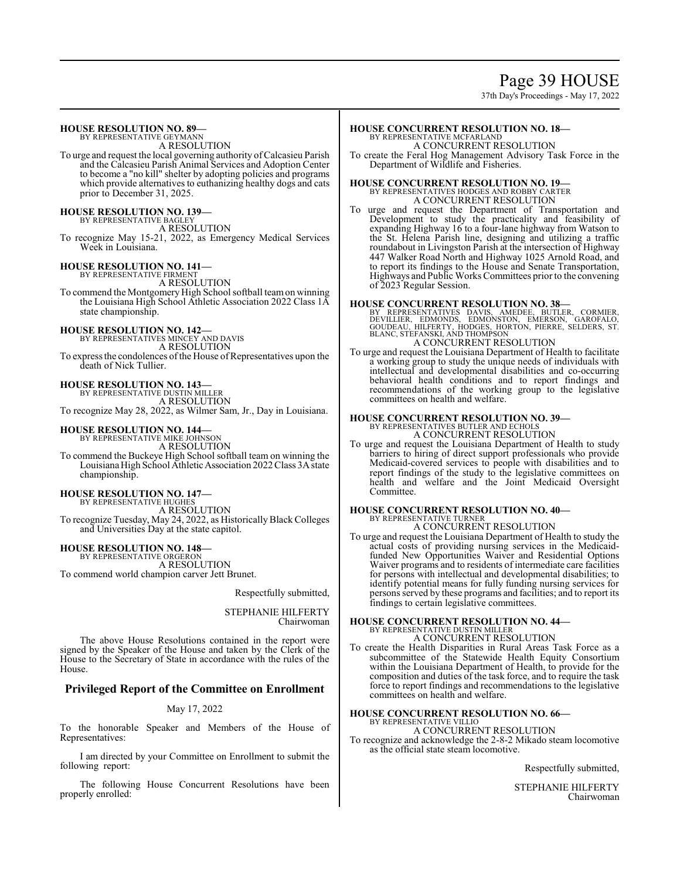**HOUSE RESOLUTION NO. 89—**
BY REPRESENTATIVE GEYMANN
A RESOLUTION

To urge and request the local governing authority of Calcasieu Parish and the Calcasieu Parish Animal Services and Adoption Center to become a "no kill" shelter by adopting policies and programs which provide alternatives to euthanizing healthy dogs and cats prior to December 31, 2025.

**HOUSE RESOLUTION NO. 139—**
BY REPRESENTATIVE BAGLEY
A RESOLUTION

To recognize May 15-21, 2022, as Emergency Medical Services Week in Louisiana.

**HOUSE RESOLUTION NO. 141—**
BY REPRESENTATIVE FIRMENT
A RESOLUTION

To commend the Montgomery High School softball team on winning the Louisiana High School Athletic Association 2022 Class 1A state championship.

**HOUSE RESOLUTION NO. 142—**
BY REPRESENTATIVES MINCEY AND DAVIS
A RESOLUTION

To express the condolences of the House of Representatives upon the death of Nick Tullier.

**HOUSE RESOLUTION NO. 143—**
BY REPRESENTATIVE DUSTIN MILLER
A RESOLUTION

To recognize May 28, 2022, as Wilmer Sam, Jr., Day in Louisiana.

**HOUSE RESOLUTION NO. 144—**
BY REPRESENTATIVE MIKE JOHNSON
A RESOLUTION

To commend the Buckeye High School softball team on winning the Louisiana High School Athletic Association 2022 Class 3A state championship.

**HOUSE RESOLUTION NO. 147—**
BY REPRESENTATIVE HUGHES
A RESOLUTION

To recognize Tuesday, May 24, 2022, as Historically Black Colleges and Universities Day at the state capitol.

**HOUSE RESOLUTION NO. 148—**
BY REPRESENTATIVE ORGERON
A RESOLUTION

To commend world champion carver Jett Brunet.

Respectfully submitted,

STEPHANIE HILFERTY
Chairwoman

The above House Resolutions contained in the report were signed by the Speaker of the House and taken by the Clerk of the House to the Secretary of State in accordance with the rules of the House.

## Privileged Report of the Committee on Enrollment

May 17, 2022

To the honorable Speaker and Members of the House of Representatives:

I am directed by your Committee on Enrollment to submit the following report:

The following House Concurrent Resolutions have been properly enrolled:

**HOUSE CONCURRENT RESOLUTION NO. 18—**
BY REPRESENTATIVE MCFARLAND
A CONCURRENT RESOLUTION

To create the Feral Hog Management Advisory Task Force in the Department of Wildlife and Fisheries.

**HOUSE CONCURRENT RESOLUTION NO. 19—**
BY REPRESENTATIVES HODGES AND ROBBY CARTER
A CONCURRENT RESOLUTION

To urge and request the Department of Transportation and Development to study the practicality and feasibility of expanding Highway 16 to a four-lane highway from Watson to the St. Helena Parish line, designing and utilizing a traffic roundabout in Livingston Parish at the intersection of Highway 447 Walker Road North and Highway 1025 Arnold Road, and to report its findings to the House and Senate Transportation, Highways and Public Works Committees prior to the convening of 2023 Regular Session.

**HOUSE CONCURRENT RESOLUTION NO. 38—**
BY REPRESENTATIVES DAVIS, AMEDEE, BUTLER, CORMIER, DEVILLIER, EDMONDS, EDMONSTON, EMERSON, GAROFALO, GOUDEAU, HILFERTY, HODGES, HORTON, PIERRE, SELDERS, ST. BLANC, STEFANSKI, AND THOMPSON
A CONCURRENT RESOLUTION

To urge and request the Louisiana Department of Health to facilitate a working group to study the unique needs of individuals with intellectual and developmental disabilities and co-occurring behavioral health conditions and to report findings and recommendations of the working group to the legislative committees on health and welfare.

**HOUSE CONCURRENT RESOLUTION NO. 39—**
BY REPRESENTATIVES BUTLER AND ECHOLS
A CONCURRENT RESOLUTION

To urge and request the Louisiana Department of Health to study barriers to hiring of direct support professionals who provide Medicaid-covered services to people with disabilities and to report findings of the study to the legislative committees on health and welfare and the Joint Medicaid Oversight Committee.

**HOUSE CONCURRENT RESOLUTION NO. 40—**
BY REPRESENTATIVE TURNER
A CONCURRENT RESOLUTION

To urge and request the Louisiana Department of Health to study the actual costs of providing nursing services in the Medicaid-funded New Opportunities Waiver and Residential Options Waiver programs and to residents of intermediate care facilities for persons with intellectual and developmental disabilities; to identify potential means for fully funding nursing services for persons served by these programs and facilities; and to report its findings to certain legislative committees.

**HOUSE CONCURRENT RESOLUTION NO. 44—**
BY REPRESENTATIVE DUSTIN MILLER
A CONCURRENT RESOLUTION

To create the Health Disparities in Rural Areas Task Force as a subcommittee of the Statewide Health Equity Consortium within the Louisiana Department of Health, to provide for the composition and duties of the task force, and to require the task force to report findings and recommendations to the legislative committees on health and welfare.

**HOUSE CONCURRENT RESOLUTION NO. 66—**
BY REPRESENTATIVE VILLIO
A CONCURRENT RESOLUTION

To recognize and acknowledge the 2-8-2 Mikado steam locomotive as the official state steam locomotive.

Respectfully submitted,

STEPHANIE HILFERTY
Chairwoman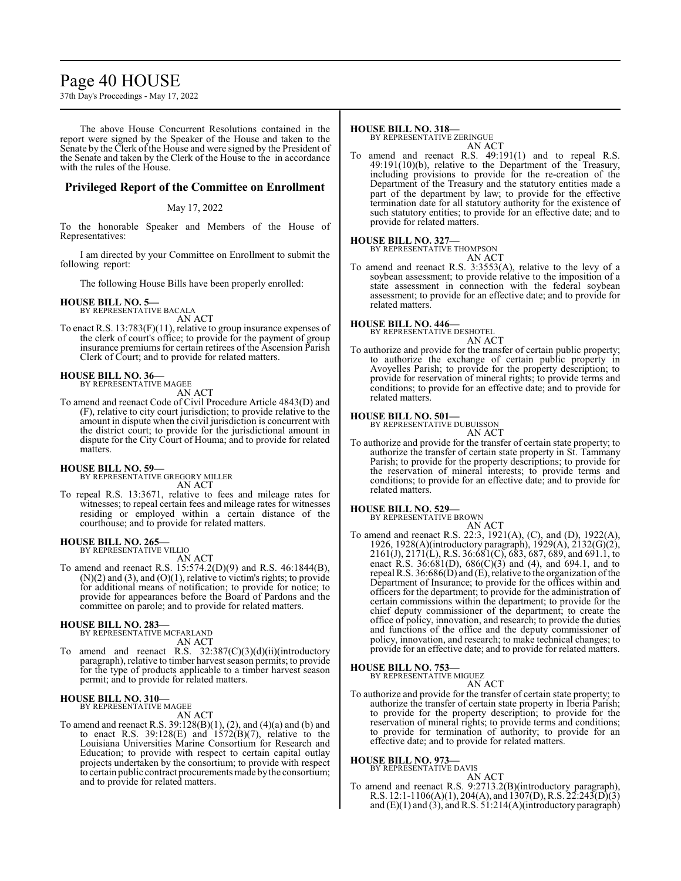The above House Concurrent Resolutions contained in the report were signed by the Speaker of the House and taken to the Senate by the Clerk of the House and were signed by the President of the Senate and taken by the Clerk of the House to the in accordance with the rules of the House.

## Privileged Report of the Committee on Enrollment

May 17, 2022

To the honorable Speaker and Members of the House of Representatives:

I am directed by your Committee on Enrollment to submit the following report:

The following House Bills have been properly enrolled:

**HOUSE BILL NO. 5—**
BY REPRESENTATIVE BACALA
AN ACT

To enact R.S. 13:783(F)(11), relative to group insurance expenses of the clerk of court's office; to provide for the payment of group insurance premiums for certain retirees of the Ascension Parish Clerk of Court; and to provide for related matters.

**HOUSE BILL NO. 36—**
BY REPRESENTATIVE MAGEE
AN ACT

To amend and reenact Code of Civil Procedure Article 4843(D) and (F), relative to city court jurisdiction; to provide relative to the amount in dispute when the civil jurisdiction is concurrent with the district court; to provide for the jurisdictional amount in dispute for the City Court of Houma; and to provide for related matters.

**HOUSE BILL NO. 59—**
BY REPRESENTATIVE GREGORY MILLER
AN ACT

To repeal R.S. 13:3671, relative to fees and mileage rates for witnesses; to repeal certain fees and mileage rates for witnesses residing or employed within a certain distance of the courthouse; and to provide for related matters.

**HOUSE BILL NO. 265—**
BY REPRESENTATIVE VILLIO
AN ACT

To amend and reenact R.S. 15:574.2(D)(9) and R.S. 46:1844(B), (N)(2) and (3), and (O)(1), relative to victim's rights; to provide for additional means of notification; to provide for notice; to provide for appearances before the Board of Pardons and the committee on parole; and to provide for related matters.

**HOUSE BILL NO. 283—**
BY REPRESENTATIVE MCFARLAND
AN ACT

To amend and reenact R.S. 32:387(C)(3)(d)(ii)(introductory paragraph), relative to timber harvest season permits; to provide for the type of products applicable to a timber harvest season permit; and to provide for related matters.

**HOUSE BILL NO. 310—**
BY REPRESENTATIVE MAGEE
AN ACT

To amend and reenact R.S. 39:128(B)(1), (2), and (4)(a) and (b) and to enact R.S. 39:128(E) and 1572(B)(7), relative to the Louisiana Universities Marine Consortium for Research and Education; to provide with respect to certain capital outlay projects undertaken by the consortium; to provide with respect to certain public contract procurements made by the consortium; and to provide for related matters.

**HOUSE BILL NO. 318—**
BY REPRESENTATIVE ZERINGUE
AN ACT

To amend and reenact R.S. 49:191(1) and to repeal R.S. 49:191(10)(b), relative to the Department of the Treasury, including provisions to provide for the re-creation of the Department of the Treasury and the statutory entities made a part of the department by law; to provide for the effective termination date for all statutory authority for the existence of such statutory entities; to provide for an effective date; and to provide for related matters.

**HOUSE BILL NO. 327—**
BY REPRESENTATIVE THOMPSON
AN ACT

To amend and reenact R.S. 3:3553(A), relative to the levy of a soybean assessment; to provide relative to the imposition of a state assessment in connection with the federal soybean assessment; to provide for an effective date; and to provide for related matters.

**HOUSE BILL NO. 446—**
BY REPRESENTATIVE DESHOTEL
AN ACT

To authorize and provide for the transfer of certain public property; to authorize the exchange of certain public property in Avoyelles Parish; to provide for the property description; to provide for reservation of mineral rights; to provide terms and conditions; to provide for an effective date; and to provide for related matters.

**HOUSE BILL NO. 501—**
BY REPRESENTATIVE DUBUISSON
AN ACT

To authorize and provide for the transfer of certain state property; to authorize the transfer of certain state property in St. Tammany Parish; to provide for the property descriptions; to provide for the reservation of mineral interests; to provide terms and conditions; to provide for an effective date; and to provide for related matters.

**HOUSE BILL NO. 529—**
BY REPRESENTATIVE BROWN
AN ACT

To amend and reenact R.S. 22:3, 1921(A), (C), and (D), 1922(A), 1926, 1928(A)(introductory paragraph), 1929(A), 2132(G)(2), 2161(J), 2171(L), R.S. 36:681(C), 683, 687, 689, and 691.1, to enact R.S. 36:681(D), 686(C)(3) and (4), and 694.1, and to repeal R.S. 36:686(D) and (E), relative to the organization of the Department of Insurance; to provide for the offices within and officers for the department; to provide for the administration of certain commissions within the department; to provide for the chief deputy commissioner of the department; to create the office of policy, innovation, and research; to provide the duties and functions of the office and the deputy commissioner of policy, innovation, and research; to make technical changes; to provide for an effective date; and to provide for related matters.

**HOUSE BILL NO. 753—**
BY REPRESENTATIVE MIGUEZ
AN ACT

To authorize and provide for the transfer of certain state property; to authorize the transfer of certain state property in Iberia Parish; to provide for the property description; to provide for the reservation of mineral rights; to provide terms and conditions; to provide for termination of authority; to provide for an effective date; and to provide for related matters.

**HOUSE BILL NO. 973—**
BY REPRESENTATIVE DAVIS
AN ACT

To amend and reenact R.S. 9:2713.2(B)(introductory paragraph), R.S. 12:1-1106(A)(1), 204(A), and 1307(D), R.S. 22:243(D)(3) and (E)(1) and (3), and R.S. 51:214(A)(introductory paragraph)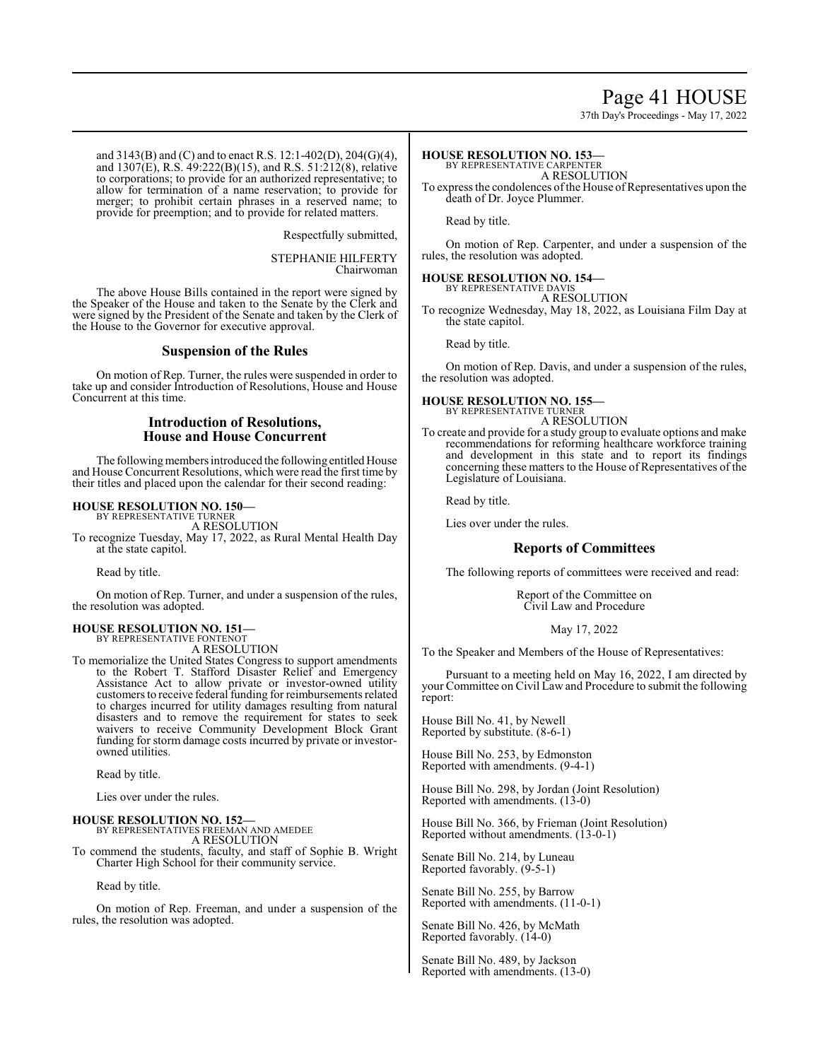and 3143(B) and (C) and to enact R.S. 12:1-402(D), 204(G)(4), and 1307(E), R.S. 49:222(B)(15), and R.S. 51:212(8), relative to corporations; to provide for an authorized representative; to allow for termination of a name reservation; to provide for merger; to prohibit certain phrases in a reserved name; to provide for preemption; and to provide for related matters.

Respectfully submitted,

STEPHANIE HILFERTY
Chairwoman

The above House Bills contained in the report were signed by the Speaker of the House and taken to the Senate by the Clerk and were signed by the President of the Senate and taken by the Clerk of the House to the Governor for executive approval.

## Suspension of the Rules

On motion of Rep. Turner, the rules were suspended in order to take up and consider Introduction of Resolutions, House and House Concurrent at this time.

## Introduction of Resolutions, House and House Concurrent

The following members introduced the following entitled House and House Concurrent Resolutions, which were read the first time by their titles and placed upon the calendar for their second reading:

**HOUSE RESOLUTION NO. 150—**
BY REPRESENTATIVE TURNER
A RESOLUTION
To recognize Tuesday, May 17, 2022, as Rural Mental Health Day at the state capitol.

Read by title.

On motion of Rep. Turner, and under a suspension of the rules, the resolution was adopted.

**HOUSE RESOLUTION NO. 151—**
BY REPRESENTATIVE FONTENOT
A RESOLUTION
To memorialize the United States Congress to support amendments to the Robert T. Stafford Disaster Relief and Emergency Assistance Act to allow private or investor-owned utility customers to receive federal funding for reimbursements related to charges incurred for utility damages resulting from natural disasters and to remove the requirement for states to seek waivers to receive Community Development Block Grant funding for storm damage costs incurred by private or investor-owned utilities.

Read by title.

Lies over under the rules.

**HOUSE RESOLUTION NO. 152—**
BY REPRESENTATIVES FREEMAN AND AMEDEE
A RESOLUTION
To commend the students, faculty, and staff of Sophie B. Wright Charter High School for their community service.

Read by title.

On motion of Rep. Freeman, and under a suspension of the rules, the resolution was adopted.

**HOUSE RESOLUTION NO. 153—**
BY REPRESENTATIVE CARPENTER
A RESOLUTION
To express the condolences of the House of Representatives upon the death of Dr. Joyce Plummer.

Read by title.

On motion of Rep. Carpenter, and under a suspension of the rules, the resolution was adopted.

**HOUSE RESOLUTION NO. 154—**
BY REPRESENTATIVE DAVIS
A RESOLUTION
To recognize Wednesday, May 18, 2022, as Louisiana Film Day at the state capitol.

Read by title.

On motion of Rep. Davis, and under a suspension of the rules, the resolution was adopted.

**HOUSE RESOLUTION NO. 155—**
BY REPRESENTATIVE TURNER
A RESOLUTION
To create and provide for a study group to evaluate options and make recommendations for reforming healthcare workforce training and development in this state and to report its findings concerning these matters to the House of Representatives of the Legislature of Louisiana.

Read by title.

Lies over under the rules.

## Reports of Committees

The following reports of committees were received and read:

Report of the Committee on
Civil Law and Procedure

May 17, 2022

To the Speaker and Members of the House of Representatives:

Pursuant to a meeting held on May 16, 2022, I am directed by your Committee on Civil Law and Procedure to submit the following report:

House Bill No. 41, by Newell
Reported by substitute. (8-6-1)

House Bill No. 253, by Edmonston
Reported with amendments. (9-4-1)

House Bill No. 298, by Jordan (Joint Resolution)
Reported with amendments. (13-0)

House Bill No. 366, by Frieman (Joint Resolution)
Reported without amendments. (13-0-1)

Senate Bill No. 214, by Luneau
Reported favorably. (9-5-1)

Senate Bill No. 255, by Barrow
Reported with amendments. (11-0-1)

Senate Bill No. 426, by McMath
Reported favorably. (14-0)

Senate Bill No. 489, by Jackson
Reported with amendments. (13-0)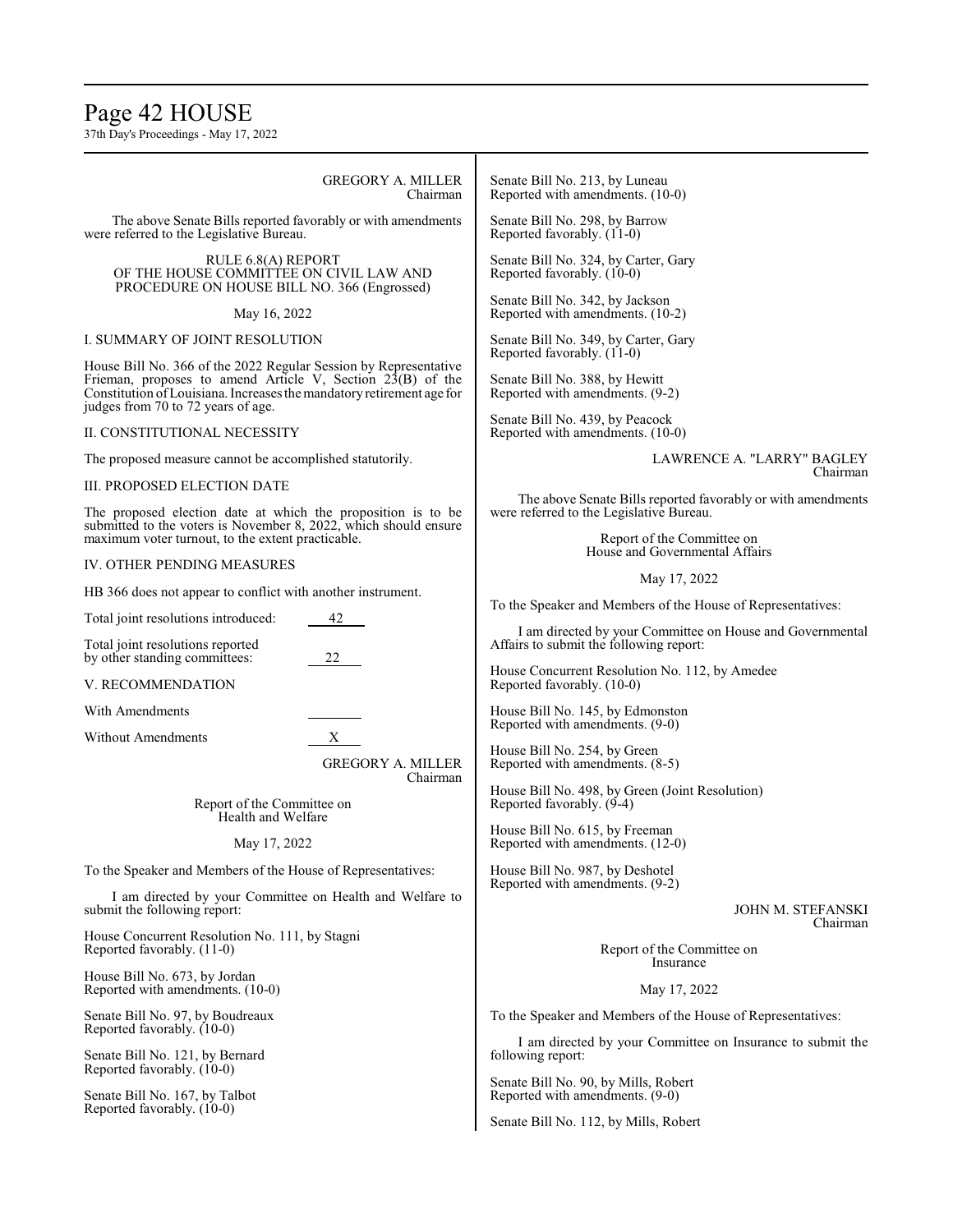GREGORY A. MILLER
Chairman

The above Senate Bills reported favorably or with amendments were referred to the Legislative Bureau.

RULE 6.8(A) REPORT
OF THE HOUSE COMMITTEE ON CIVIL LAW AND PROCEDURE ON HOUSE BILL NO. 366 (Engrossed)

May 16, 2022

I. SUMMARY OF JOINT RESOLUTION

House Bill No. 366 of the 2022 Regular Session by Representative Frieman, proposes to amend Article V, Section 23(B) of the Constitution of Louisiana. Increases the mandatory retirement age for judges from 70 to 72 years of age.

II. CONSTITUTIONAL NECESSITY

The proposed measure cannot be accomplished statutorily.

III. PROPOSED ELECTION DATE

The proposed election date at which the proposition is to be submitted to the voters is November 8, 2022, which should ensure maximum voter turnout, to the extent practicable.

IV. OTHER PENDING MEASURES

HB 366 does not appear to conflict with another instrument.

Total joint resolutions introduced: 42

Total joint resolutions reported by other standing committees: 22

V. RECOMMENDATION

With Amendments ______

Without Amendments X

GREGORY A. MILLER
Chairman

Report of the Committee on
Health and Welfare

May 17, 2022

To the Speaker and Members of the House of Representatives:

I am directed by your Committee on Health and Welfare to submit the following report:

House Concurrent Resolution No. 111, by Stagni
Reported favorably. (11-0)

House Bill No. 673, by Jordan
Reported with amendments. (10-0)

Senate Bill No. 97, by Boudreaux
Reported favorably. (10-0)

Senate Bill No. 121, by Bernard
Reported favorably. (10-0)

Senate Bill No. 167, by Talbot
Reported favorably. (10-0)

Senate Bill No. 213, by Luneau
Reported with amendments. (10-0)

Senate Bill No. 298, by Barrow
Reported favorably. (11-0)

Senate Bill No. 324, by Carter, Gary
Reported favorably. (10-0)

Senate Bill No. 342, by Jackson
Reported with amendments. (10-2)

Senate Bill No. 349, by Carter, Gary
Reported favorably. (11-0)

Senate Bill No. 388, by Hewitt
Reported with amendments. (9-2)

Senate Bill No. 439, by Peacock
Reported with amendments. (10-0)

LAWRENCE A. "LARRY" BAGLEY
Chairman

The above Senate Bills reported favorably or with amendments were referred to the Legislative Bureau.

Report of the Committee on
House and Governmental Affairs

May 17, 2022

To the Speaker and Members of the House of Representatives:

I am directed by your Committee on House and Governmental Affairs to submit the following report:

House Concurrent Resolution No. 112, by Amedee
Reported favorably. (10-0)

House Bill No. 145, by Edmonston
Reported with amendments. (9-0)

House Bill No. 254, by Green
Reported with amendments. (8-5)

House Bill No. 498, by Green (Joint Resolution)
Reported favorably. (9-4)

House Bill No. 615, by Freeman
Reported with amendments. (12-0)

House Bill No. 987, by Deshotel
Reported with amendments. (9-2)

JOHN M. STEFANSKI
Chairman

Report of the Committee on
Insurance

May 17, 2022

To the Speaker and Members of the House of Representatives:

I am directed by your Committee on Insurance to submit the following report:

Senate Bill No. 90, by Mills, Robert
Reported with amendments. (9-0)

Senate Bill No. 112, by Mills, Robert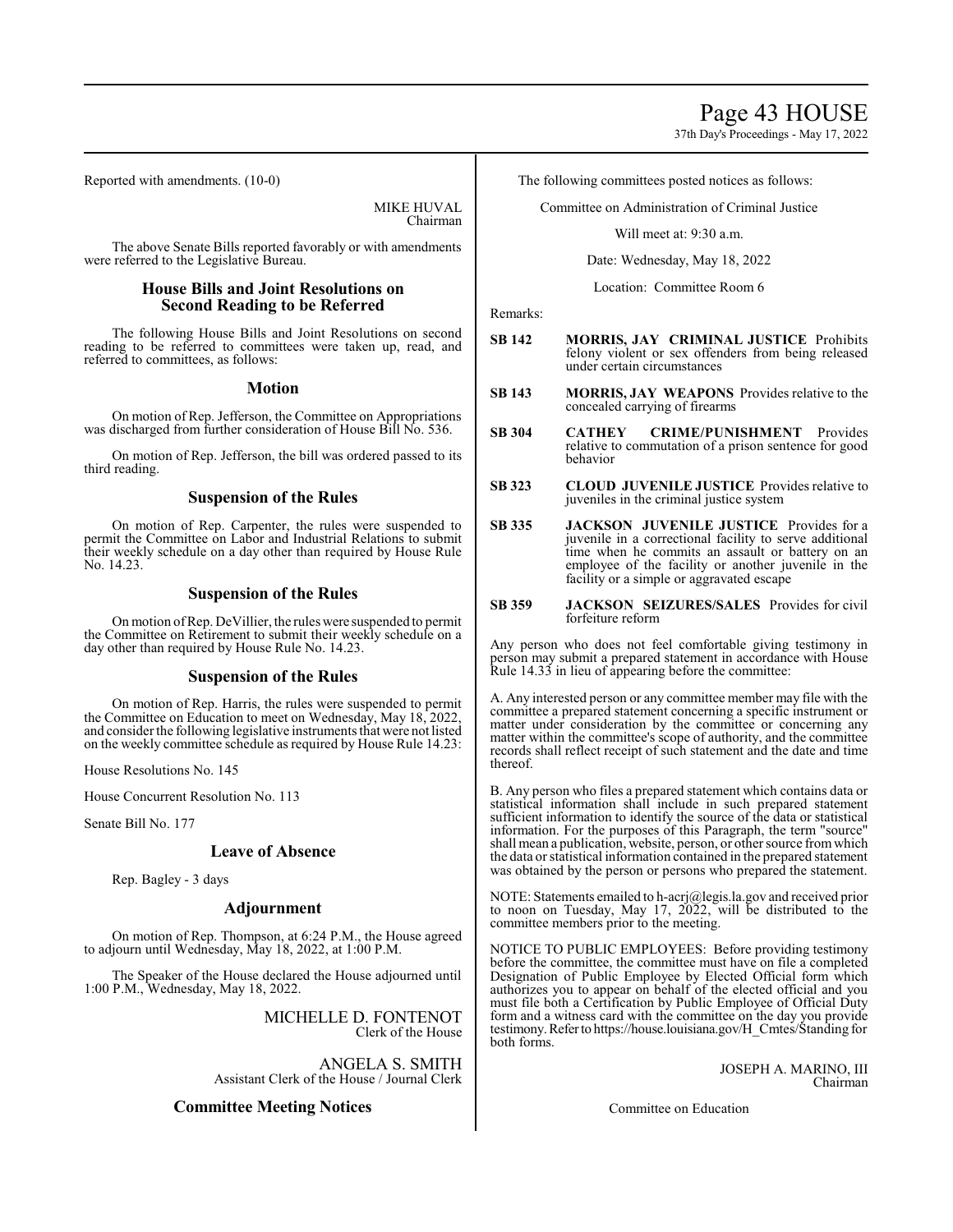Reported with amendments. (10-0)

MIKE HUVAL
Chairman

The above Senate Bills reported favorably or with amendments were referred to the Legislative Bureau.

## House Bills and Joint Resolutions on Second Reading to be Referred

The following House Bills and Joint Resolutions on second reading to be referred to committees were taken up, read, and referred to committees, as follows:

## Motion

On motion of Rep. Jefferson, the Committee on Appropriations was discharged from further consideration of House Bill No. 536.

On motion of Rep. Jefferson, the bill was ordered passed to its third reading.

## Suspension of the Rules

On motion of Rep. Carpenter, the rules were suspended to permit the Committee on Labor and Industrial Relations to submit their weekly schedule on a day other than required by House Rule No. 14.23.

## Suspension of the Rules

On motion of Rep. DeVillier, the rules were suspended to permit the Committee on Retirement to submit their weekly schedule on a day other than required by House Rule No. 14.23.

## Suspension of the Rules

On motion of Rep. Harris, the rules were suspended to permit the Committee on Education to meet on Wednesday, May 18, 2022, and consider the following legislative instruments that were not listed on the weekly committee schedule as required by House Rule 14.23:

House Resolutions No. 145

House Concurrent Resolution No. 113

Senate Bill No. 177

## Leave of Absence

Rep. Bagley - 3 days

## Adjournment

On motion of Rep. Thompson, at 6:24 P.M., the House agreed to adjourn until Wednesday, May 18, 2022, at 1:00 P.M.

The Speaker of the House declared the House adjourned until 1:00 P.M., Wednesday, May 18, 2022.

MICHELLE D. FONTENOT
Clerk of the House

ANGELA S. SMITH
Assistant Clerk of the House / Journal Clerk

## Committee Meeting Notices

The following committees posted notices as follows:

Committee on Administration of Criminal Justice

Will meet at: 9:30 a.m.

Date: Wednesday, May 18, 2022

Location: Committee Room 6

Remarks:

**SB 142** **MORRIS, JAY CRIMINAL JUSTICE** Prohibits felony violent or sex offenders from being released under certain circumstances

**SB 143** **MORRIS, JAY WEAPONS** Provides relative to the concealed carrying of firearms

**SB 304** **CATHEY CRIME/PUNISHMENT** Provides relative to commutation of a prison sentence for good behavior

**SB 323** **CLOUD JUVENILE JUSTICE** Provides relative to juveniles in the criminal justice system

**SB 335** **JACKSON JUVENILE JUSTICE** Provides for a juvenile in a correctional facility to serve additional time when he commits an assault or battery on an employee of the facility or another juvenile in the facility or a simple or aggravated escape

**SB 359** **JACKSON SEIZURES/SALES** Provides for civil forfeiture reform

Any person who does not feel comfortable giving testimony in person may submit a prepared statement in accordance with House Rule 14.33 in lieu of appearing before the committee:

A. Any interested person or any committee member may file with the committee a prepared statement concerning a specific instrument or matter under consideration by the committee or concerning any matter within the committee's scope of authority, and the committee records shall reflect receipt of such statement and the date and time thereof.

B. Any person who files a prepared statement which contains data or statistical information shall include in such prepared statement sufficient information to identify the source of the data or statistical information. For the purposes of this Paragraph, the term "source" shall mean a publication, website, person, or other source from which the data or statistical information contained in the prepared statement was obtained by the person or persons who prepared the statement.

NOTE: Statements emailed to h-acrj@legis.la.gov and received prior to noon on Tuesday, May 17, 2022, will be distributed to the committee members prior to the meeting.

NOTICE TO PUBLIC EMPLOYEES: Before providing testimony before the committee, the committee must have on file a completed Designation of Public Employee by Elected Official form which authorizes you to appear on behalf of the elected official and you must file both a Certification by Public Employee of Official Duty form and a witness card with the committee on the day you provide testimony. Refer to https://house.louisiana.gov/H_Cmtes/Standing for both forms.

JOSEPH A. MARINO, III
Chairman

Committee on Education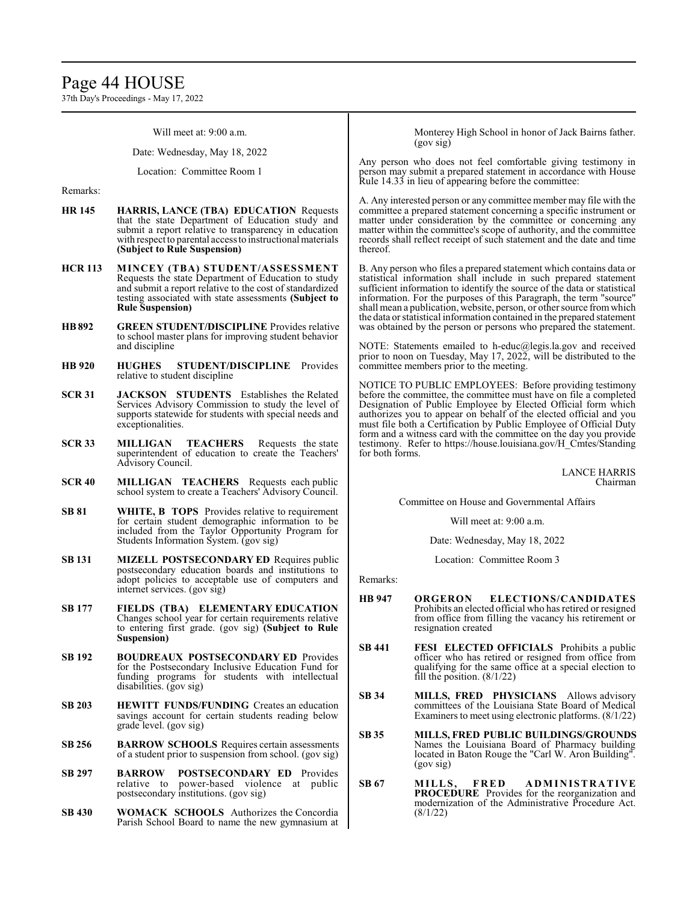Will meet at: 9:00 a.m.

Date: Wednesday, May 18, 2022

Location: Committee Room 1

Remarks:

**HR 145** **HARRIS, LANCE (TBA) EDUCATION** Requests that the state Department of Education study and submit a report relative to transparency in education with respect to parental access to instructional materials **(Subject to Rule Suspension)**

**HCR 113** **MINCEY (TBA) STUDENT/ASSESSMENT** Requests the state Department of Education to study and submit a report relative to the cost of standardized testing associated with state assessments **(Subject to Rule Suspension)**

**HB 892** **GREEN STUDENT/DISCIPLINE** Provides relative to school master plans for improving student behavior and discipline

**HB 920** **HUGHES STUDENT/DISCIPLINE** Provides relative to student discipline

**SCR 31** **JACKSON STUDENTS** Establishes the Related Services Advisory Commission to study the level of supports statewide for students with special needs and exceptionalities.

**SCR 33** **MILLIGAN TEACHERS** Requests the state superintendent of education to create the Teachers' Advisory Council.

**SCR 40** **MILLIGAN TEACHERS** Requests each public school system to create a Teachers' Advisory Council.

**SB 81** **WHITE, B TOPS** Provides relative to requirement for certain student demographic information to be included from the Taylor Opportunity Program for Students Information System. (gov sig)

**SB 131** **MIZELL POSTSECONDARY ED** Requires public postsecondary education boards and institutions to adopt policies to acceptable use of computers and internet services. (gov sig)

**SB 177** **FIELDS (TBA) ELEMENTARY EDUCATION** Changes school year for certain requirements relative to entering first grade. (gov sig) **(Subject to Rule Suspension)**

**SB 192** **BOUDREAUX POSTSECONDARY ED** Provides for the Postsecondary Inclusive Education Fund for funding programs for students with intellectual disabilities. (gov sig)

**SB 203** **HEWITT FUNDS/FUNDING** Creates an education savings account for certain students reading below grade level. (gov sig)

**SB 256** **BARROW SCHOOLS** Requires certain assessments of a student prior to suspension from school. (gov sig)

**SB 297** **BARROW POSTSECONDARY ED** Provides relative to power-based violence at public postsecondary institutions. (gov sig)

**SB 430** **WOMACK SCHOOLS** Authorizes the Concordia Parish School Board to name the new gymnasium at Monterey High School in honor of Jack Bairns father. (gov sig)

Any person who does not feel comfortable giving testimony in person may submit a prepared statement in accordance with House Rule 14.33 in lieu of appearing before the committee:

A. Any interested person or any committee member may file with the committee a prepared statement concerning a specific instrument or matter under consideration by the committee or concerning any matter within the committee's scope of authority, and the committee records shall reflect receipt of such statement and the date and time thereof.

B. Any person who files a prepared statement which contains data or statistical information shall include in such prepared statement sufficient information to identify the source of the data or statistical information. For the purposes of this Paragraph, the term "source" shall mean a publication, website, person, or other source from which the data or statistical information contained in the prepared statement was obtained by the person or persons who prepared the statement.

NOTE: Statements emailed to h-educ@legis.la.gov and received prior to noon on Tuesday, May 17, 2022, will be distributed to the committee members prior to the meeting.

NOTICE TO PUBLIC EMPLOYEES: Before providing testimony before the committee, the committee must have on file a completed Designation of Public Employee by Elected Official form which authorizes you to appear on behalf of the elected official and you must file both a Certification by Public Employee of Official Duty form and a witness card with the committee on the day you provide testimony. Refer to https://house.louisiana.gov/H_Cmtes/Standing for both forms.

LANCE HARRIS
Chairman

Committee on House and Governmental Affairs

Will meet at: 9:00 a.m.

Date: Wednesday, May 18, 2022

Location: Committee Room 3

Remarks:

**HB 947** **ORGERON ELECTIONS/CANDIDATES** Prohibits an elected official who has retired or resigned from office from filling the vacancy his retirement or resignation created

**SB 441** **FESI ELECTED OFFICIALS** Prohibits a public officer who has retired or resigned from office from qualifying for the same office at a special election to fill the position. (8/1/22)

**SB 34** **MILLS, FRED PHYSICIANS** Allows advisory committees of the Louisiana State Board of Medical Examiners to meet using electronic platforms. (8/1/22)

**SB 35** **MILLS, FRED PUBLIC BUILDINGS/GROUNDS** Names the Louisiana Board of Pharmacy building located in Baton Rouge the "Carl W. Aron Building". (gov sig)

**SB 67** **MILLS, FRED ADMINISTRATIVE PROCEDURE** Provides for the reorganization and modernization of the Administrative Procedure Act. (8/1/22)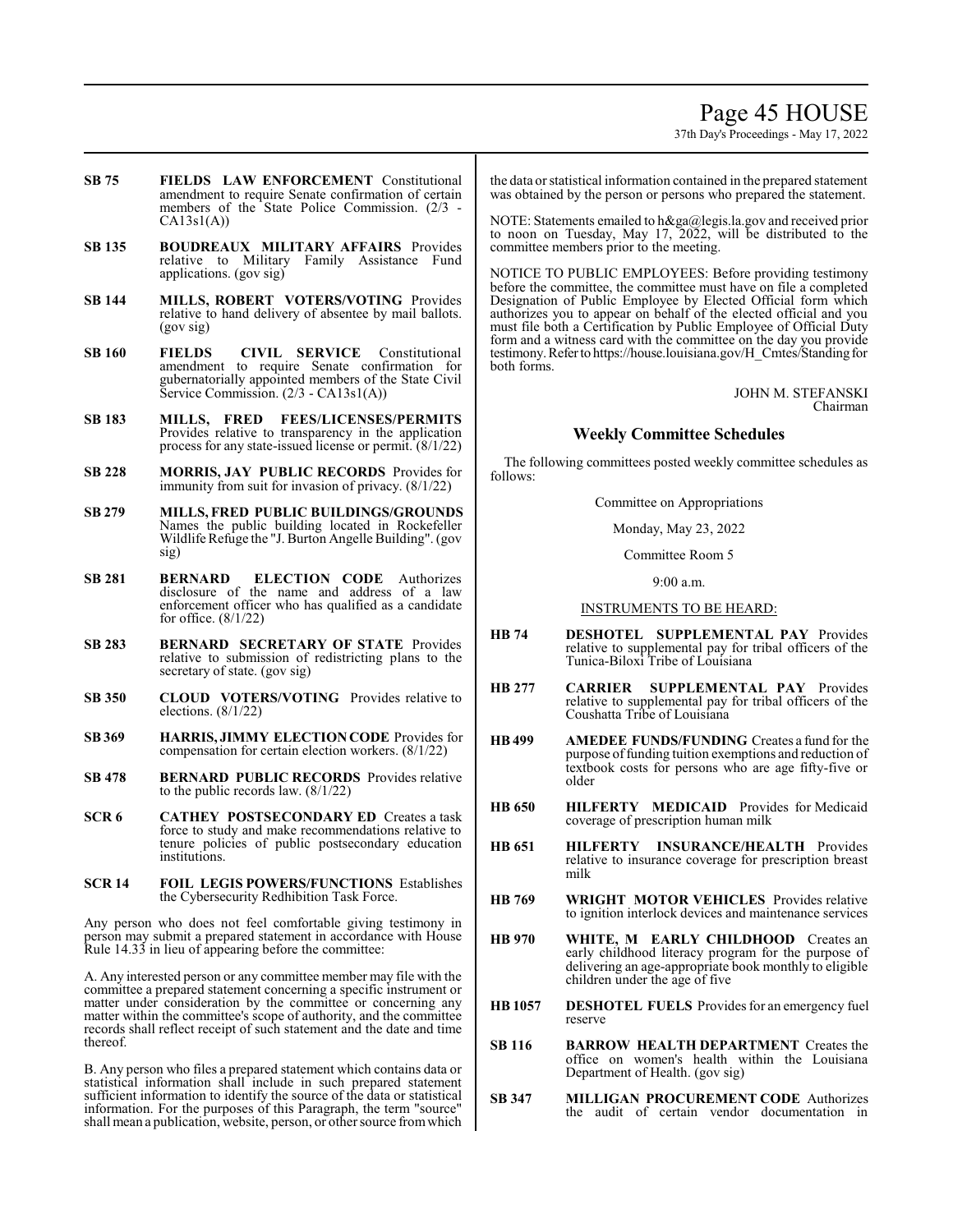**SB 75** **FIELDS LAW ENFORCEMENT** Constitutional amendment to require Senate confirmation of certain members of the State Police Commission. (2/3 - CA13s1(A))

**SB 135** **BOUDREAUX MILITARY AFFAIRS** Provides relative to Military Family Assistance Fund applications. (gov sig)

**SB 144** **MILLS, ROBERT VOTERS/VOTING** Provides relative to hand delivery of absentee by mail ballots. (gov sig)

**SB 160** **FIELDS CIVIL SERVICE** Constitutional amendment to require Senate confirmation for gubernatorially appointed members of the State Civil Service Commission. (2/3 - CA13s1(A))

**SB 183** **MILLS, FRED FEES/LICENSES/PERMITS** Provides relative to transparency in the application process for any state-issued license or permit. (8/1/22)

**SB 228** **MORRIS, JAY PUBLIC RECORDS** Provides for immunity from suit for invasion of privacy. (8/1/22)

**SB 279** **MILLS, FRED PUBLIC BUILDINGS/GROUNDS** Names the public building located in Rockefeller Wildlife Refuge the "J. Burton Angelle Building". (gov sig)

**SB 281** **BERNARD ELECTION CODE** Authorizes disclosure of the name and address of a law enforcement officer who has qualified as a candidate for office. (8/1/22)

**SB 283** **BERNARD SECRETARY OF STATE** Provides relative to submission of redistricting plans to the secretary of state. (gov sig)

**SB 350** **CLOUD VOTERS/VOTING** Provides relative to elections. (8/1/22)

**SB 369** **HARRIS, JIMMY ELECTION CODE** Provides for compensation for certain election workers. (8/1/22)

**SB 478** **BERNARD PUBLIC RECORDS** Provides relative to the public records law. (8/1/22)

**SCR 6** **CATHEY POSTSECONDARY ED** Creates a task force to study and make recommendations relative to tenure policies of public postsecondary education institutions.

**SCR 14** **FOIL LEGIS POWERS/FUNCTIONS** Establishes the Cybersecurity Redhibition Task Force.

Any person who does not feel comfortable giving testimony in person may submit a prepared statement in accordance with House Rule 14.33 in lieu of appearing before the committee:

A. Any interested person or any committee member may file with the committee a prepared statement concerning a specific instrument or matter under consideration by the committee or concerning any matter within the committee's scope of authority, and the committee records shall reflect receipt of such statement and the date and time thereof.

B. Any person who files a prepared statement which contains data or statistical information shall include in such prepared statement sufficient information to identify the source of the data or statistical information. For the purposes of this Paragraph, the term "source" shall mean a publication, website, person, or other source from which the data or statistical information contained in the prepared statement was obtained by the person or persons who prepared the statement.

NOTE: Statements emailed to h&ga@legis.la.gov and received prior to noon on Tuesday, May 17, 2022, will be distributed to the committee members prior to the meeting.

NOTICE TO PUBLIC EMPLOYEES: Before providing testimony before the committee, the committee must have on file a completed Designation of Public Employee by Elected Official form which authorizes you to appear on behalf of the elected official and you must file both a Certification by Public Employee of Official Duty form and a witness card with the committee on the day you provide testimony. Refer to https://house.louisiana.gov/H_Cmtes/Standing for both forms.

JOHN M. STEFANSKI
Chairman

## Weekly Committee Schedules

The following committees posted weekly committee schedules as follows:

Committee on Appropriations

Monday, May 23, 2022

Committee Room 5

9:00 a.m.

INSTRUMENTS TO BE HEARD:

**HB 74** **DESHOTEL SUPPLEMENTAL PAY** Provides relative to supplemental pay for tribal officers of the Tunica-Biloxi Tribe of Louisiana

**HB 277** **CARRIER SUPPLEMENTAL PAY** Provides relative to supplemental pay for tribal officers of the Coushatta Tribe of Louisiana

**HB 499** **AMEDEE FUNDS/FUNDING** Creates a fund for the purpose of funding tuition exemptions and reduction of textbook costs for persons who are age fifty-five or older

**HB 650** **HILFERTY MEDICAID** Provides for Medicaid coverage of prescription human milk

**HB 651** **HILFERTY INSURANCE/HEALTH** Provides relative to insurance coverage for prescription breast milk

**HB 769** **WRIGHT MOTOR VEHICLES** Provides relative to ignition interlock devices and maintenance services

**HB 970** **WHITE, M EARLY CHILDHOOD** Creates an early childhood literacy program for the purpose of delivering an age-appropriate book monthly to eligible children under the age of five

**HB 1057** **DESHOTEL FUELS** Provides for an emergency fuel reserve

**SB 116** **BARROW HEALTH DEPARTMENT** Creates the office on women's health within the Louisiana Department of Health. (gov sig)

**SB 347** **MILLIGAN PROCUREMENT CODE** Authorizes the audit of certain vendor documentation in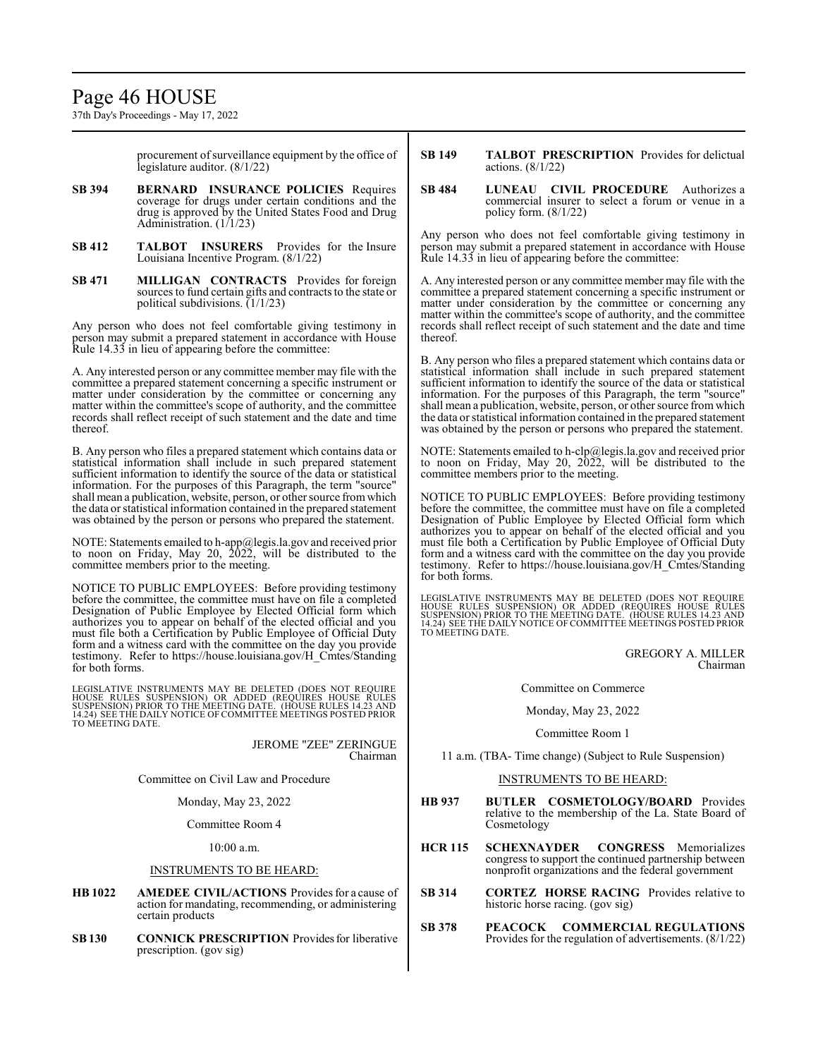procurement of surveillance equipment by the office of legislature auditor. (8/1/22)

**SB 394** **BERNARD INSURANCE POLICIES** Requires coverage for drugs under certain conditions and the drug is approved by the United States Food and Drug Administration. (1/1/23)

**SB 412** **TALBOT INSURERS** Provides for the Insure Louisiana Incentive Program. (8/1/22)

**SB 471** **MILLIGAN CONTRACTS** Provides for foreign sources to fund certain gifts and contracts to the state or political subdivisions. (1/1/23)

Any person who does not feel comfortable giving testimony in person may submit a prepared statement in accordance with House Rule 14.33 in lieu of appearing before the committee:

A. Any interested person or any committee member may file with the committee a prepared statement concerning a specific instrument or matter under consideration by the committee or concerning any matter within the committee's scope of authority, and the committee records shall reflect receipt of such statement and the date and time thereof.

B. Any person who files a prepared statement which contains data or statistical information shall include in such prepared statement sufficient information to identify the source of the data or statistical information. For the purposes of this Paragraph, the term "source" shall mean a publication, website, person, or other source from which the data or statistical information contained in the prepared statement was obtained by the person or persons who prepared the statement.

NOTE: Statements emailed to h-app@legis.la.gov and received prior to noon on Friday, May 20, 2022, will be distributed to the committee members prior to the meeting.

NOTICE TO PUBLIC EMPLOYEES: Before providing testimony before the committee, the committee must have on file a completed Designation of Public Employee by Elected Official form which authorizes you to appear on behalf of the elected official and you must file both a Certification by Public Employee of Official Duty form and a witness card with the committee on the day you provide testimony. Refer to https://house.louisiana.gov/H_Cmtes/Standing for both forms.

LEGISLATIVE INSTRUMENTS MAY BE DELETED (DOES NOT REQUIRE HOUSE RULES SUSPENSION) OR ADDED (REQUIRES HOUSE RULES SUSPENSION) PRIOR TO THE MEETING DATE. (HOUSE RULES 14.23 AND 14.24) SEE THE DAILY NOTICE OF COMMITTEE MEETINGS POSTED PRIOR TO MEETING DATE.

JEROME "ZEE" ZERINGUE
Chairman

Committee on Civil Law and Procedure

Monday, May 23, 2022

Committee Room 4

10:00 a.m.

INSTRUMENTS TO BE HEARD:

**HB 1022** **AMEDEE CIVIL/ACTIONS** Provides for a cause of action for mandating, recommending, or administering certain products

**SB 130** **CONNICK PRESCRIPTION** Provides for liberative prescription. (gov sig)

**SB 149** **TALBOT PRESCRIPTION** Provides for delictual actions. (8/1/22)

**SB 484** **LUNEAU CIVIL PROCEDURE** Authorizes a commercial insurer to select a forum or venue in a policy form. (8/1/22)

Any person who does not feel comfortable giving testimony in person may submit a prepared statement in accordance with House Rule 14.33 in lieu of appearing before the committee:

A. Any interested person or any committee member may file with the committee a prepared statement concerning a specific instrument or matter under consideration by the committee or concerning any matter within the committee's scope of authority, and the committee records shall reflect receipt of such statement and the date and time thereof.

B. Any person who files a prepared statement which contains data or statistical information shall include in such prepared statement sufficient information to identify the source of the data or statistical information. For the purposes of this Paragraph, the term "source" shall mean a publication, website, person, or other source from which the data or statistical information contained in the prepared statement was obtained by the person or persons who prepared the statement.

NOTE: Statements emailed to h-clp@legis.la.gov and received prior to noon on Friday, May 20, 2022, will be distributed to the committee members prior to the meeting.

NOTICE TO PUBLIC EMPLOYEES: Before providing testimony before the committee, the committee must have on file a completed Designation of Public Employee by Elected Official form which authorizes you to appear on behalf of the elected official and you must file both a Certification by Public Employee of Official Duty form and a witness card with the committee on the day you provide testimony. Refer to https://house.louisiana.gov/H_Cmtes/Standing for both forms.

LEGISLATIVE INSTRUMENTS MAY BE DELETED (DOES NOT REQUIRE HOUSE RULES SUSPENSION) OR ADDED (REQUIRES HOUSE RULES SUSPENSION) PRIOR TO THE MEETING DATE. (HOUSE RULES 14.23 AND 14.24) SEE THE DAILY NOTICE OF COMMITTEE MEETINGS POSTED PRIOR TO MEETING DATE.

GREGORY A. MILLER
Chairman

Committee on Commerce

Monday, May 23, 2022

Committee Room 1

11 a.m. (TBA- Time change) (Subject to Rule Suspension)

INSTRUMENTS TO BE HEARD:

**HB 937** **BUTLER COSMETOLOGY/BOARD** Provides relative to the membership of the La. State Board of Cosmetology

**HCR 115** **SCHEXNAYDER CONGRESS** Memorializes congress to support the continued partnership between nonprofit organizations and the federal government

**SB 314** **CORTEZ HORSE RACING** Provides relative to historic horse racing. (gov sig)

**SB 378** **PEACOCK COMMERCIAL REGULATIONS** Provides for the regulation of advertisements. (8/1/22)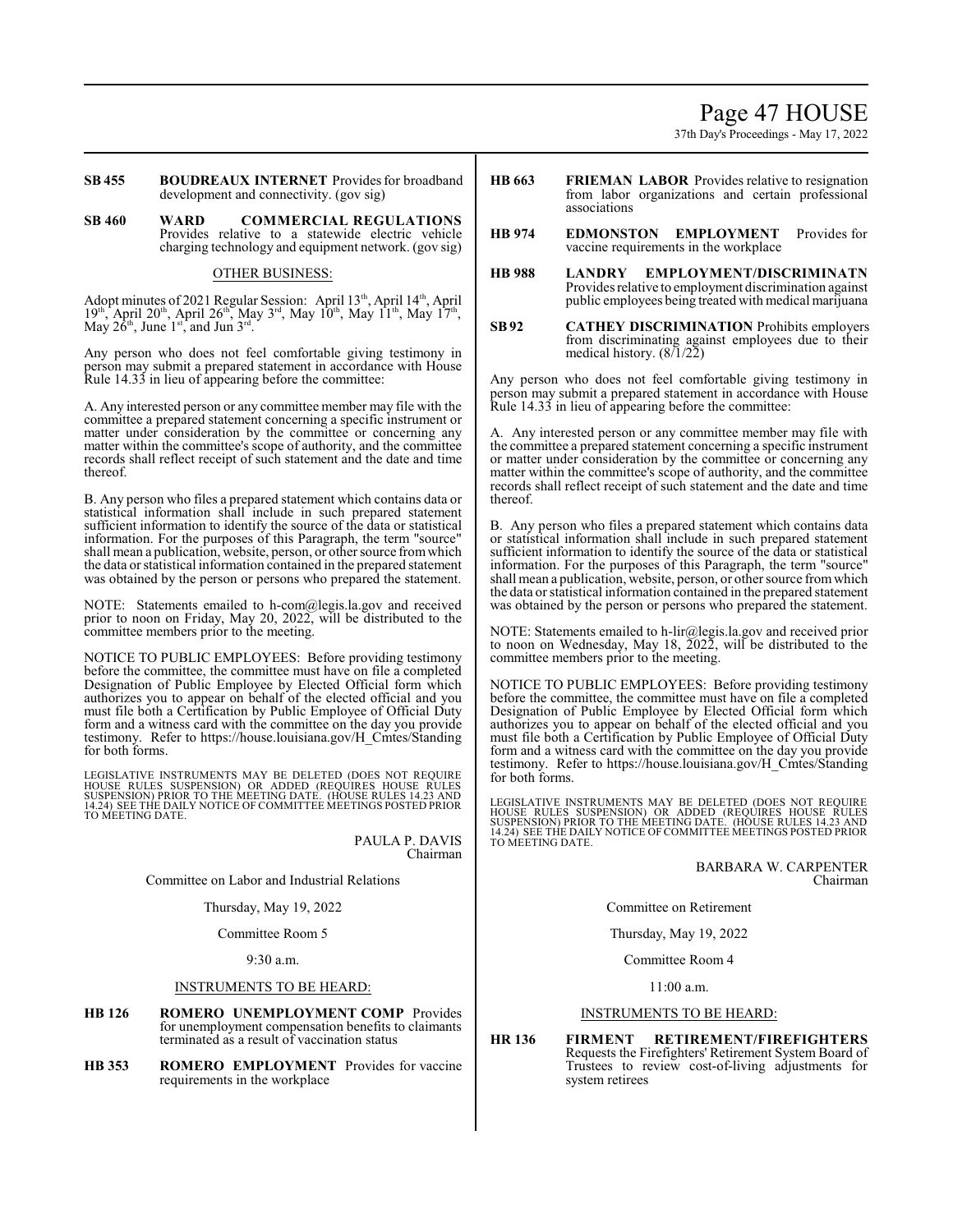**SB 455** **BOUDREAUX INTERNET** Provides for broadband development and connectivity. (gov sig)

**SB 460** **WARD COMMERCIAL REGULATIONS** Provides relative to a statewide electric vehicle charging technology and equipment network. (gov sig)

OTHER BUSINESS:

Adopt minutes of 2021 Regular Session: April 13th, April 14th, April 19th, April 20th, April 26th, May 3rd, May 10th, May 11th, May 17th, May 26th, June 1st, and Jun 3rd.

Any person who does not feel comfortable giving testimony in person may submit a prepared statement in accordance with House Rule 14.33 in lieu of appearing before the committee:

A. Any interested person or any committee member may file with the committee a prepared statement concerning a specific instrument or matter under consideration by the committee or concerning any matter within the committee's scope of authority, and the committee records shall reflect receipt of such statement and the date and time thereof.

B. Any person who files a prepared statement which contains data or statistical information shall include in such prepared statement sufficient information to identify the source of the data or statistical information. For the purposes of this Paragraph, the term "source" shall mean a publication, website, person, or other source from which the data or statistical information contained in the prepared statement was obtained by the person or persons who prepared the statement.

NOTE: Statements emailed to h-com@legis.la.gov and received prior to noon on Friday, May 20, 2022, will be distributed to the committee members prior to the meeting.

NOTICE TO PUBLIC EMPLOYEES: Before providing testimony before the committee, the committee must have on file a completed Designation of Public Employee by Elected Official form which authorizes you to appear on behalf of the elected official and you must file both a Certification by Public Employee of Official Duty form and a witness card with the committee on the day you provide testimony. Refer to https://house.louisiana.gov/H_Cmtes/Standing for both forms.

LEGISLATIVE INSTRUMENTS MAY BE DELETED (DOES NOT REQUIRE HOUSE RULES SUSPENSION) OR ADDED (REQUIRES HOUSE RULES SUSPENSION) PRIOR TO THE MEETING DATE. (HOUSE RULES 14.23 AND 14.24) SEE THE DAILY NOTICE OF COMMITTEE MEETINGS POSTED PRIOR TO MEETING DATE.

PAULA P. DAVIS
Chairman

Committee on Labor and Industrial Relations

Thursday, May 19, 2022

Committee Room 5

9:30 a.m.

INSTRUMENTS TO BE HEARD:

**HB 126** **ROMERO UNEMPLOYMENT COMP** Provides for unemployment compensation benefits to claimants terminated as a result of vaccination status

**HB 353** **ROMERO EMPLOYMENT** Provides for vaccine requirements in the workplace

**HB 663** **FRIEMAN LABOR** Provides relative to resignation from labor organizations and certain professional associations

**HB 974** **EDMONSTON EMPLOYMENT** Provides for vaccine requirements in the workplace

**HB 988** **LANDRY EMPLOYMENT/DISCRIMINATN** Provides relative to employment discrimination against public employees being treated with medical marijuana

**SB 92** **CATHEY DISCRIMINATION** Prohibits employers from discriminating against employees due to their medical history. (8/1/22)

Any person who does not feel comfortable giving testimony in person may submit a prepared statement in accordance with House Rule 14.33 in lieu of appearing before the committee:

A. Any interested person or any committee member may file with the committee a prepared statement concerning a specific instrument or matter under consideration by the committee or concerning any matter within the committee's scope of authority, and the committee records shall reflect receipt of such statement and the date and time thereof.

B. Any person who files a prepared statement which contains data or statistical information shall include in such prepared statement sufficient information to identify the source of the data or statistical information. For the purposes of this Paragraph, the term "source" shall mean a publication, website, person, or other source from which the data or statistical information contained in the prepared statement was obtained by the person or persons who prepared the statement.

NOTE: Statements emailed to h-lir@legis.la.gov and received prior to noon on Wednesday, May 18, 2022, will be distributed to the committee members prior to the meeting.

NOTICE TO PUBLIC EMPLOYEES: Before providing testimony before the committee, the committee must have on file a completed Designation of Public Employee by Elected Official form which authorizes you to appear on behalf of the elected official and you must file both a Certification by Public Employee of Official Duty form and a witness card with the committee on the day you provide testimony. Refer to https://house.louisiana.gov/H_Cmtes/Standing for both forms.

LEGISLATIVE INSTRUMENTS MAY BE DELETED (DOES NOT REQUIRE HOUSE RULES SUSPENSION) OR ADDED (REQUIRES HOUSE RULES SUSPENSION) PRIOR TO THE MEETING DATE. (HOUSE RULES 14.23 AND 14.24) SEE THE DAILY NOTICE OF COMMITTEE MEETINGS POSTED PRIOR TO MEETING DATE.

BARBARA W. CARPENTER
Chairman

Committee on Retirement

Thursday, May 19, 2022

Committee Room 4

11:00 a.m.

INSTRUMENTS TO BE HEARD:

**HR 136** **FIRMENT RETIREMENT/FIREFIGHTERS** Requests the Firefighters' Retirement System Board of Trustees to review cost-of-living adjustments for system retirees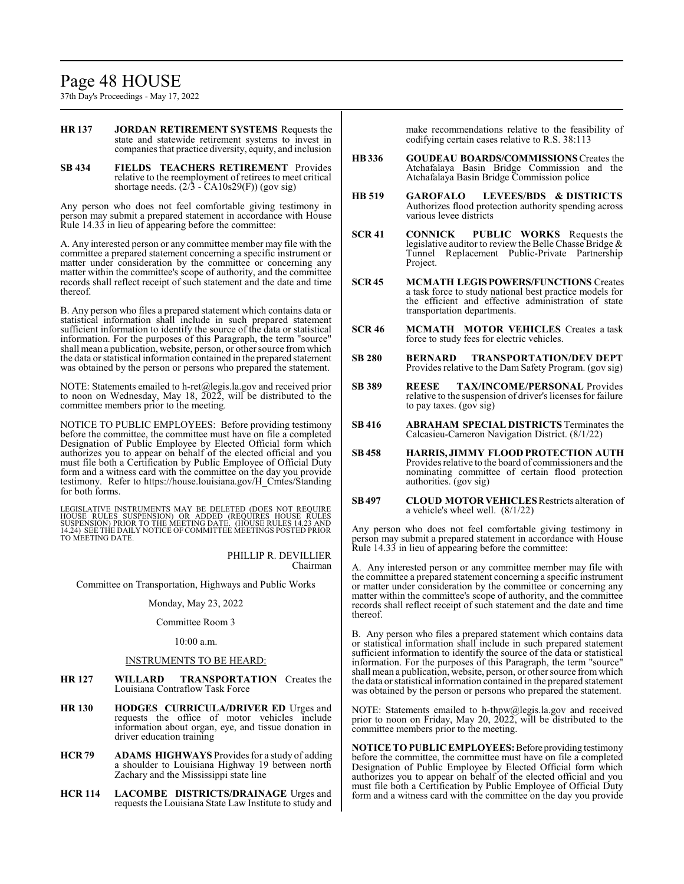**HR 137** **JORDAN RETIREMENT SYSTEMS** Requests the state and statewide retirement systems to invest in companies that practice diversity, equity, and inclusion

**SB 434** **FIELDS TEACHERS RETIREMENT** Provides relative to the reemployment of retirees to meet critical shortage needs. (2/3 - CA10s29(F)) (gov sig)

Any person who does not feel comfortable giving testimony in person may submit a prepared statement in accordance with House Rule 14.33 in lieu of appearing before the committee:

A. Any interested person or any committee member may file with the committee a prepared statement concerning a specific instrument or matter under consideration by the committee or concerning any matter within the committee's scope of authority, and the committee records shall reflect receipt of such statement and the date and time thereof.

B. Any person who files a prepared statement which contains data or statistical information shall include in such prepared statement sufficient information to identify the source of the data or statistical information. For the purposes of this Paragraph, the term "source" shall mean a publication, website, person, or other source from which the data or statistical information contained in the prepared statement was obtained by the person or persons who prepared the statement.

NOTE: Statements emailed to h-ret@legis.la.gov and received prior to noon on Wednesday, May 18, 2022, will be distributed to the committee members prior to the meeting.

NOTICE TO PUBLIC EMPLOYEES: Before providing testimony before the committee, the committee must have on file a completed Designation of Public Employee by Elected Official form which authorizes you to appear on behalf of the elected official and you must file both a Certification by Public Employee of Official Duty form and a witness card with the committee on the day you provide testimony. Refer to https://house.louisiana.gov/H_Cmtes/Standing for both forms.

LEGISLATIVE INSTRUMENTS MAY BE DELETED (DOES NOT REQUIRE HOUSE RULES SUSPENSION) OR ADDED (REQUIRES HOUSE RULES SUSPENSION) PRIOR TO THE MEETING DATE. (HOUSE RULES 14.23 AND 14.24) SEE THE DAILY NOTICE OF COMMITTEE MEETINGS POSTED PRIOR TO MEETING DATE.

PHILLIP R. DEVILLIER
Chairman

Committee on Transportation, Highways and Public Works

Monday, May 23, 2022

Committee Room 3

10:00 a.m.

INSTRUMENTS TO BE HEARD:

**HR 127** **WILLARD TRANSPORTATION** Creates the Louisiana Contraflow Task Force

**HR 130** **HODGES CURRICULA/DRIVER ED** Urges and requests the office of motor vehicles include information about organ, eye, and tissue donation in driver education training

**HCR 79** **ADAMS HIGHWAYS** Provides for a study of adding a shoulder to Louisiana Highway 19 between north Zachary and the Mississippi state line

**HCR 114** **LACOMBE DISTRICTS/DRAINAGE** Urges and requests the Louisiana State Law Institute to study and make recommendations relative to the feasibility of codifying certain cases relative to R.S. 38:113

**HB 336** **GOUDEAU BOARDS/COMMISSIONS** Creates the Atchafalaya Basin Bridge Commission and the Atchafalaya Basin Bridge Commission police

**HB 519** **GAROFALO LEVEES/BDS & DISTRICTS** Authorizes flood protection authority spending across various levee districts

**SCR 41** **CONNICK PUBLIC WORKS** Requests the legislative auditor to review the Belle Chasse Bridge & Tunnel Replacement Public-Private Partnership Project.

**SCR 45** **MCMATH LEGIS POWERS/FUNCTIONS** Creates a task force to study national best practice models for the efficient and effective administration of state transportation departments.

**SCR 46** **MCMATH MOTOR VEHICLES** Creates a task force to study fees for electric vehicles.

**SB 280** **BERNARD TRANSPORTATION/DEV DEPT** Provides relative to the Dam Safety Program. (gov sig)

**SB 389** **REESE TAX/INCOME/PERSONAL** Provides relative to the suspension of driver's licenses for failure to pay taxes. (gov sig)

**SB 416** **ABRAHAM SPECIAL DISTRICTS** Terminates the Calcasieu-Cameron Navigation District. (8/1/22)

**SB 458** **HARRIS, JIMMY FLOOD PROTECTION AUTH** Provides relative to the board of commissioners and the nominating committee of certain flood protection authorities. (gov sig)

**SB 497** **CLOUD MOTOR VEHICLES** Restricts alteration of a vehicle's wheel well. (8/1/22)

Any person who does not feel comfortable giving testimony in person may submit a prepared statement in accordance with House Rule 14.33 in lieu of appearing before the committee:

A. Any interested person or any committee member may file with the committee a prepared statement concerning a specific instrument or matter under consideration by the committee or concerning any matter within the committee's scope of authority, and the committee records shall reflect receipt of such statement and the date and time thereof.

B. Any person who files a prepared statement which contains data or statistical information shall include in such prepared statement sufficient information to identify the source of the data or statistical information. For the purposes of this Paragraph, the term "source" shall mean a publication, website, person, or other source from which the data or statistical information contained in the prepared statement was obtained by the person or persons who prepared the statement.

NOTE: Statements emailed to h-thpw@legis.la.gov and received prior to noon on Friday, May 20, 2022, will be distributed to the committee members prior to the meeting.

**NOTICE TO PUBLIC EMPLOYEES:** Before providing testimony before the committee, the committee must have on file a completed Designation of Public Employee by Elected Official form which authorizes you to appear on behalf of the elected official and you must file both a Certification by Public Employee of Official Duty form and a witness card with the committee on the day you provide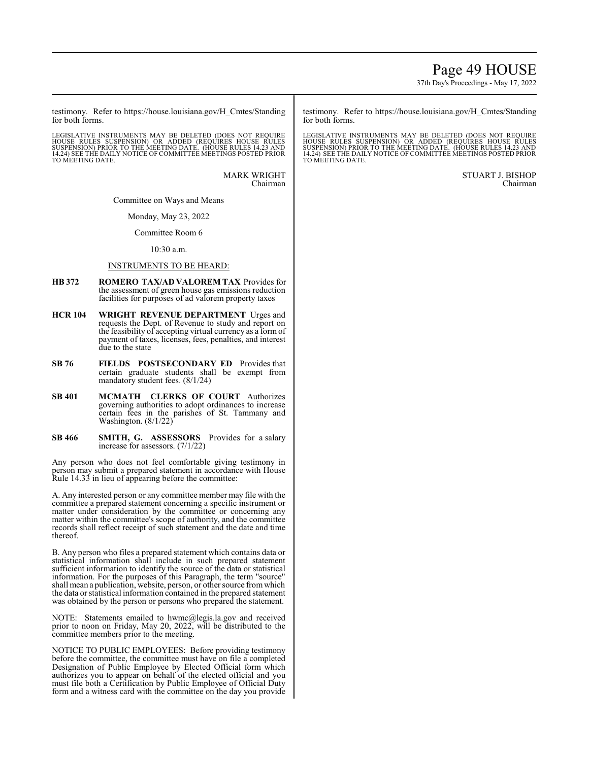testimony. Refer to https://house.louisiana.gov/H_Cmtes/Standing for both forms.

LEGISLATIVE INSTRUMENTS MAY BE DELETED (DOES NOT REQUIRE HOUSE RULES SUSPENSION) OR ADDED (REQUIRES HOUSE RULES SUSPENSION) PRIOR TO THE MEETING DATE. (HOUSE RULES 14.23 AND 14.24) SEE THE DAILY NOTICE OF COMMITTEE MEETINGS POSTED PRIOR TO MEETING DATE.

MARK WRIGHT
Chairman

Committee on Ways and Means

Monday, May 23, 2022

Committee Room 6

10:30 a.m.

INSTRUMENTS TO BE HEARD:

**HB 372** **ROMERO TAX/AD VALOREM TAX** Provides for the assessment of green house gas emissions reduction facilities for purposes of ad valorem property taxes

**HCR 104** **WRIGHT REVENUE DEPARTMENT** Urges and requests the Dept. of Revenue to study and report on the feasibility of accepting virtual currency as a form of payment of taxes, licenses, fees, penalties, and interest due to the state

**SB 76** **FIELDS POSTSECONDARY ED** Provides that certain graduate students shall be exempt from mandatory student fees. (8/1/24)

**SB 401** **MCMATH CLERKS OF COURT** Authorizes governing authorities to adopt ordinances to increase certain fees in the parishes of St. Tammany and Washington. (8/1/22)

**SB 466** **SMITH, G. ASSESSORS** Provides for a salary increase for assessors. (7/1/22)

Any person who does not feel comfortable giving testimony in person may submit a prepared statement in accordance with House Rule 14.33 in lieu of appearing before the committee:

A. Any interested person or any committee member may file with the committee a prepared statement concerning a specific instrument or matter under consideration by the committee or concerning any matter within the committee's scope of authority, and the committee records shall reflect receipt of such statement and the date and time thereof.

B. Any person who files a prepared statement which contains data or statistical information shall include in such prepared statement sufficient information to identify the source of the data or statistical information. For the purposes of this Paragraph, the term "source" shall mean a publication, website, person, or other source from which the data or statistical information contained in the prepared statement was obtained by the person or persons who prepared the statement.

NOTE: Statements emailed to hwmc@legis.la.gov and received prior to noon on Friday, May 20, 2022, will be distributed to the committee members prior to the meeting.

NOTICE TO PUBLIC EMPLOYEES: Before providing testimony before the committee, the committee must have on file a completed Designation of Public Employee by Elected Official form which authorizes you to appear on behalf of the elected official and you must file both a Certification by Public Employee of Official Duty form and a witness card with the committee on the day you provide testimony. Refer to https://house.louisiana.gov/H_Cmtes/Standing for both forms.

LEGISLATIVE INSTRUMENTS MAY BE DELETED (DOES NOT REQUIRE HOUSE RULES SUSPENSION) OR ADDED (REQUIRES HOUSE RULES SUSPENSION) PRIOR TO THE MEETING DATE. (HOUSE RULES 14.23 AND 14.24) SEE THE DAILY NOTICE OF COMMITTEE MEETINGS POSTED PRIOR TO MEETING DATE.

STUART J. BISHOP
Chairman